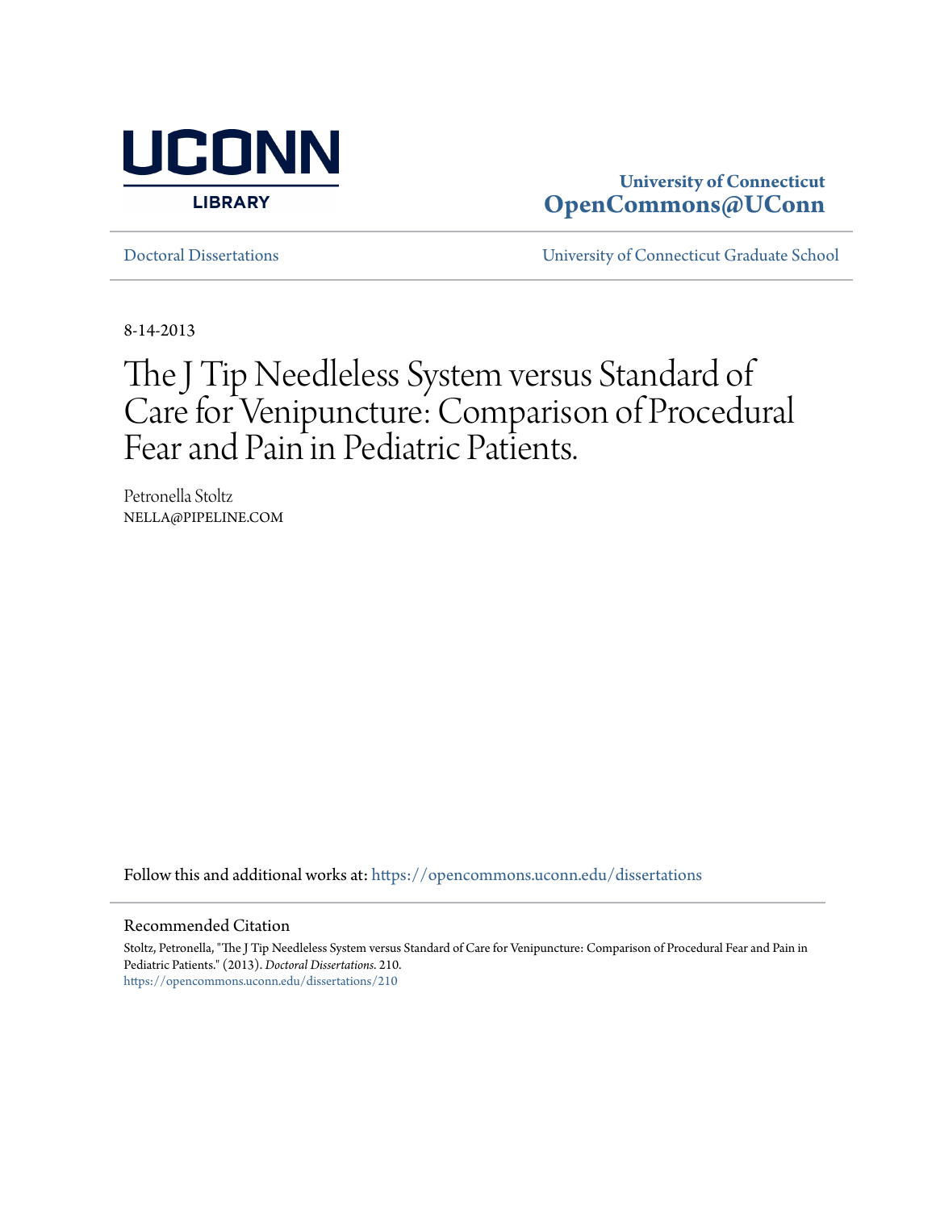UCONN LIBRARY

**University of Connecticut**
**OpenCommons@UConn**

Doctoral Dissertations | University of Connecticut Graduate School

8-14-2013

# The J Tip Needleless System versus Standard of Care for Venipuncture: Comparison of Procedural Fear and Pain in Pediatric Patients.

Petronella Stoltz
NELLA@PIPELINE.COM

Follow this and additional works at: https://opencommons.uconn.edu/dissertations

## Recommended Citation

Stoltz, Petronella, "The J Tip Needleless System versus Standard of Care for Venipuncture: Comparison of Procedural Fear and Pain in Pediatric Patients." (2013). *Doctoral Dissertations*. 210.
https://opencommons.uconn.edu/dissertations/210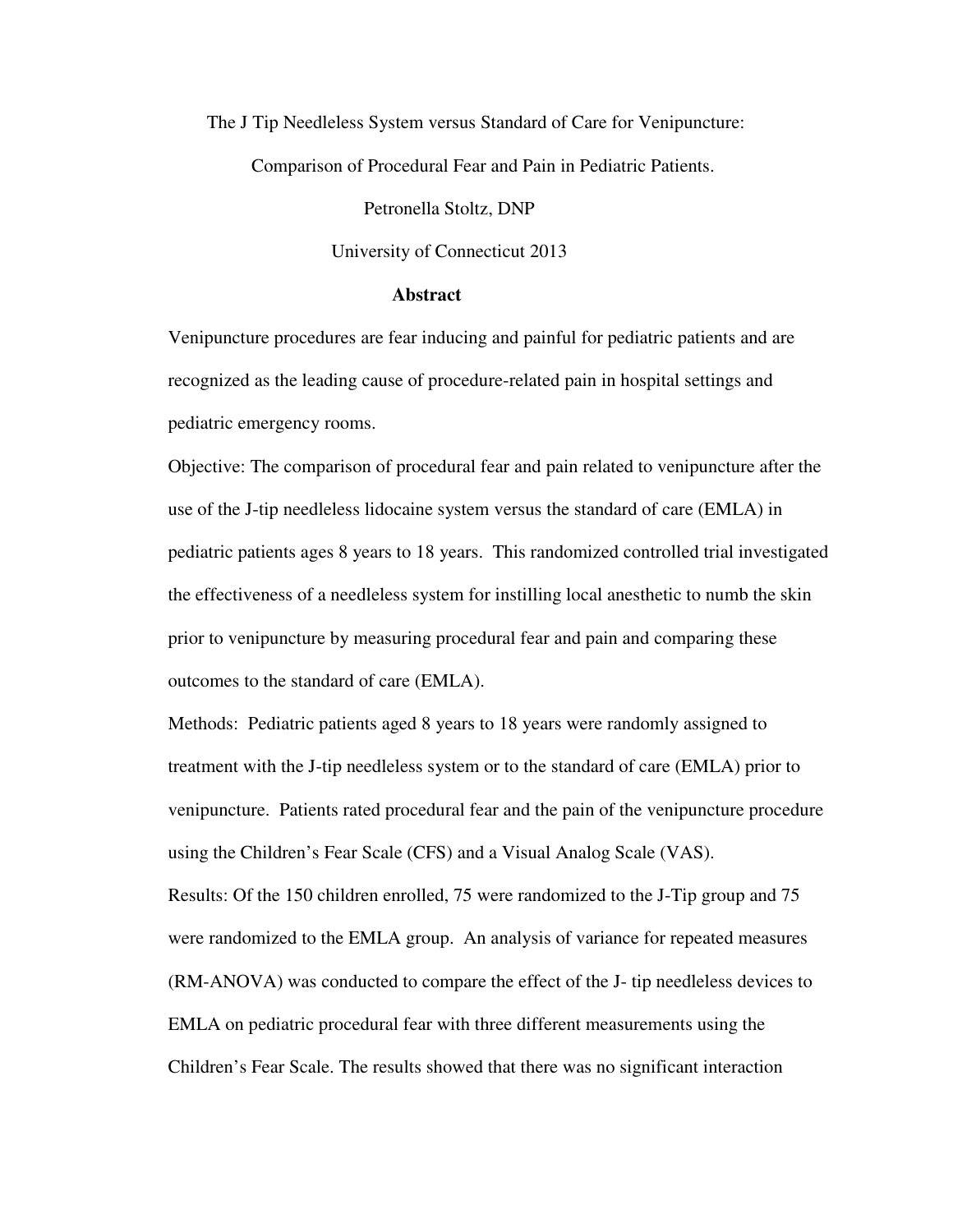The J Tip Needleless System versus Standard of Care for Venipuncture:

Comparison of Procedural Fear and Pain in Pediatric Patients.

Petronella Stoltz, DNP

University of Connecticut 2013

## Abstract

Venipuncture procedures are fear inducing and painful for pediatric patients and are recognized as the leading cause of procedure-related pain in hospital settings and pediatric emergency rooms.

Objective: The comparison of procedural fear and pain related to venipuncture after the use of the J-tip needleless lidocaine system versus the standard of care (EMLA) in pediatric patients ages 8 years to 18 years. This randomized controlled trial investigated the effectiveness of a needleless system for instilling local anesthetic to numb the skin prior to venipuncture by measuring procedural fear and pain and comparing these outcomes to the standard of care (EMLA).

Methods: Pediatric patients aged 8 years to 18 years were randomly assigned to treatment with the J-tip needleless system or to the standard of care (EMLA) prior to venipuncture. Patients rated procedural fear and the pain of the venipuncture procedure using the Children's Fear Scale (CFS) and a Visual Analog Scale (VAS).

Results: Of the 150 children enrolled, 75 were randomized to the J-Tip group and 75 were randomized to the EMLA group. An analysis of variance for repeated measures (RM-ANOVA) was conducted to compare the effect of the J- tip needleless devices to EMLA on pediatric procedural fear with three different measurements using the Children's Fear Scale. The results showed that there was no significant interaction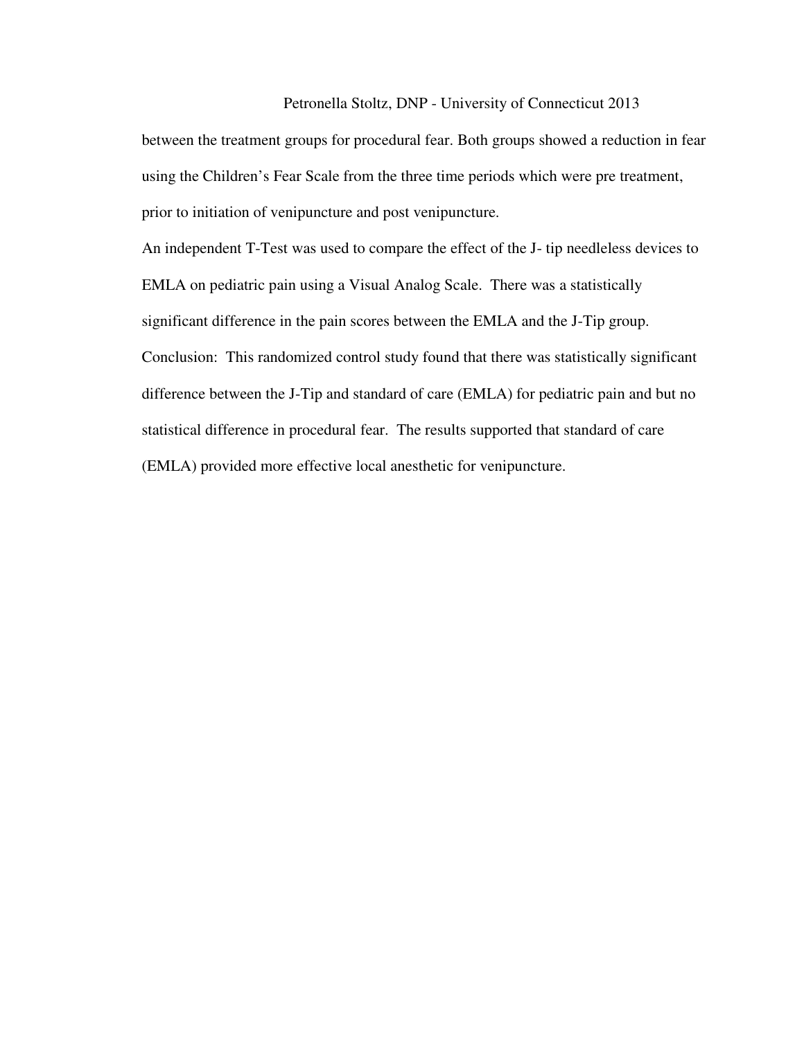between the treatment groups for procedural fear. Both groups showed a reduction in fear using the Children's Fear Scale from the three time periods which were pre treatment, prior to initiation of venipuncture and post venipuncture.

An independent T-Test was used to compare the effect of the J- tip needleless devices to EMLA on pediatric pain using a Visual Analog Scale. There was a statistically significant difference in the pain scores between the EMLA and the J-Tip group.

Conclusion: This randomized control study found that there was statistically significant difference between the J-Tip and standard of care (EMLA) for pediatric pain and but no statistical difference in procedural fear. The results supported that standard of care (EMLA) provided more effective local anesthetic for venipuncture.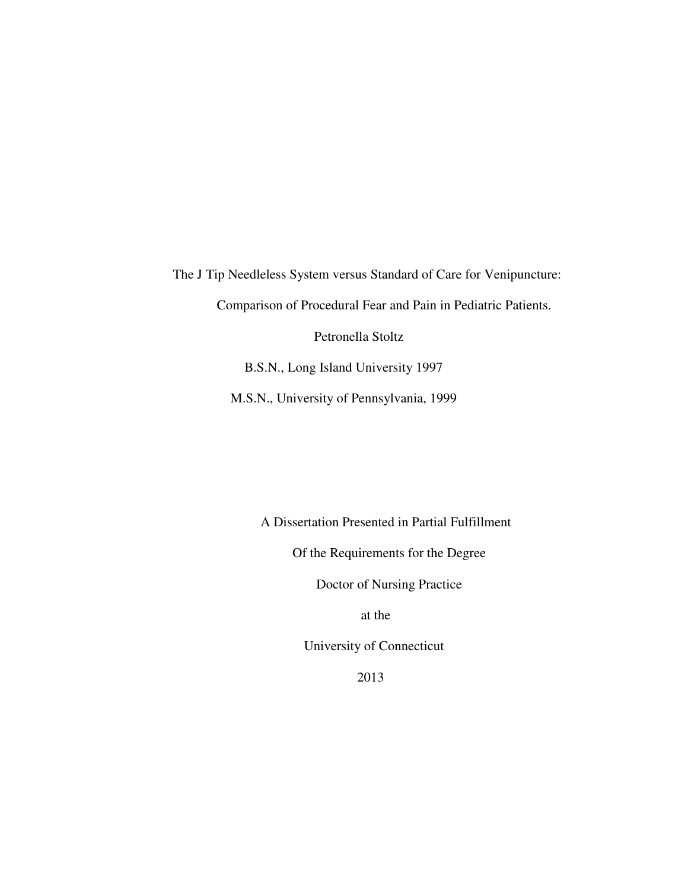The J Tip Needleless System versus Standard of Care for Venipuncture:

Comparison of Procedural Fear and Pain in Pediatric Patients.

Petronella Stoltz

B.S.N., Long Island University 1997

M.S.N., University of Pennsylvania, 1999

A Dissertation Presented in Partial Fulfillment

Of the Requirements for the Degree

Doctor of Nursing Practice

at the

University of Connecticut

2013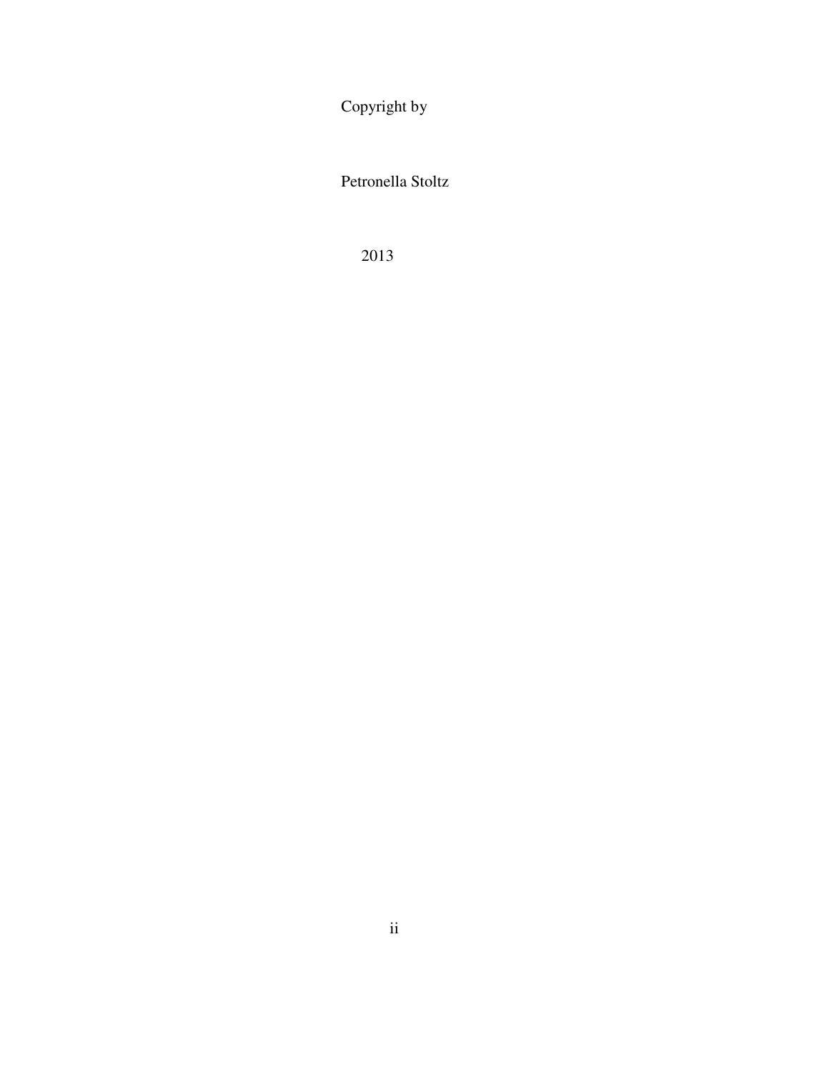Copyright by

Petronella Stoltz

2013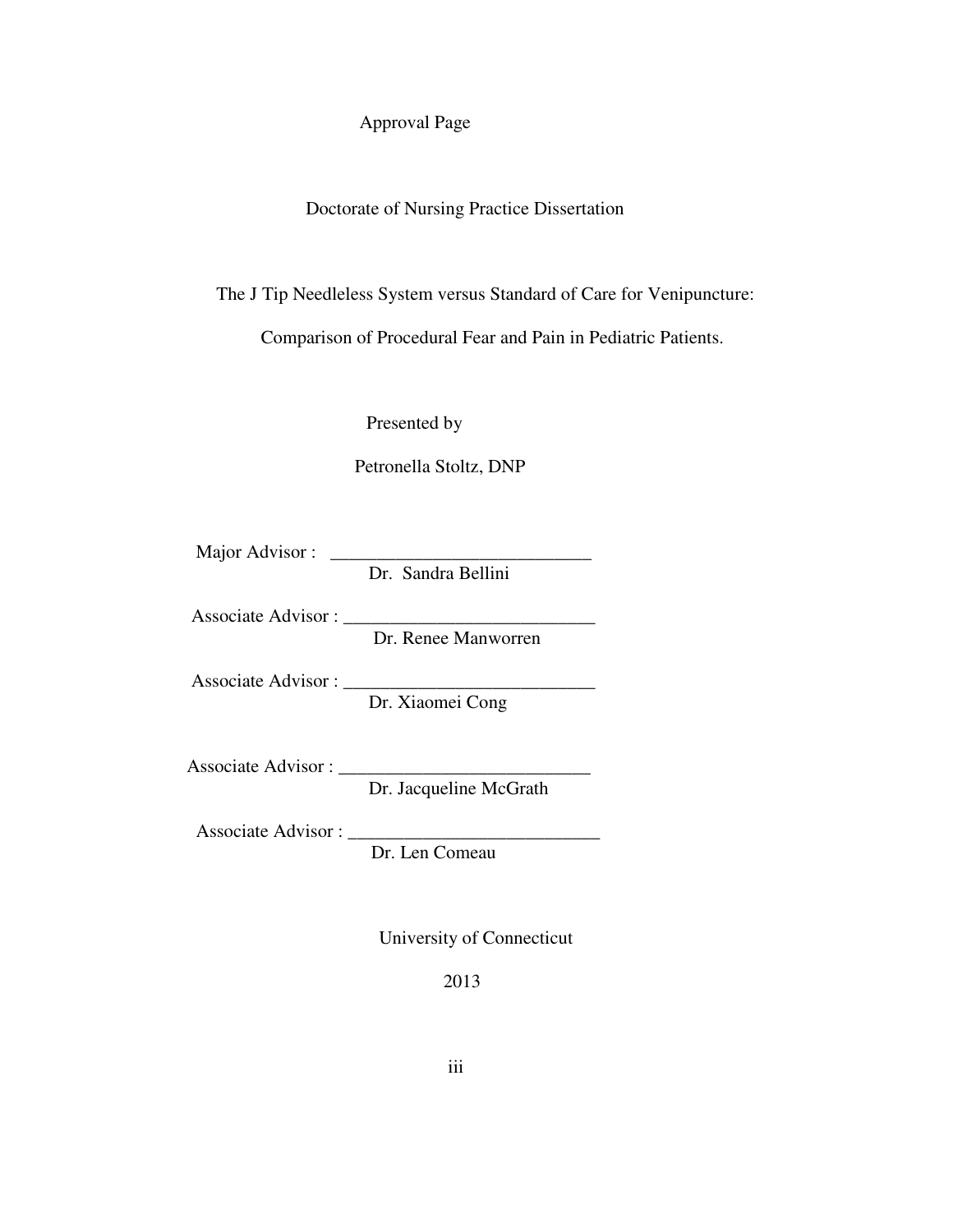Approval Page

Doctorate of Nursing Practice Dissertation

The J Tip Needleless System versus Standard of Care for Venipuncture:

Comparison of Procedural Fear and Pain in Pediatric Patients.

Presented by

Petronella Stoltz, DNP

Major Advisor : ___________________________
Dr. Sandra Bellini

Associate Advisor : ___________________________
Dr. Renee Manworren

Associate Advisor : ___________________________
Dr. Xiaomei Cong

Associate Advisor : ___________________________
Dr. Jacqueline McGrath

Associate Advisor : ___________________________
Dr. Len Comeau

University of Connecticut

2013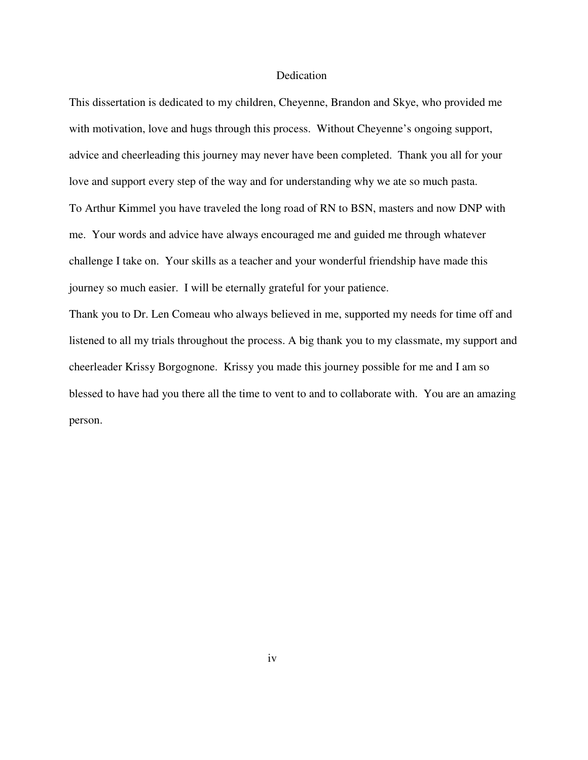# Dedication

This dissertation is dedicated to my children, Cheyenne, Brandon and Skye, who provided me with motivation, love and hugs through this process. Without Cheyenne's ongoing support, advice and cheerleading this journey may never have been completed. Thank you all for your love and support every step of the way and for understanding why we ate so much pasta.

To Arthur Kimmel you have traveled the long road of RN to BSN, masters and now DNP with me. Your words and advice have always encouraged me and guided me through whatever challenge I take on. Your skills as a teacher and your wonderful friendship have made this journey so much easier. I will be eternally grateful for your patience.

Thank you to Dr. Len Comeau who always believed in me, supported my needs for time off and listened to all my trials throughout the process. A big thank you to my classmate, my support and cheerleader Krissy Borgognone. Krissy you made this journey possible for me and I am so blessed to have had you there all the time to vent to and to collaborate with. You are an amazing person.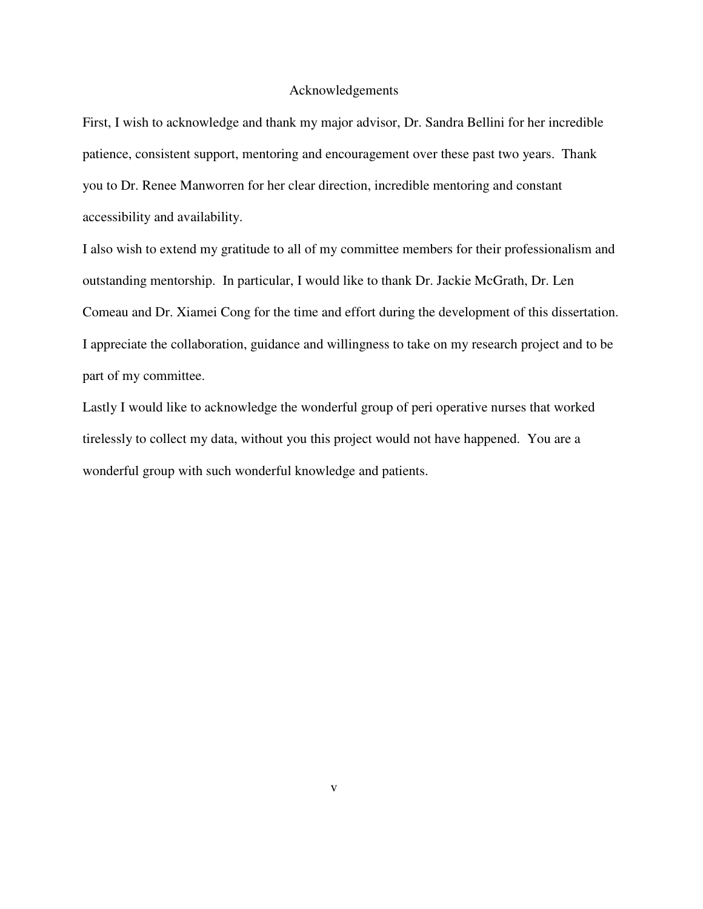# Acknowledgements

First, I wish to acknowledge and thank my major advisor, Dr. Sandra Bellini for her incredible patience, consistent support, mentoring and encouragement over these past two years. Thank you to Dr. Renee Manworren for her clear direction, incredible mentoring and constant accessibility and availability.

I also wish to extend my gratitude to all of my committee members for their professionalism and outstanding mentorship. In particular, I would like to thank Dr. Jackie McGrath, Dr. Len Comeau and Dr. Xiamei Cong for the time and effort during the development of this dissertation. I appreciate the collaboration, guidance and willingness to take on my research project and to be part of my committee.

Lastly I would like to acknowledge the wonderful group of peri operative nurses that worked tirelessly to collect my data, without you this project would not have happened. You are a wonderful group with such wonderful knowledge and patients.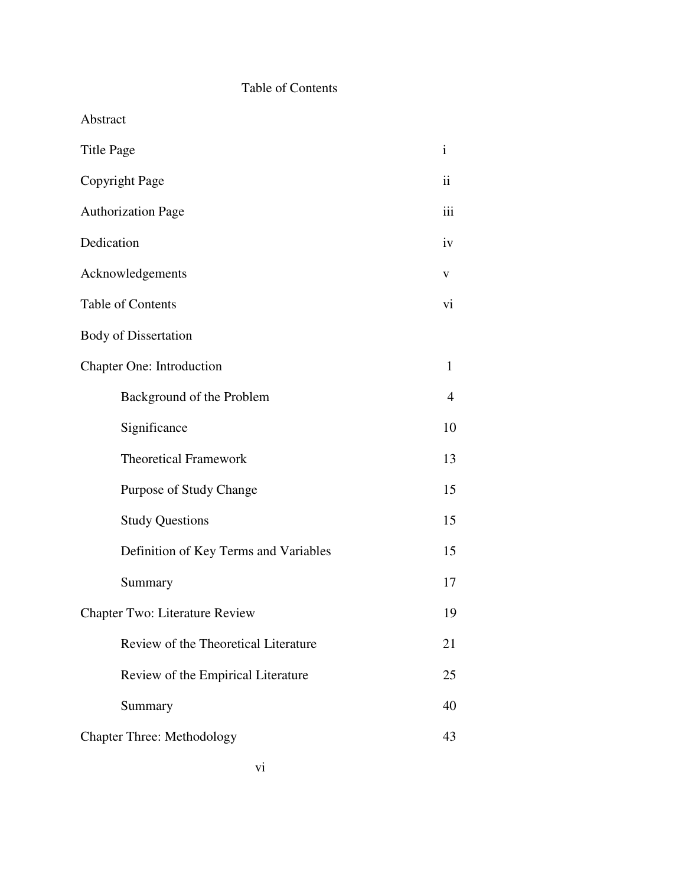# Table of Contents

Abstract

| | |
|---|---|
| Title Page | i |
| Copyright Page | ii |
| Authorization Page | iii |
| Dedication | iv |
| Acknowledgements | v |
| Table of Contents | vi |
| Body of Dissertation | |
| Chapter One: Introduction | 1 |
| Background of the Problem | 4 |
| Significance | 10 |
| Theoretical Framework | 13 |
| Purpose of Study Change | 15 |
| Study Questions | 15 |
| Definition of Key Terms and Variables | 15 |
| Summary | 17 |
| Chapter Two: Literature Review | 19 |
| Review of the Theoretical Literature | 21 |
| Review of the Empirical Literature | 25 |
| Summary | 40 |
| Chapter Three: Methodology | 43 |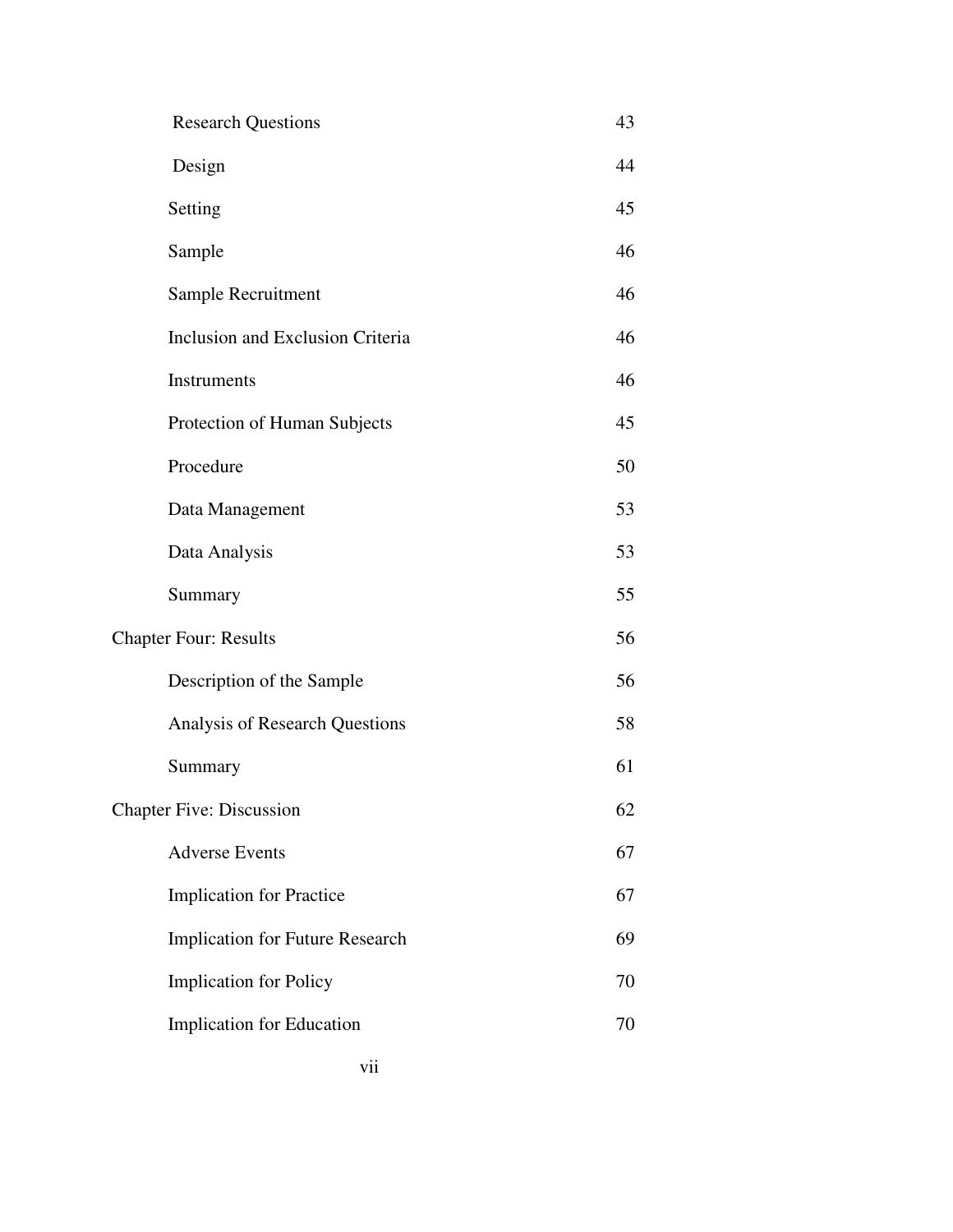| | |
|---|---|
| Research Questions | 43 |
| Design | 44 |
| Setting | 45 |
| Sample | 46 |
| Sample Recruitment | 46 |
| Inclusion and Exclusion Criteria | 46 |
| Instruments | 46 |
| Protection of Human Subjects | 45 |
| Procedure | 50 |
| Data Management | 53 |
| Data Analysis | 53 |
| Summary | 55 |
| Chapter Four: Results | 56 |
| Description of the Sample | 56 |
| Analysis of Research Questions | 58 |
| Summary | 61 |
| Chapter Five: Discussion | 62 |
| Adverse Events | 67 |
| Implication for Practice | 67 |
| Implication for Future Research | 69 |
| Implication for Policy | 70 |
| Implication for Education | 70 |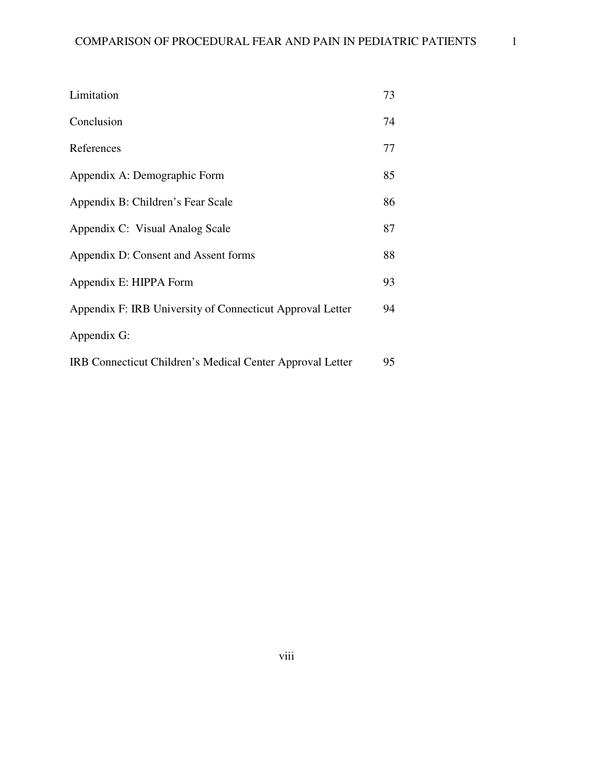| | |
|---|---|
| Limitation | 73 |
| Conclusion | 74 |
| References | 77 |
| Appendix A: Demographic Form | 85 |
| Appendix B: Children's Fear Scale | 86 |
| Appendix C:  Visual Analog Scale | 87 |
| Appendix D: Consent and Assent forms | 88 |
| Appendix E: HIPPA Form | 93 |
| Appendix F: IRB University of Connecticut Approval Letter | 94 |
| Appendix G: | |
| IRB Connecticut Children's Medical Center Approval Letter | 95 |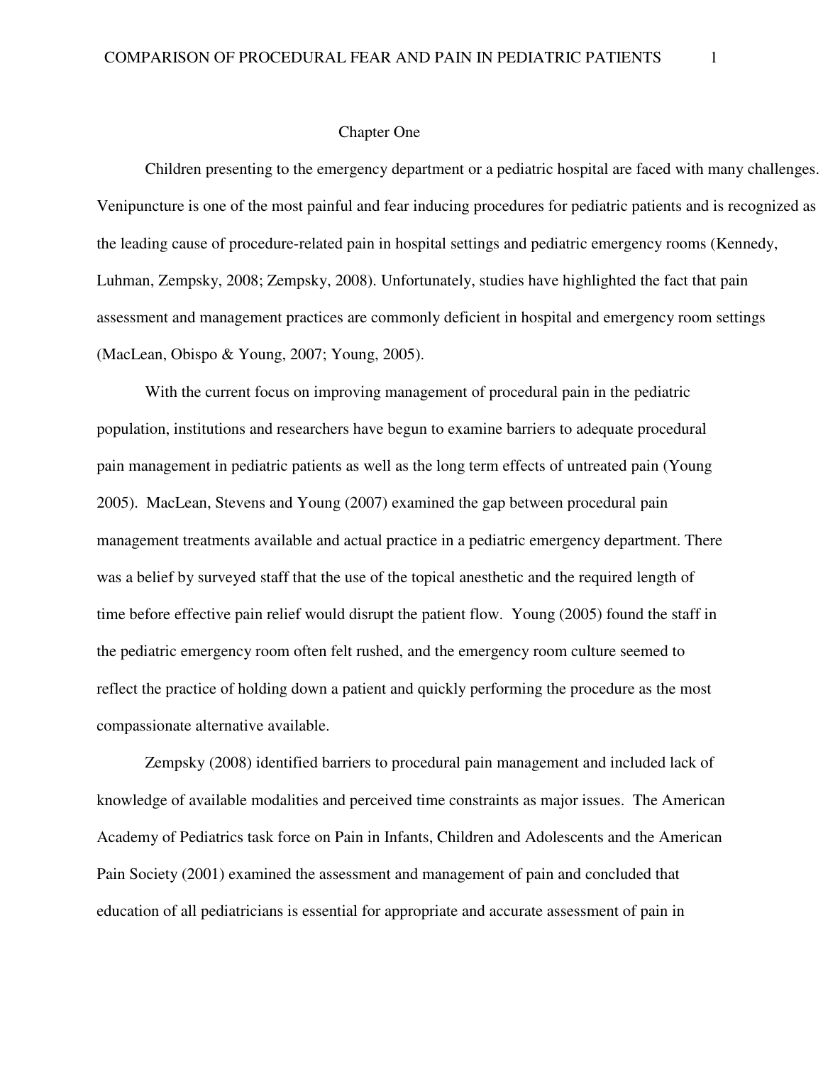# Chapter One

Children presenting to the emergency department or a pediatric hospital are faced with many challenges. Venipuncture is one of the most painful and fear inducing procedures for pediatric patients and is recognized as the leading cause of procedure-related pain in hospital settings and pediatric emergency rooms (Kennedy, Luhman, Zempsky, 2008; Zempsky, 2008). Unfortunately, studies have highlighted the fact that pain assessment and management practices are commonly deficient in hospital and emergency room settings (MacLean, Obispo & Young, 2007; Young, 2005).

With the current focus on improving management of procedural pain in the pediatric population, institutions and researchers have begun to examine barriers to adequate procedural pain management in pediatric patients as well as the long term effects of untreated pain (Young 2005). MacLean, Stevens and Young (2007) examined the gap between procedural pain management treatments available and actual practice in a pediatric emergency department. There was a belief by surveyed staff that the use of the topical anesthetic and the required length of time before effective pain relief would disrupt the patient flow. Young (2005) found the staff in the pediatric emergency room often felt rushed, and the emergency room culture seemed to reflect the practice of holding down a patient and quickly performing the procedure as the most compassionate alternative available.

Zempsky (2008) identified barriers to procedural pain management and included lack of knowledge of available modalities and perceived time constraints as major issues. The American Academy of Pediatrics task force on Pain in Infants, Children and Adolescents and the American Pain Society (2001) examined the assessment and management of pain and concluded that education of all pediatricians is essential for appropriate and accurate assessment of pain in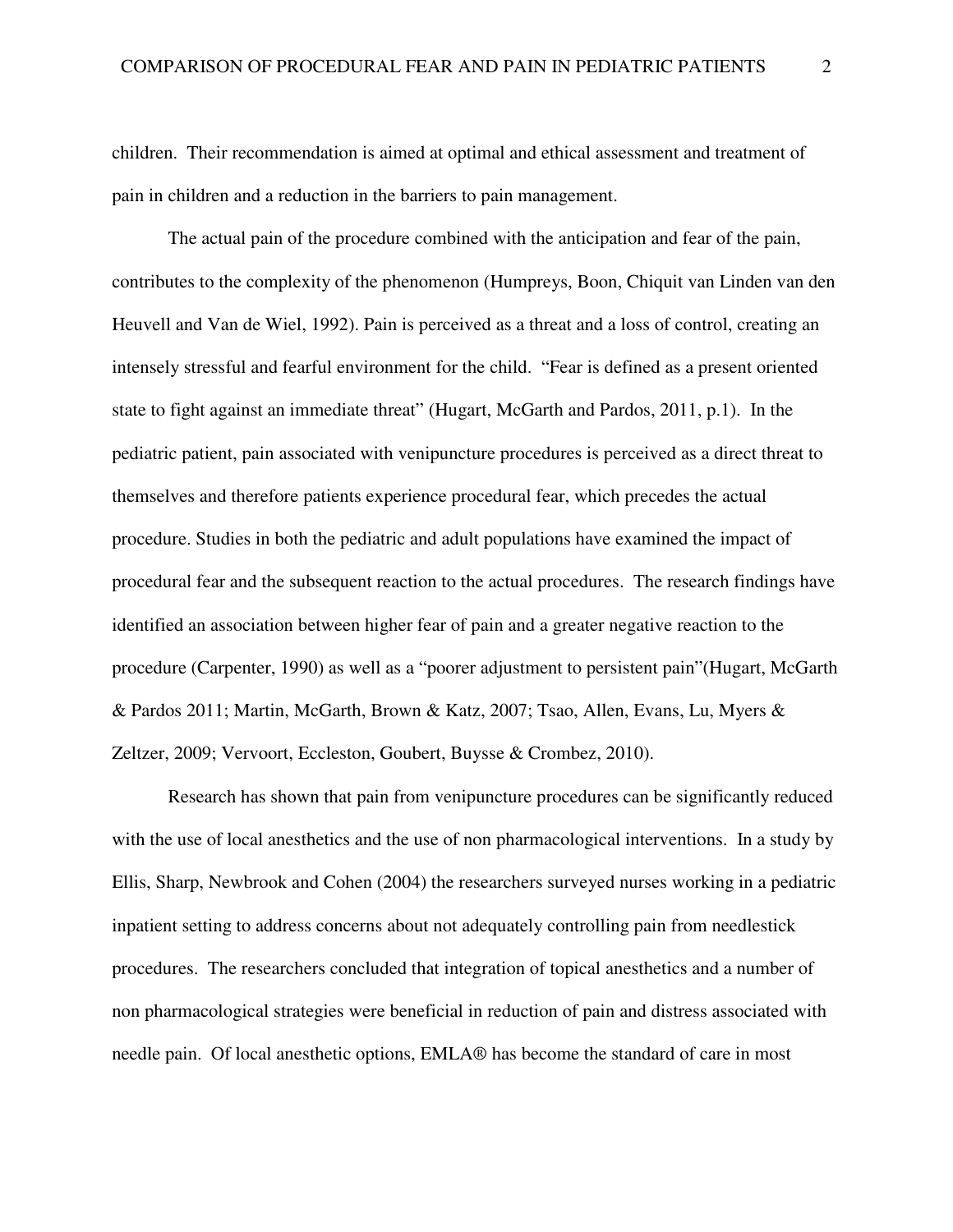children. Their recommendation is aimed at optimal and ethical assessment and treatment of pain in children and a reduction in the barriers to pain management.

The actual pain of the procedure combined with the anticipation and fear of the pain, contributes to the complexity of the phenomenon (Humpreys, Boon, Chiquit van Linden van den Heuvell and Van de Wiel, 1992). Pain is perceived as a threat and a loss of control, creating an intensely stressful and fearful environment for the child. "Fear is defined as a present oriented state to fight against an immediate threat" (Hugart, McGarth and Pardos, 2011, p.1). In the pediatric patient, pain associated with venipuncture procedures is perceived as a direct threat to themselves and therefore patients experience procedural fear, which precedes the actual procedure. Studies in both the pediatric and adult populations have examined the impact of procedural fear and the subsequent reaction to the actual procedures. The research findings have identified an association between higher fear of pain and a greater negative reaction to the procedure (Carpenter, 1990) as well as a "poorer adjustment to persistent pain"(Hugart, McGarth & Pardos 2011; Martin, McGarth, Brown & Katz, 2007; Tsao, Allen, Evans, Lu, Myers & Zeltzer, 2009; Vervoort, Eccleston, Goubert, Buysse & Crombez, 2010).

Research has shown that pain from venipuncture procedures can be significantly reduced with the use of local anesthetics and the use of non pharmacological interventions. In a study by Ellis, Sharp, Newbrook and Cohen (2004) the researchers surveyed nurses working in a pediatric inpatient setting to address concerns about not adequately controlling pain from needlestick procedures. The researchers concluded that integration of topical anesthetics and a number of non pharmacological strategies were beneficial in reduction of pain and distress associated with needle pain. Of local anesthetic options, EMLA® has become the standard of care in most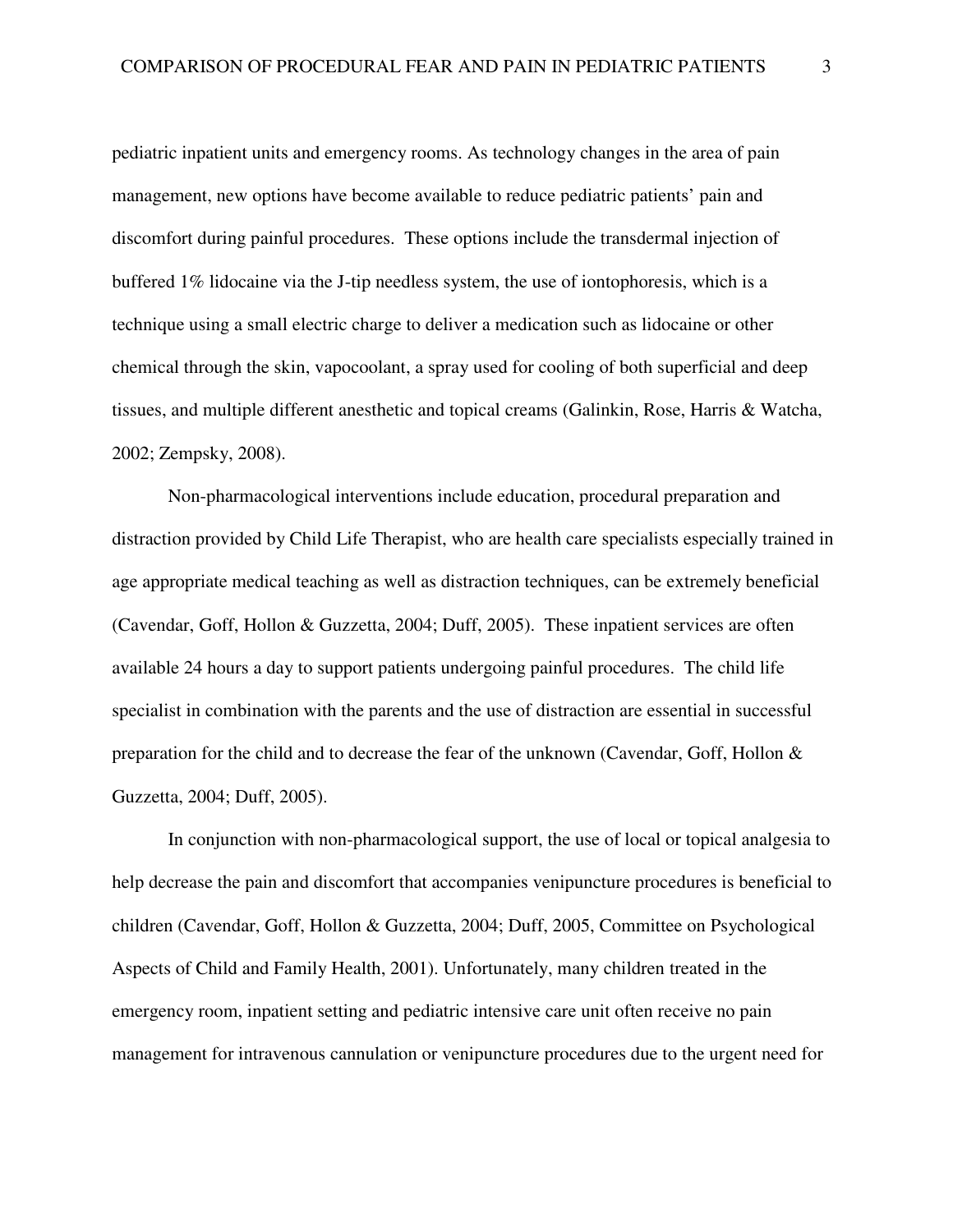pediatric inpatient units and emergency rooms. As technology changes in the area of pain management, new options have become available to reduce pediatric patients' pain and discomfort during painful procedures. These options include the transdermal injection of buffered 1% lidocaine via the J-tip needless system, the use of iontophoresis, which is a technique using a small electric charge to deliver a medication such as lidocaine or other chemical through the skin, vapocoolant, a spray used for cooling of both superficial and deep tissues, and multiple different anesthetic and topical creams (Galinkin, Rose, Harris & Watcha, 2002; Zempsky, 2008).

Non-pharmacological interventions include education, procedural preparation and distraction provided by Child Life Therapist, who are health care specialists especially trained in age appropriate medical teaching as well as distraction techniques, can be extremely beneficial (Cavendar, Goff, Hollon & Guzzetta, 2004; Duff, 2005). These inpatient services are often available 24 hours a day to support patients undergoing painful procedures. The child life specialist in combination with the parents and the use of distraction are essential in successful preparation for the child and to decrease the fear of the unknown (Cavendar, Goff, Hollon & Guzzetta, 2004; Duff, 2005).

In conjunction with non-pharmacological support, the use of local or topical analgesia to help decrease the pain and discomfort that accompanies venipuncture procedures is beneficial to children (Cavendar, Goff, Hollon & Guzzetta, 2004; Duff, 2005, Committee on Psychological Aspects of Child and Family Health, 2001). Unfortunately, many children treated in the emergency room, inpatient setting and pediatric intensive care unit often receive no pain management for intravenous cannulation or venipuncture procedures due to the urgent need for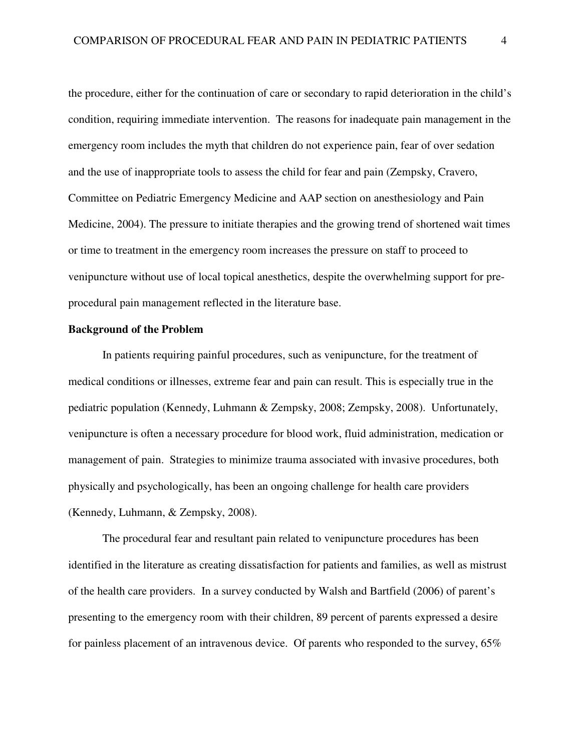the procedure, either for the continuation of care or secondary to rapid deterioration in the child's condition, requiring immediate intervention. The reasons for inadequate pain management in the emergency room includes the myth that children do not experience pain, fear of over sedation and the use of inappropriate tools to assess the child for fear and pain (Zempsky, Cravero, Committee on Pediatric Emergency Medicine and AAP section on anesthesiology and Pain Medicine, 2004). The pressure to initiate therapies and the growing trend of shortened wait times or time to treatment in the emergency room increases the pressure on staff to proceed to venipuncture without use of local topical anesthetics, despite the overwhelming support for pre-procedural pain management reflected in the literature base.

**Background of the Problem**

In patients requiring painful procedures, such as venipuncture, for the treatment of medical conditions or illnesses, extreme fear and pain can result. This is especially true in the pediatric population (Kennedy, Luhmann & Zempsky, 2008; Zempsky, 2008). Unfortunately, venipuncture is often a necessary procedure for blood work, fluid administration, medication or management of pain. Strategies to minimize trauma associated with invasive procedures, both physically and psychologically, has been an ongoing challenge for health care providers (Kennedy, Luhmann, & Zempsky, 2008).

The procedural fear and resultant pain related to venipuncture procedures has been identified in the literature as creating dissatisfaction for patients and families, as well as mistrust of the health care providers. In a survey conducted by Walsh and Bartfield (2006) of parent's presenting to the emergency room with their children, 89 percent of parents expressed a desire for painless placement of an intravenous device. Of parents who responded to the survey, 65%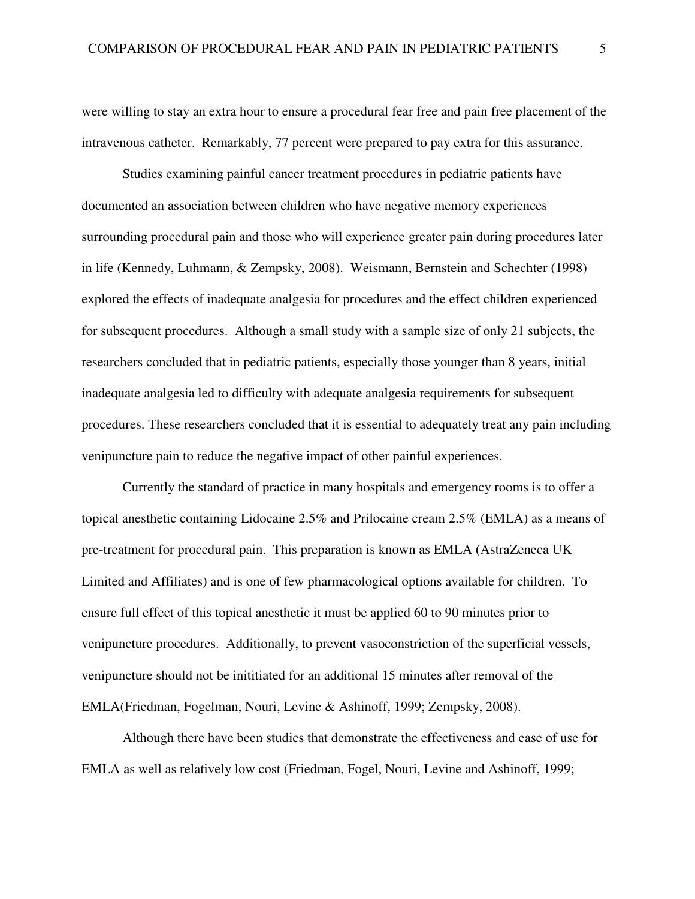were willing to stay an extra hour to ensure a procedural fear free and pain free placement of the intravenous catheter. Remarkably, 77 percent were prepared to pay extra for this assurance.

Studies examining painful cancer treatment procedures in pediatric patients have documented an association between children who have negative memory experiences surrounding procedural pain and those who will experience greater pain during procedures later in life (Kennedy, Luhmann, & Zempsky, 2008). Weismann, Bernstein and Schechter (1998) explored the effects of inadequate analgesia for procedures and the effect children experienced for subsequent procedures. Although a small study with a sample size of only 21 subjects, the researchers concluded that in pediatric patients, especially those younger than 8 years, initial inadequate analgesia led to difficulty with adequate analgesia requirements for subsequent procedures. These researchers concluded that it is essential to adequately treat any pain including venipuncture pain to reduce the negative impact of other painful experiences.

Currently the standard of practice in many hospitals and emergency rooms is to offer a topical anesthetic containing Lidocaine 2.5% and Prilocaine cream 2.5% (EMLA) as a means of pre-treatment for procedural pain. This preparation is known as EMLA (AstraZeneca UK Limited and Affiliates) and is one of few pharmacological options available for children. To ensure full effect of this topical anesthetic it must be applied 60 to 90 minutes prior to venipuncture procedures. Additionally, to prevent vasoconstriction of the superficial vessels, venipuncture should not be inititiated for an additional 15 minutes after removal of the EMLA(Friedman, Fogelman, Nouri, Levine & Ashinoff, 1999; Zempsky, 2008).

Although there have been studies that demonstrate the effectiveness and ease of use for EMLA as well as relatively low cost (Friedman, Fogel, Nouri, Levine and Ashinoff, 1999;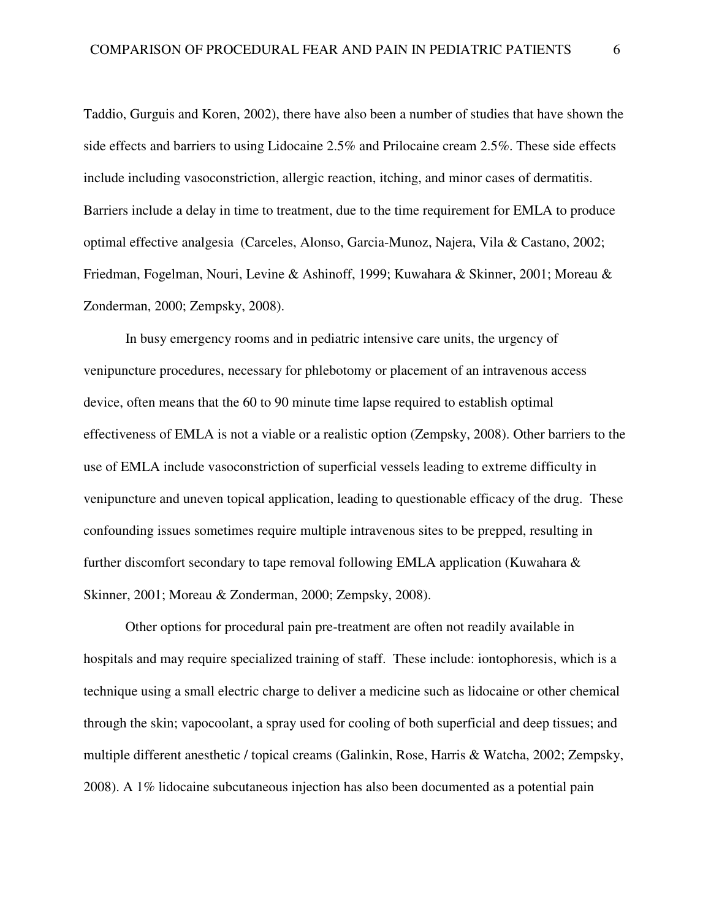Taddio, Gurguis and Koren, 2002), there have also been a number of studies that have shown the side effects and barriers to using Lidocaine 2.5% and Prilocaine cream 2.5%. These side effects include including vasoconstriction, allergic reaction, itching, and minor cases of dermatitis. Barriers include a delay in time to treatment, due to the time requirement for EMLA to produce optimal effective analgesia (Carceles, Alonso, Garcia-Munoz, Najera, Vila & Castano, 2002; Friedman, Fogelman, Nouri, Levine & Ashinoff, 1999; Kuwahara & Skinner, 2001; Moreau & Zonderman, 2000; Zempsky, 2008).

In busy emergency rooms and in pediatric intensive care units, the urgency of venipuncture procedures, necessary for phlebotomy or placement of an intravenous access device, often means that the 60 to 90 minute time lapse required to establish optimal effectiveness of EMLA is not a viable or a realistic option (Zempsky, 2008). Other barriers to the use of EMLA include vasoconstriction of superficial vessels leading to extreme difficulty in venipuncture and uneven topical application, leading to questionable efficacy of the drug. These confounding issues sometimes require multiple intravenous sites to be prepped, resulting in further discomfort secondary to tape removal following EMLA application (Kuwahara & Skinner, 2001; Moreau & Zonderman, 2000; Zempsky, 2008).

Other options for procedural pain pre-treatment are often not readily available in hospitals and may require specialized training of staff. These include: iontophoresis, which is a technique using a small electric charge to deliver a medicine such as lidocaine or other chemical through the skin; vapocoolant, a spray used for cooling of both superficial and deep tissues; and multiple different anesthetic / topical creams (Galinkin, Rose, Harris & Watcha, 2002; Zempsky, 2008). A 1% lidocaine subcutaneous injection has also been documented as a potential pain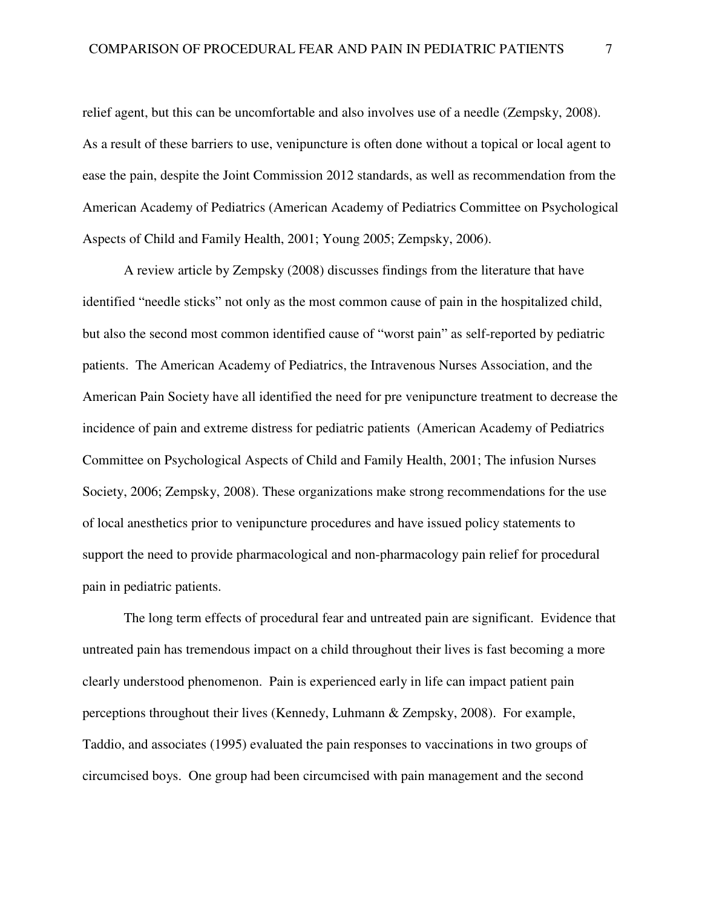relief agent, but this can be uncomfortable and also involves use of a needle (Zempsky, 2008). As a result of these barriers to use, venipuncture is often done without a topical or local agent to ease the pain, despite the Joint Commission 2012 standards, as well as recommendation from the American Academy of Pediatrics (American Academy of Pediatrics Committee on Psychological Aspects of Child and Family Health, 2001; Young 2005; Zempsky, 2006).

A review article by Zempsky (2008) discusses findings from the literature that have identified "needle sticks" not only as the most common cause of pain in the hospitalized child, but also the second most common identified cause of "worst pain" as self-reported by pediatric patients. The American Academy of Pediatrics, the Intravenous Nurses Association, and the American Pain Society have all identified the need for pre venipuncture treatment to decrease the incidence of pain and extreme distress for pediatric patients (American Academy of Pediatrics Committee on Psychological Aspects of Child and Family Health, 2001; The infusion Nurses Society, 2006; Zempsky, 2008). These organizations make strong recommendations for the use of local anesthetics prior to venipuncture procedures and have issued policy statements to support the need to provide pharmacological and non-pharmacology pain relief for procedural pain in pediatric patients.

The long term effects of procedural fear and untreated pain are significant. Evidence that untreated pain has tremendous impact on a child throughout their lives is fast becoming a more clearly understood phenomenon. Pain is experienced early in life can impact patient pain perceptions throughout their lives (Kennedy, Luhmann & Zempsky, 2008). For example, Taddio, and associates (1995) evaluated the pain responses to vaccinations in two groups of circumcised boys. One group had been circumcised with pain management and the second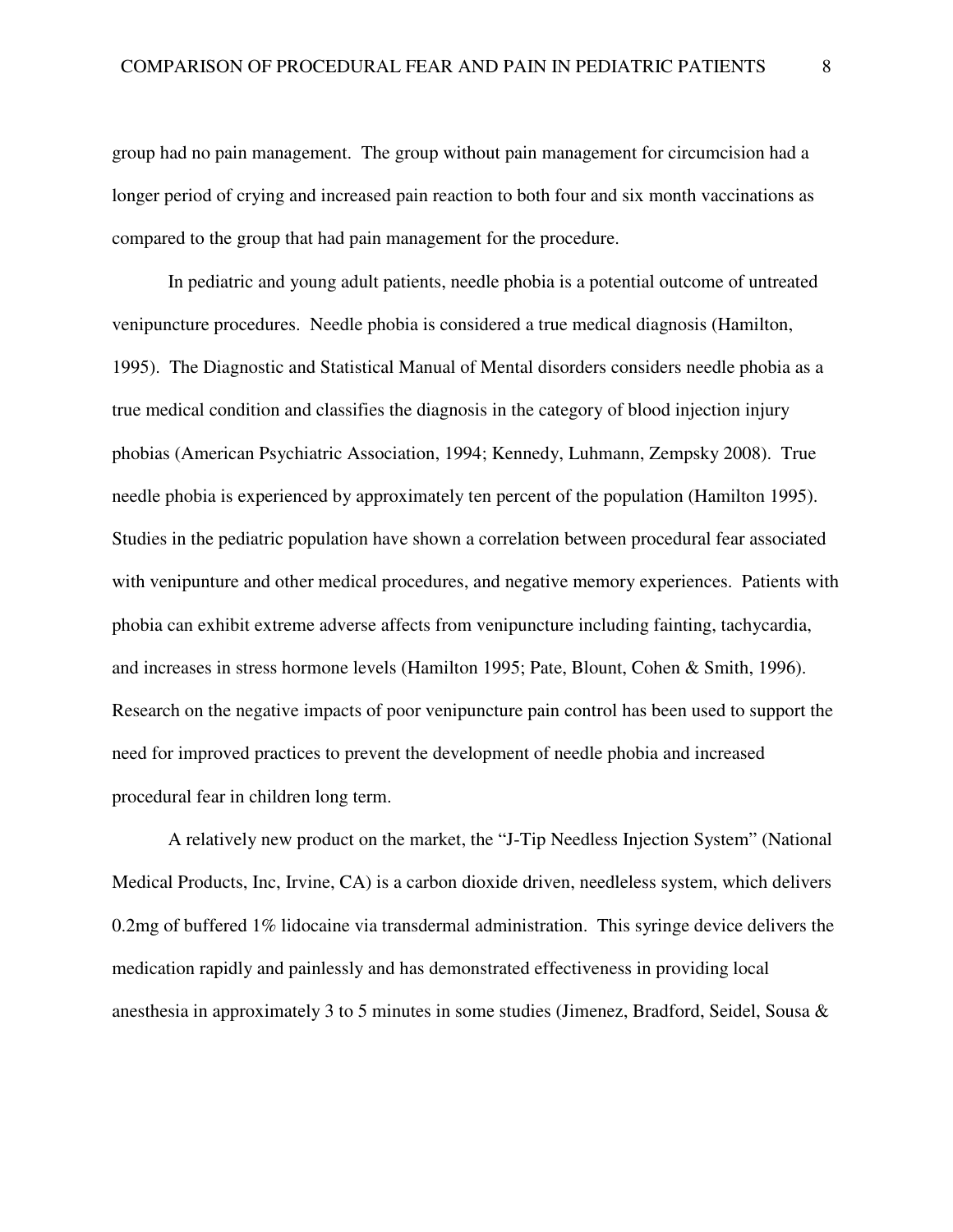group had no pain management. The group without pain management for circumcision had a longer period of crying and increased pain reaction to both four and six month vaccinations as compared to the group that had pain management for the procedure.

In pediatric and young adult patients, needle phobia is a potential outcome of untreated venipuncture procedures. Needle phobia is considered a true medical diagnosis (Hamilton, 1995). The Diagnostic and Statistical Manual of Mental disorders considers needle phobia as a true medical condition and classifies the diagnosis in the category of blood injection injury phobias (American Psychiatric Association, 1994; Kennedy, Luhmann, Zempsky 2008). True needle phobia is experienced by approximately ten percent of the population (Hamilton 1995). Studies in the pediatric population have shown a correlation between procedural fear associated with venipunture and other medical procedures, and negative memory experiences. Patients with phobia can exhibit extreme adverse affects from venipuncture including fainting, tachycardia, and increases in stress hormone levels (Hamilton 1995; Pate, Blount, Cohen & Smith, 1996). Research on the negative impacts of poor venipuncture pain control has been used to support the need for improved practices to prevent the development of needle phobia and increased procedural fear in children long term.

A relatively new product on the market, the "J-Tip Needless Injection System" (National Medical Products, Inc, Irvine, CA) is a carbon dioxide driven, needleless system, which delivers 0.2mg of buffered 1% lidocaine via transdermal administration. This syringe device delivers the medication rapidly and painlessly and has demonstrated effectiveness in providing local anesthesia in approximately 3 to 5 minutes in some studies (Jimenez, Bradford, Seidel, Sousa &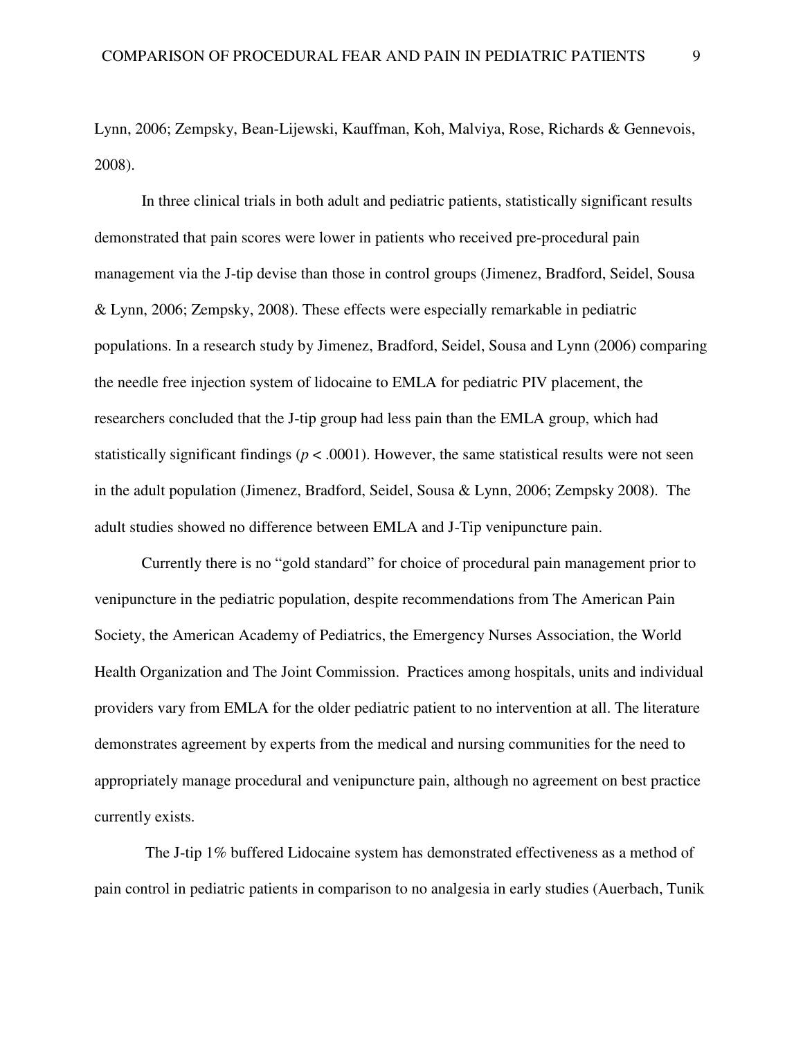Lynn, 2006; Zempsky, Bean-Lijewski, Kauffman, Koh, Malviya, Rose, Richards & Gennevois, 2008).

In three clinical trials in both adult and pediatric patients, statistically significant results demonstrated that pain scores were lower in patients who received pre-procedural pain management via the J-tip devise than those in control groups (Jimenez, Bradford, Seidel, Sousa & Lynn, 2006; Zempsky, 2008). These effects were especially remarkable in pediatric populations. In a research study by Jimenez, Bradford, Seidel, Sousa and Lynn (2006) comparing the needle free injection system of lidocaine to EMLA for pediatric PIV placement, the researchers concluded that the J-tip group had less pain than the EMLA group, which had statistically significant findings ($p < .0001$). However, the same statistical results were not seen in the adult population (Jimenez, Bradford, Seidel, Sousa & Lynn, 2006; Zempsky 2008). The adult studies showed no difference between EMLA and J-Tip venipuncture pain.

Currently there is no "gold standard" for choice of procedural pain management prior to venipuncture in the pediatric population, despite recommendations from The American Pain Society, the American Academy of Pediatrics, the Emergency Nurses Association, the World Health Organization and The Joint Commission. Practices among hospitals, units and individual providers vary from EMLA for the older pediatric patient to no intervention at all. The literature demonstrates agreement by experts from the medical and nursing communities for the need to appropriately manage procedural and venipuncture pain, although no agreement on best practice currently exists.

The J-tip 1% buffered Lidocaine system has demonstrated effectiveness as a method of pain control in pediatric patients in comparison to no analgesia in early studies (Auerbach, Tunik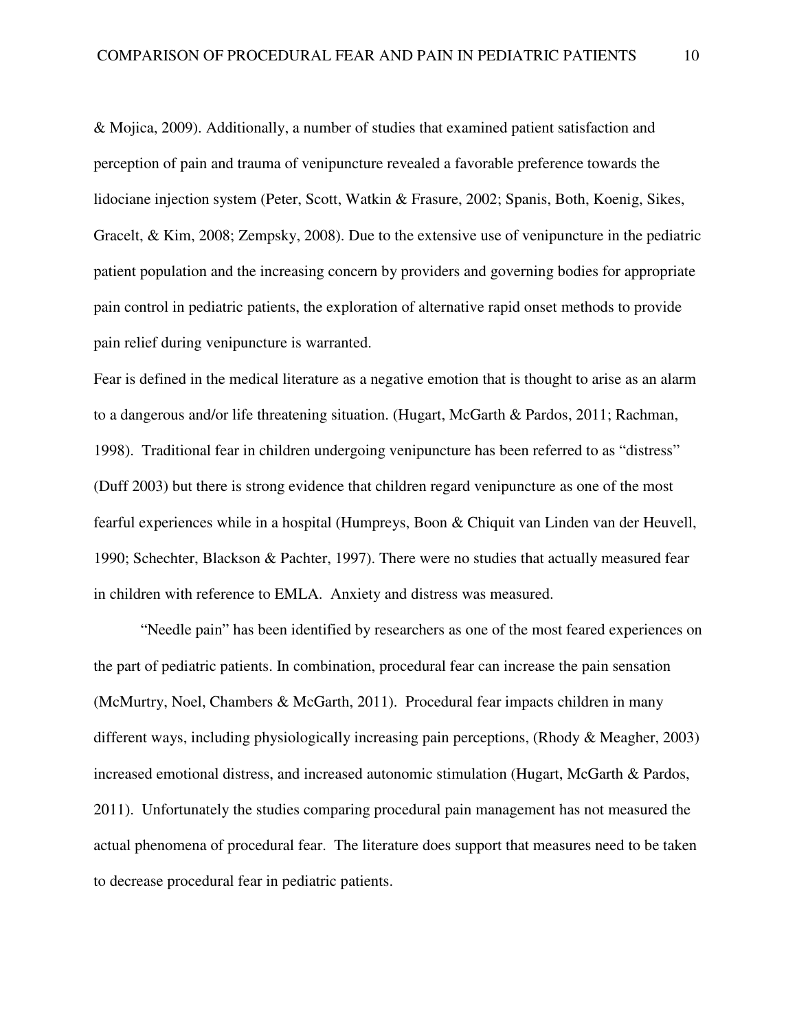& Mojica, 2009). Additionally, a number of studies that examined patient satisfaction and perception of pain and trauma of venipuncture revealed a favorable preference towards the lidociane injection system (Peter, Scott, Watkin & Frasure, 2002; Spanis, Both, Koenig, Sikes, Gracelt, & Kim, 2008; Zempsky, 2008). Due to the extensive use of venipuncture in the pediatric patient population and the increasing concern by providers and governing bodies for appropriate pain control in pediatric patients, the exploration of alternative rapid onset methods to provide pain relief during venipuncture is warranted.

Fear is defined in the medical literature as a negative emotion that is thought to arise as an alarm to a dangerous and/or life threatening situation. (Hugart, McGarth & Pardos, 2011; Rachman, 1998). Traditional fear in children undergoing venipuncture has been referred to as "distress" (Duff 2003) but there is strong evidence that children regard venipuncture as one of the most fearful experiences while in a hospital (Humpreys, Boon & Chiquit van Linden van der Heuvell, 1990; Schechter, Blackson & Pachter, 1997). There were no studies that actually measured fear in children with reference to EMLA. Anxiety and distress was measured.

"Needle pain" has been identified by researchers as one of the most feared experiences on the part of pediatric patients. In combination, procedural fear can increase the pain sensation (McMurtry, Noel, Chambers & McGarth, 2011). Procedural fear impacts children in many different ways, including physiologically increasing pain perceptions, (Rhody & Meagher, 2003) increased emotional distress, and increased autonomic stimulation (Hugart, McGarth & Pardos, 2011). Unfortunately the studies comparing procedural pain management has not measured the actual phenomena of procedural fear. The literature does support that measures need to be taken to decrease procedural fear in pediatric patients.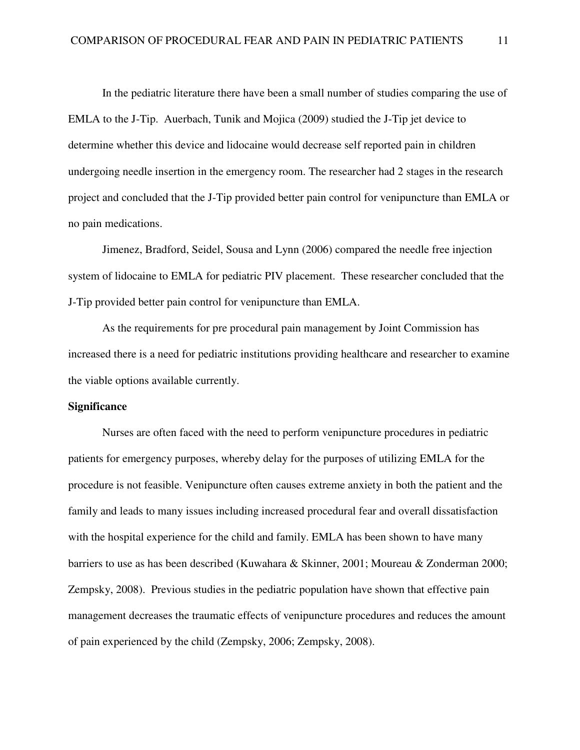In the pediatric literature there have been a small number of studies comparing the use of EMLA to the J-Tip. Auerbach, Tunik and Mojica (2009) studied the J-Tip jet device to determine whether this device and lidocaine would decrease self reported pain in children undergoing needle insertion in the emergency room. The researcher had 2 stages in the research project and concluded that the J-Tip provided better pain control for venipuncture than EMLA or no pain medications.

Jimenez, Bradford, Seidel, Sousa and Lynn (2006) compared the needle free injection system of lidocaine to EMLA for pediatric PIV placement. These researcher concluded that the J-Tip provided better pain control for venipuncture than EMLA.

As the requirements for pre procedural pain management by Joint Commission has increased there is a need for pediatric institutions providing healthcare and researcher to examine the viable options available currently.

**Significance**

Nurses are often faced with the need to perform venipuncture procedures in pediatric patients for emergency purposes, whereby delay for the purposes of utilizing EMLA for the procedure is not feasible. Venipuncture often causes extreme anxiety in both the patient and the family and leads to many issues including increased procedural fear and overall dissatisfaction with the hospital experience for the child and family. EMLA has been shown to have many barriers to use as has been described (Kuwahara & Skinner, 2001; Moureau & Zonderman 2000; Zempsky, 2008). Previous studies in the pediatric population have shown that effective pain management decreases the traumatic effects of venipuncture procedures and reduces the amount of pain experienced by the child (Zempsky, 2006; Zempsky, 2008).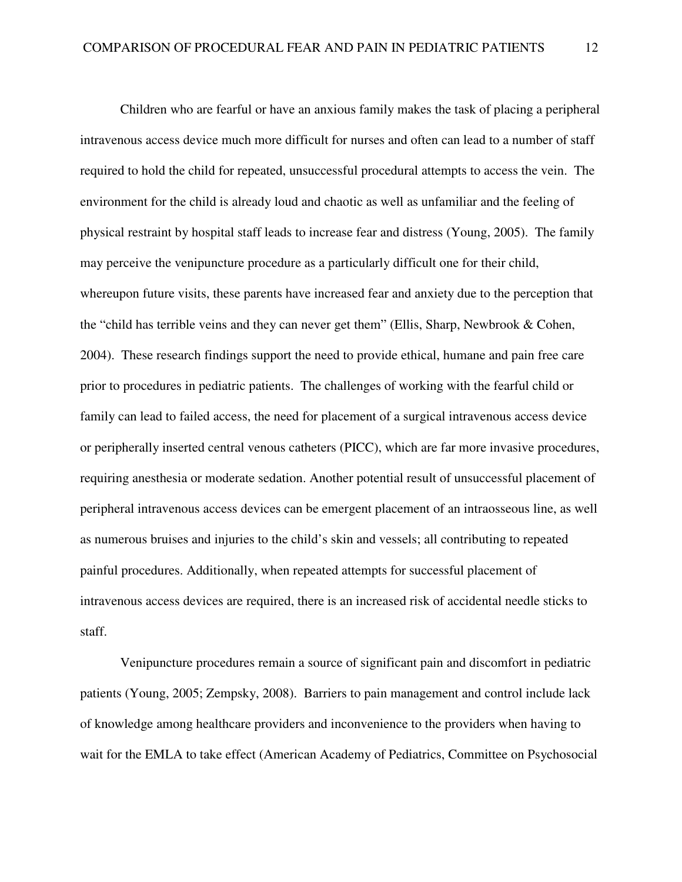Children who are fearful or have an anxious family makes the task of placing a peripheral intravenous access device much more difficult for nurses and often can lead to a number of staff required to hold the child for repeated, unsuccessful procedural attempts to access the vein. The environment for the child is already loud and chaotic as well as unfamiliar and the feeling of physical restraint by hospital staff leads to increase fear and distress (Young, 2005). The family may perceive the venipuncture procedure as a particularly difficult one for their child, whereupon future visits, these parents have increased fear and anxiety due to the perception that the "child has terrible veins and they can never get them" (Ellis, Sharp, Newbrook & Cohen, 2004). These research findings support the need to provide ethical, humane and pain free care prior to procedures in pediatric patients. The challenges of working with the fearful child or family can lead to failed access, the need for placement of a surgical intravenous access device or peripherally inserted central venous catheters (PICC), which are far more invasive procedures, requiring anesthesia or moderate sedation. Another potential result of unsuccessful placement of peripheral intravenous access devices can be emergent placement of an intraosseous line, as well as numerous bruises and injuries to the child's skin and vessels; all contributing to repeated painful procedures. Additionally, when repeated attempts for successful placement of intravenous access devices are required, there is an increased risk of accidental needle sticks to staff.

Venipuncture procedures remain a source of significant pain and discomfort in pediatric patients (Young, 2005; Zempsky, 2008). Barriers to pain management and control include lack of knowledge among healthcare providers and inconvenience to the providers when having to wait for the EMLA to take effect (American Academy of Pediatrics, Committee on Psychosocial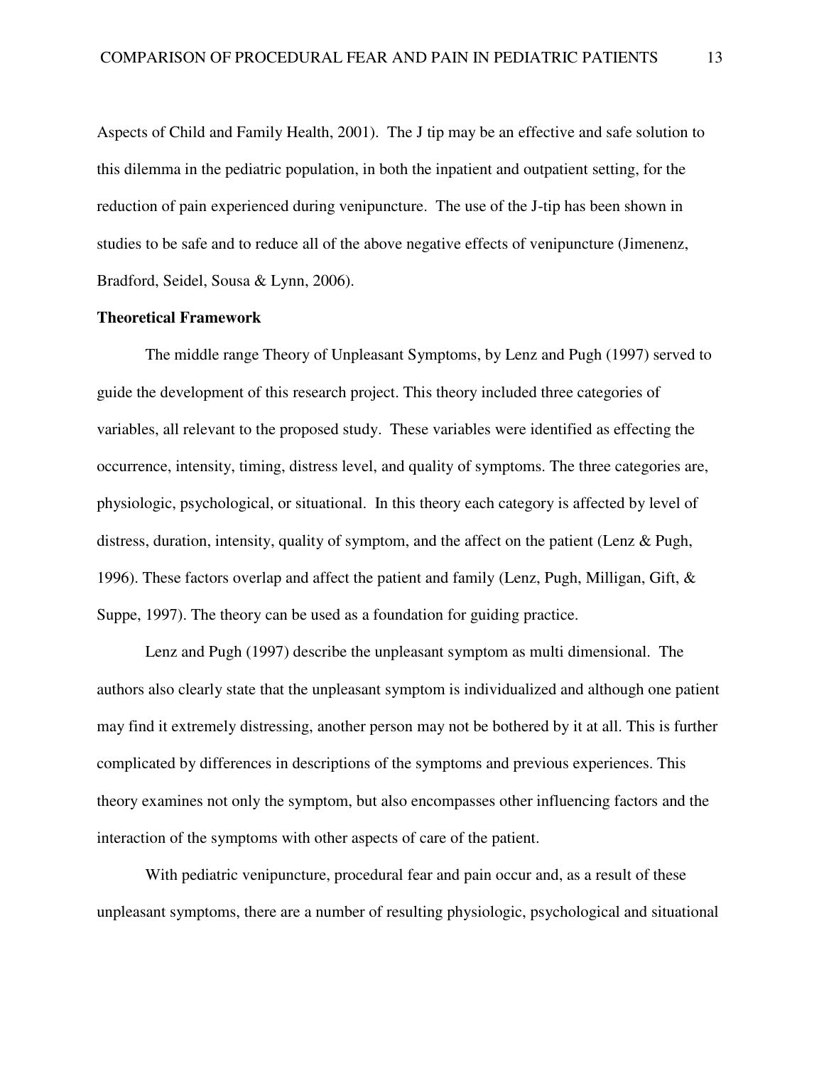Aspects of Child and Family Health, 2001). The J tip may be an effective and safe solution to this dilemma in the pediatric population, in both the inpatient and outpatient setting, for the reduction of pain experienced during venipuncture. The use of the J-tip has been shown in studies to be safe and to reduce all of the above negative effects of venipuncture (Jimenenz, Bradford, Seidel, Sousa & Lynn, 2006).

**Theoretical Framework**

The middle range Theory of Unpleasant Symptoms, by Lenz and Pugh (1997) served to guide the development of this research project. This theory included three categories of variables, all relevant to the proposed study. These variables were identified as effecting the occurrence, intensity, timing, distress level, and quality of symptoms. The three categories are, physiologic, psychological, or situational. In this theory each category is affected by level of distress, duration, intensity, quality of symptom, and the affect on the patient (Lenz & Pugh, 1996). These factors overlap and affect the patient and family (Lenz, Pugh, Milligan, Gift, & Suppe, 1997). The theory can be used as a foundation for guiding practice.

Lenz and Pugh (1997) describe the unpleasant symptom as multi dimensional. The authors also clearly state that the unpleasant symptom is individualized and although one patient may find it extremely distressing, another person may not be bothered by it at all. This is further complicated by differences in descriptions of the symptoms and previous experiences. This theory examines not only the symptom, but also encompasses other influencing factors and the interaction of the symptoms with other aspects of care of the patient.

With pediatric venipuncture, procedural fear and pain occur and, as a result of these unpleasant symptoms, there are a number of resulting physiologic, psychological and situational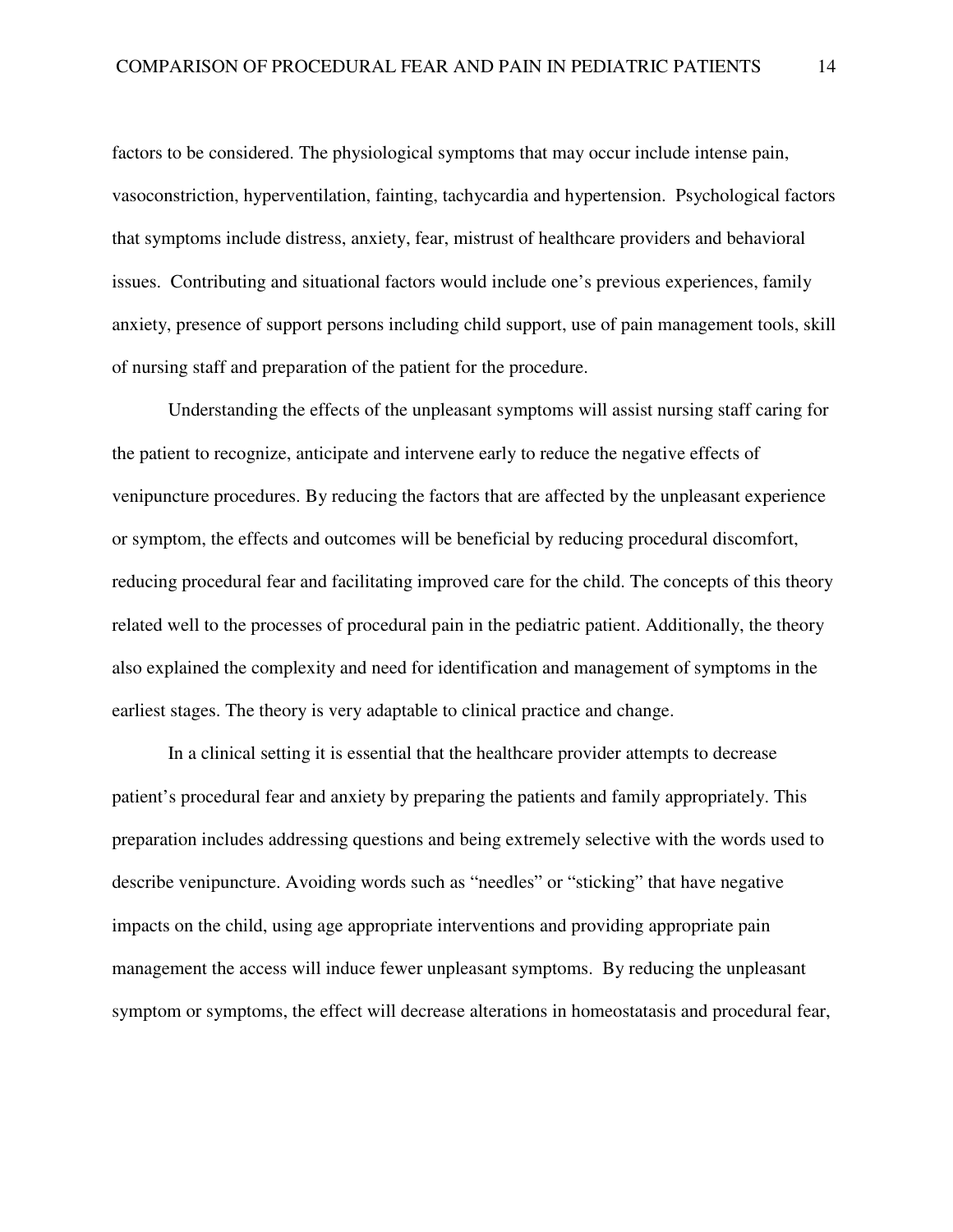factors to be considered. The physiological symptoms that may occur include intense pain, vasoconstriction, hyperventilation, fainting, tachycardia and hypertension. Psychological factors that symptoms include distress, anxiety, fear, mistrust of healthcare providers and behavioral issues. Contributing and situational factors would include one's previous experiences, family anxiety, presence of support persons including child support, use of pain management tools, skill of nursing staff and preparation of the patient for the procedure.

Understanding the effects of the unpleasant symptoms will assist nursing staff caring for the patient to recognize, anticipate and intervene early to reduce the negative effects of venipuncture procedures. By reducing the factors that are affected by the unpleasant experience or symptom, the effects and outcomes will be beneficial by reducing procedural discomfort, reducing procedural fear and facilitating improved care for the child. The concepts of this theory related well to the processes of procedural pain in the pediatric patient. Additionally, the theory also explained the complexity and need for identification and management of symptoms in the earliest stages. The theory is very adaptable to clinical practice and change.

In a clinical setting it is essential that the healthcare provider attempts to decrease patient's procedural fear and anxiety by preparing the patients and family appropriately. This preparation includes addressing questions and being extremely selective with the words used to describe venipuncture. Avoiding words such as "needles" or "sticking" that have negative impacts on the child, using age appropriate interventions and providing appropriate pain management the access will induce fewer unpleasant symptoms. By reducing the unpleasant symptom or symptoms, the effect will decrease alterations in homeostatasis and procedural fear,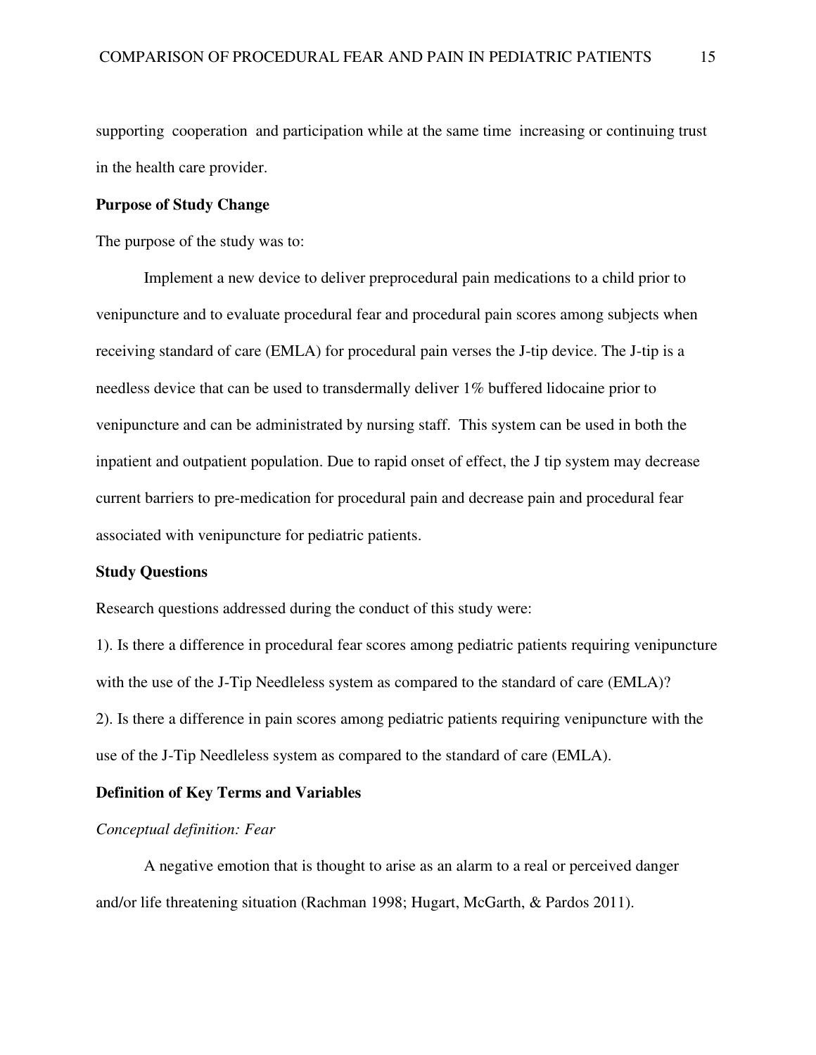supporting cooperation and participation while at the same time increasing or continuing trust in the health care provider.

**Purpose of Study Change**

The purpose of the study was to:

Implement a new device to deliver preprocedural pain medications to a child prior to venipuncture and to evaluate procedural fear and procedural pain scores among subjects when receiving standard of care (EMLA) for procedural pain verses the J-tip device. The J-tip is a needless device that can be used to transdermally deliver 1% buffered lidocaine prior to venipuncture and can be administrated by nursing staff. This system can be used in both the inpatient and outpatient population. Due to rapid onset of effect, the J tip system may decrease current barriers to pre-medication for procedural pain and decrease pain and procedural fear associated with venipuncture for pediatric patients.

**Study Questions**

Research questions addressed during the conduct of this study were:

1). Is there a difference in procedural fear scores among pediatric patients requiring venipuncture with the use of the J-Tip Needleless system as compared to the standard of care (EMLA)?

2). Is there a difference in pain scores among pediatric patients requiring venipuncture with the use of the J-Tip Needleless system as compared to the standard of care (EMLA).

**Definition of Key Terms and Variables**

*Conceptual definition: Fear*

A negative emotion that is thought to arise as an alarm to a real or perceived danger and/or life threatening situation (Rachman 1998; Hugart, McGarth, & Pardos 2011).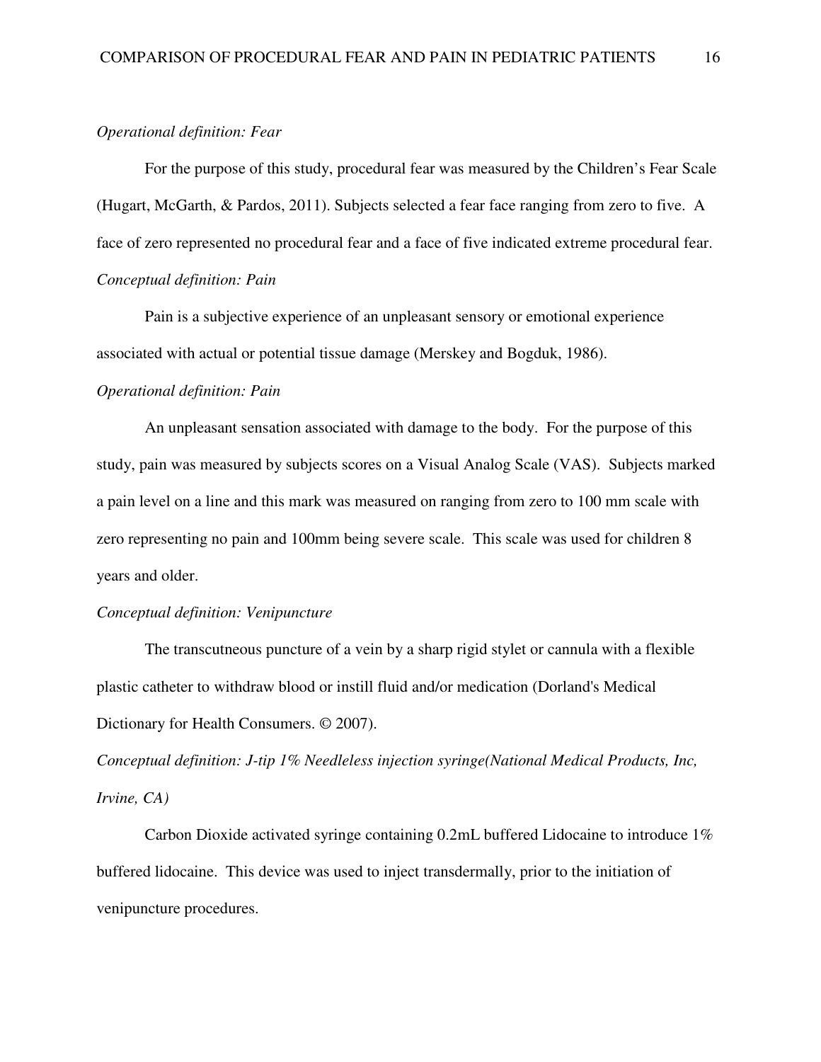*Operational definition: Fear*

For the purpose of this study, procedural fear was measured by the Children's Fear Scale (Hugart, McGarth, & Pardos, 2011). Subjects selected a fear face ranging from zero to five. A face of zero represented no procedural fear and a face of five indicated extreme procedural fear.

*Conceptual definition: Pain*

Pain is a subjective experience of an unpleasant sensory or emotional experience associated with actual or potential tissue damage (Merskey and Bogduk, 1986).

*Operational definition: Pain*

An unpleasant sensation associated with damage to the body. For the purpose of this study, pain was measured by subjects scores on a Visual Analog Scale (VAS). Subjects marked a pain level on a line and this mark was measured on ranging from zero to 100 mm scale with zero representing no pain and 100mm being severe scale. This scale was used for children 8 years and older.

*Conceptual definition: Venipuncture*

The transcutneous puncture of a vein by a sharp rigid stylet or cannula with a flexible plastic catheter to withdraw blood or instill fluid and/or medication (Dorland's Medical Dictionary for Health Consumers. © 2007).

*Conceptual definition: J-tip 1% Needleless injection syringe(National Medical Products, Inc, Irvine, CA)*

Carbon Dioxide activated syringe containing 0.2mL buffered Lidocaine to introduce 1% buffered lidocaine. This device was used to inject transdermally, prior to the initiation of venipuncture procedures.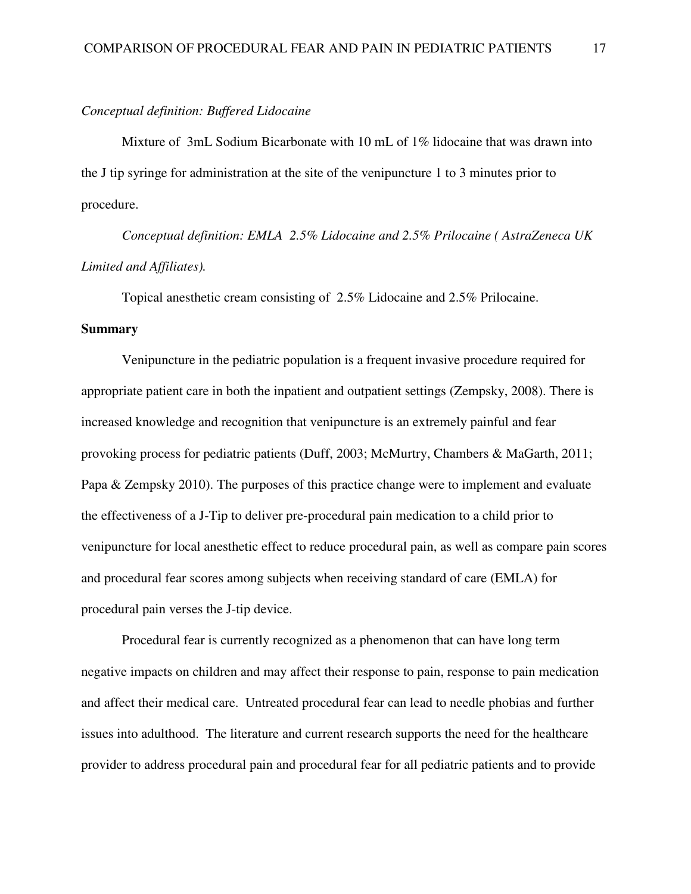*Conceptual definition: Buffered Lidocaine*

Mixture of 3mL Sodium Bicarbonate with 10 mL of 1% lidocaine that was drawn into the J tip syringe for administration at the site of the venipuncture 1 to 3 minutes prior to procedure.

*Conceptual definition: EMLA 2.5% Lidocaine and 2.5% Prilocaine ( AstraZeneca UK Limited and Affiliates).*

Topical anesthetic cream consisting of 2.5% Lidocaine and 2.5% Prilocaine.

**Summary**

Venipuncture in the pediatric population is a frequent invasive procedure required for appropriate patient care in both the inpatient and outpatient settings (Zempsky, 2008). There is increased knowledge and recognition that venipuncture is an extremely painful and fear provoking process for pediatric patients (Duff, 2003; McMurtry, Chambers & MaGarth, 2011; Papa & Zempsky 2010). The purposes of this practice change were to implement and evaluate the effectiveness of a J-Tip to deliver pre-procedural pain medication to a child prior to venipuncture for local anesthetic effect to reduce procedural pain, as well as compare pain scores and procedural fear scores among subjects when receiving standard of care (EMLA) for procedural pain verses the J-tip device.

Procedural fear is currently recognized as a phenomenon that can have long term negative impacts on children and may affect their response to pain, response to pain medication and affect their medical care. Untreated procedural fear can lead to needle phobias and further issues into adulthood. The literature and current research supports the need for the healthcare provider to address procedural pain and procedural fear for all pediatric patients and to provide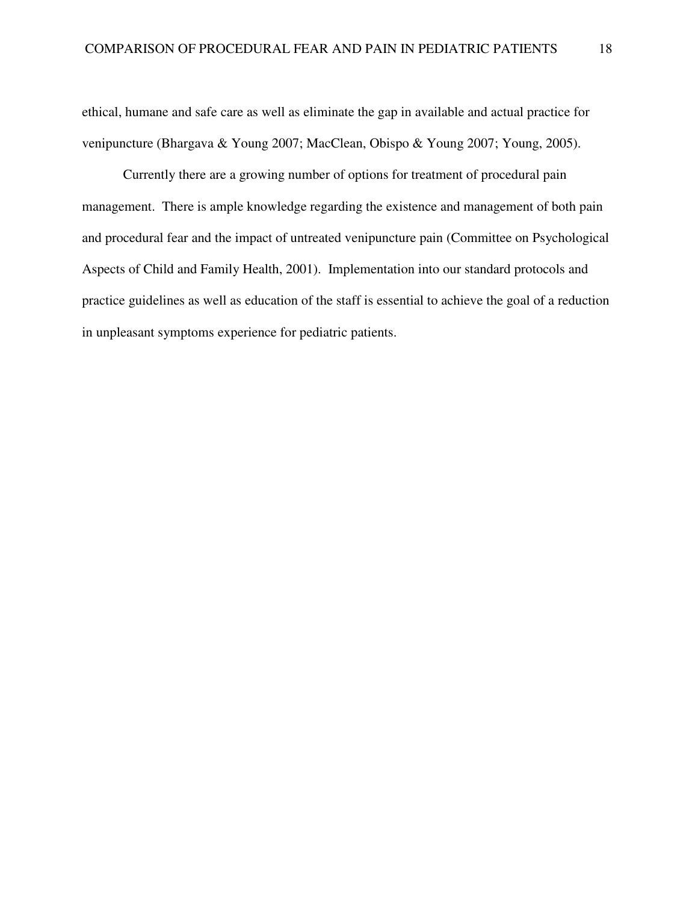ethical, humane and safe care as well as eliminate the gap in available and actual practice for venipuncture (Bhargava & Young 2007; MacClean, Obispo & Young 2007; Young, 2005).

Currently there are a growing number of options for treatment of procedural pain management. There is ample knowledge regarding the existence and management of both pain and procedural fear and the impact of untreated venipuncture pain (Committee on Psychological Aspects of Child and Family Health, 2001). Implementation into our standard protocols and practice guidelines as well as education of the staff is essential to achieve the goal of a reduction in unpleasant symptoms experience for pediatric patients.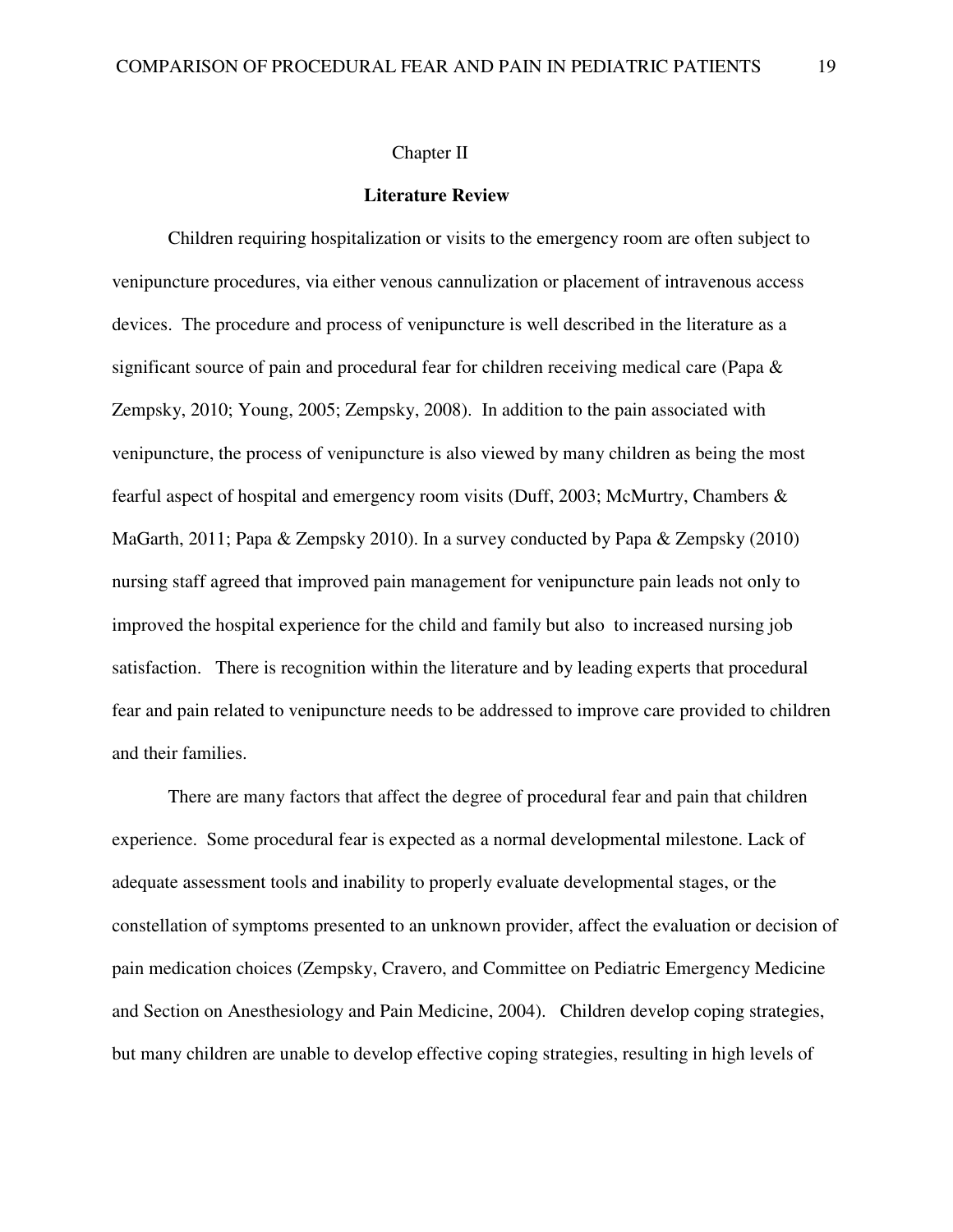# Chapter II

## Literature Review

Children requiring hospitalization or visits to the emergency room are often subject to venipuncture procedures, via either venous cannulization or placement of intravenous access devices. The procedure and process of venipuncture is well described in the literature as a significant source of pain and procedural fear for children receiving medical care (Papa & Zempsky, 2010; Young, 2005; Zempsky, 2008). In addition to the pain associated with venipuncture, the process of venipuncture is also viewed by many children as being the most fearful aspect of hospital and emergency room visits (Duff, 2003; McMurtry, Chambers & MaGarth, 2011; Papa & Zempsky 2010). In a survey conducted by Papa & Zempsky (2010) nursing staff agreed that improved pain management for venipuncture pain leads not only to improved the hospital experience for the child and family but also to increased nursing job satisfaction. There is recognition within the literature and by leading experts that procedural fear and pain related to venipuncture needs to be addressed to improve care provided to children and their families.

There are many factors that affect the degree of procedural fear and pain that children experience. Some procedural fear is expected as a normal developmental milestone. Lack of adequate assessment tools and inability to properly evaluate developmental stages, or the constellation of symptoms presented to an unknown provider, affect the evaluation or decision of pain medication choices (Zempsky, Cravero, and Committee on Pediatric Emergency Medicine and Section on Anesthesiology and Pain Medicine, 2004). Children develop coping strategies, but many children are unable to develop effective coping strategies, resulting in high levels of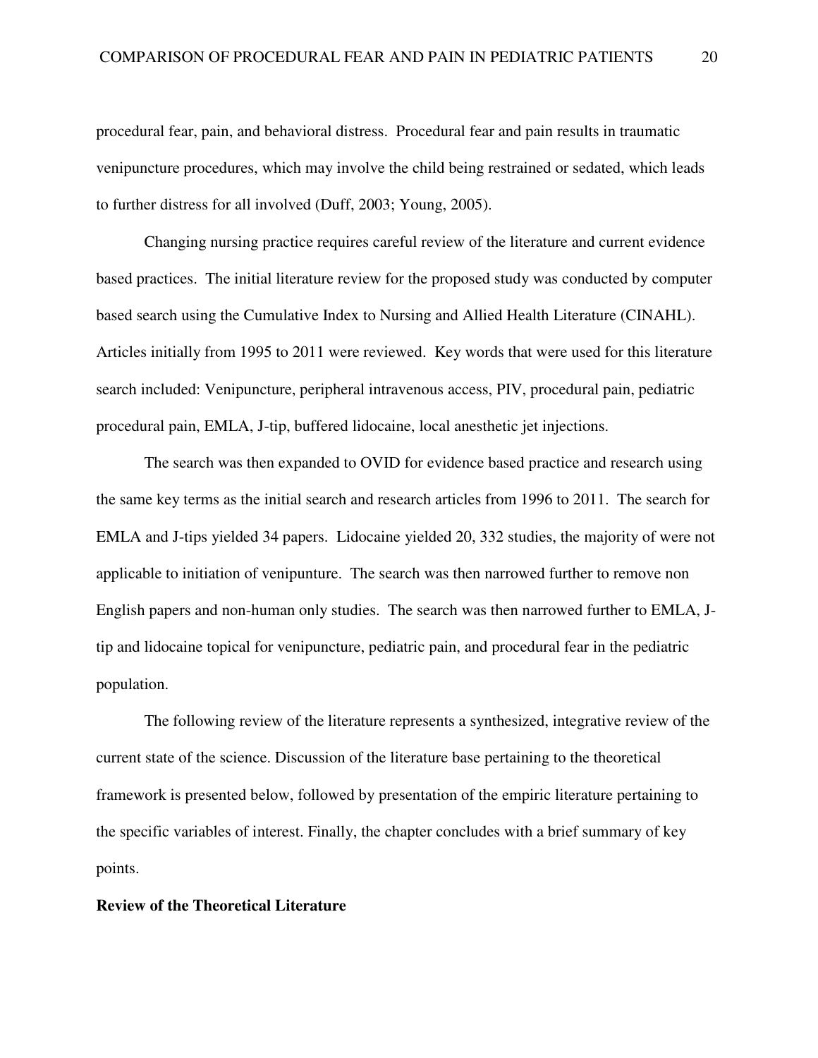procedural fear, pain, and behavioral distress. Procedural fear and pain results in traumatic venipuncture procedures, which may involve the child being restrained or sedated, which leads to further distress for all involved (Duff, 2003; Young, 2005).

Changing nursing practice requires careful review of the literature and current evidence based practices. The initial literature review for the proposed study was conducted by computer based search using the Cumulative Index to Nursing and Allied Health Literature (CINAHL). Articles initially from 1995 to 2011 were reviewed. Key words that were used for this literature search included: Venipuncture, peripheral intravenous access, PIV, procedural pain, pediatric procedural pain, EMLA, J-tip, buffered lidocaine, local anesthetic jet injections.

The search was then expanded to OVID for evidence based practice and research using the same key terms as the initial search and research articles from 1996 to 2011. The search for EMLA and J-tips yielded 34 papers. Lidocaine yielded 20, 332 studies, the majority of were not applicable to initiation of venipunture. The search was then narrowed further to remove non English papers and non-human only studies. The search was then narrowed further to EMLA, J-tip and lidocaine topical for venipuncture, pediatric pain, and procedural fear in the pediatric population.

The following review of the literature represents a synthesized, integrative review of the current state of the science. Discussion of the literature base pertaining to the theoretical framework is presented below, followed by presentation of the empiric literature pertaining to the specific variables of interest. Finally, the chapter concludes with a brief summary of key points.

**Review of the Theoretical Literature**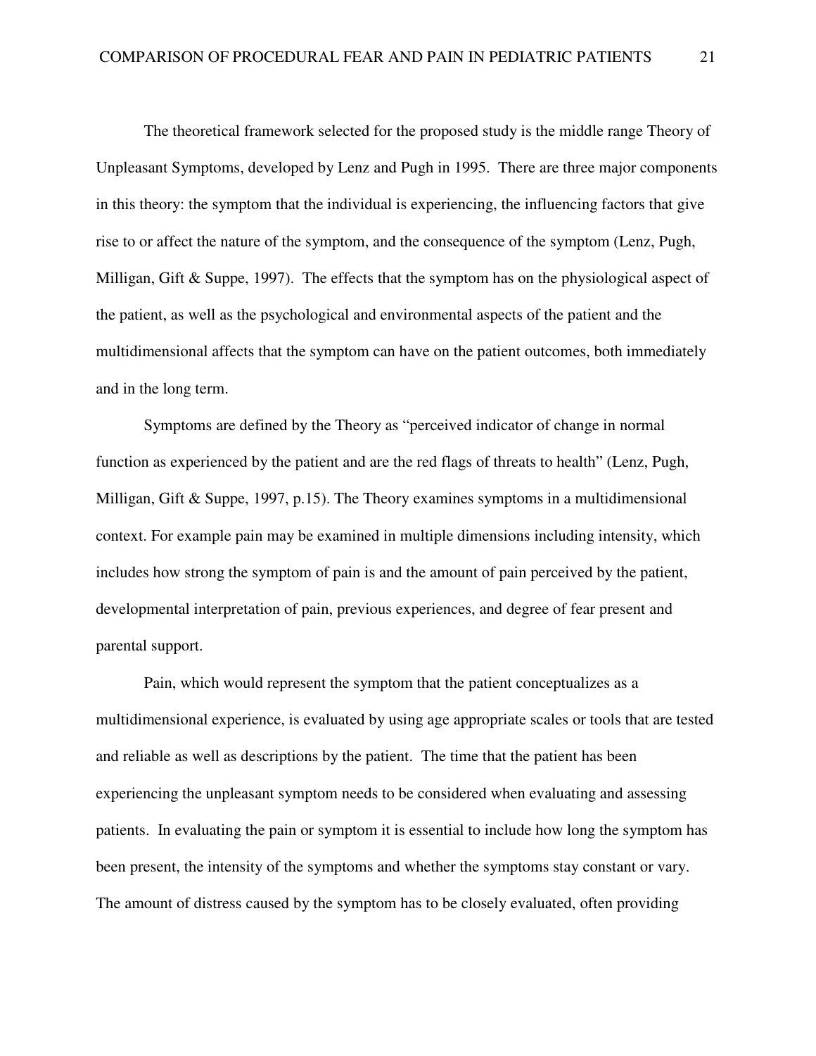The theoretical framework selected for the proposed study is the middle range Theory of Unpleasant Symptoms, developed by Lenz and Pugh in 1995. There are three major components in this theory: the symptom that the individual is experiencing, the influencing factors that give rise to or affect the nature of the symptom, and the consequence of the symptom (Lenz, Pugh, Milligan, Gift & Suppe, 1997). The effects that the symptom has on the physiological aspect of the patient, as well as the psychological and environmental aspects of the patient and the multidimensional affects that the symptom can have on the patient outcomes, both immediately and in the long term.

Symptoms are defined by the Theory as "perceived indicator of change in normal function as experienced by the patient and are the red flags of threats to health" (Lenz, Pugh, Milligan, Gift & Suppe, 1997, p.15). The Theory examines symptoms in a multidimensional context. For example pain may be examined in multiple dimensions including intensity, which includes how strong the symptom of pain is and the amount of pain perceived by the patient, developmental interpretation of pain, previous experiences, and degree of fear present and parental support.

Pain, which would represent the symptom that the patient conceptualizes as a multidimensional experience, is evaluated by using age appropriate scales or tools that are tested and reliable as well as descriptions by the patient. The time that the patient has been experiencing the unpleasant symptom needs to be considered when evaluating and assessing patients. In evaluating the pain or symptom it is essential to include how long the symptom has been present, the intensity of the symptoms and whether the symptoms stay constant or vary. The amount of distress caused by the symptom has to be closely evaluated, often providing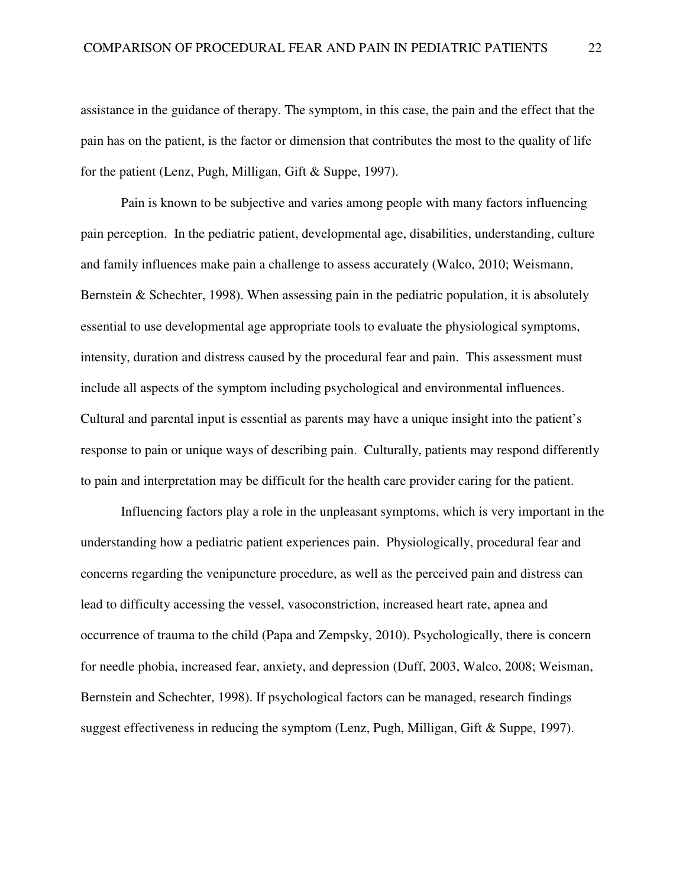assistance in the guidance of therapy. The symptom, in this case, the pain and the effect that the pain has on the patient, is the factor or dimension that contributes the most to the quality of life for the patient (Lenz, Pugh, Milligan, Gift & Suppe, 1997).

Pain is known to be subjective and varies among people with many factors influencing pain perception. In the pediatric patient, developmental age, disabilities, understanding, culture and family influences make pain a challenge to assess accurately (Walco, 2010; Weismann, Bernstein & Schechter, 1998). When assessing pain in the pediatric population, it is absolutely essential to use developmental age appropriate tools to evaluate the physiological symptoms, intensity, duration and distress caused by the procedural fear and pain. This assessment must include all aspects of the symptom including psychological and environmental influences. Cultural and parental input is essential as parents may have a unique insight into the patient's response to pain or unique ways of describing pain. Culturally, patients may respond differently to pain and interpretation may be difficult for the health care provider caring for the patient.

Influencing factors play a role in the unpleasant symptoms, which is very important in the understanding how a pediatric patient experiences pain. Physiologically, procedural fear and concerns regarding the venipuncture procedure, as well as the perceived pain and distress can lead to difficulty accessing the vessel, vasoconstriction, increased heart rate, apnea and occurrence of trauma to the child (Papa and Zempsky, 2010). Psychologically, there is concern for needle phobia, increased fear, anxiety, and depression (Duff, 2003, Walco, 2008; Weisman, Bernstein and Schechter, 1998). If psychological factors can be managed, research findings suggest effectiveness in reducing the symptom (Lenz, Pugh, Milligan, Gift & Suppe, 1997).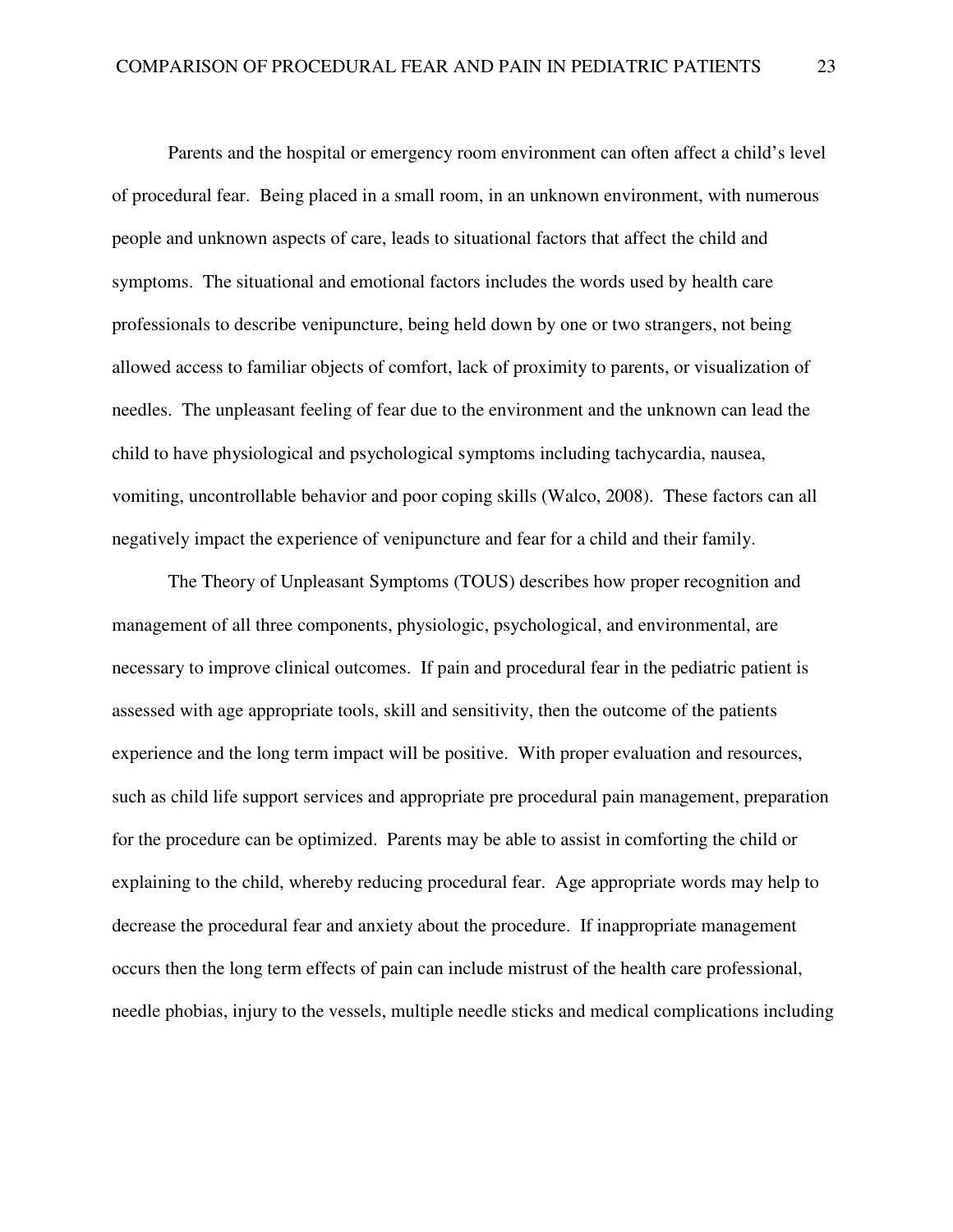Parents and the hospital or emergency room environment can often affect a child's level of procedural fear. Being placed in a small room, in an unknown environment, with numerous people and unknown aspects of care, leads to situational factors that affect the child and symptoms. The situational and emotional factors includes the words used by health care professionals to describe venipuncture, being held down by one or two strangers, not being allowed access to familiar objects of comfort, lack of proximity to parents, or visualization of needles. The unpleasant feeling of fear due to the environment and the unknown can lead the child to have physiological and psychological symptoms including tachycardia, nausea, vomiting, uncontrollable behavior and poor coping skills (Walco, 2008). These factors can all negatively impact the experience of venipuncture and fear for a child and their family.

The Theory of Unpleasant Symptoms (TOUS) describes how proper recognition and management of all three components, physiologic, psychological, and environmental, are necessary to improve clinical outcomes. If pain and procedural fear in the pediatric patient is assessed with age appropriate tools, skill and sensitivity, then the outcome of the patients experience and the long term impact will be positive. With proper evaluation and resources, such as child life support services and appropriate pre procedural pain management, preparation for the procedure can be optimized. Parents may be able to assist in comforting the child or explaining to the child, whereby reducing procedural fear. Age appropriate words may help to decrease the procedural fear and anxiety about the procedure. If inappropriate management occurs then the long term effects of pain can include mistrust of the health care professional, needle phobias, injury to the vessels, multiple needle sticks and medical complications including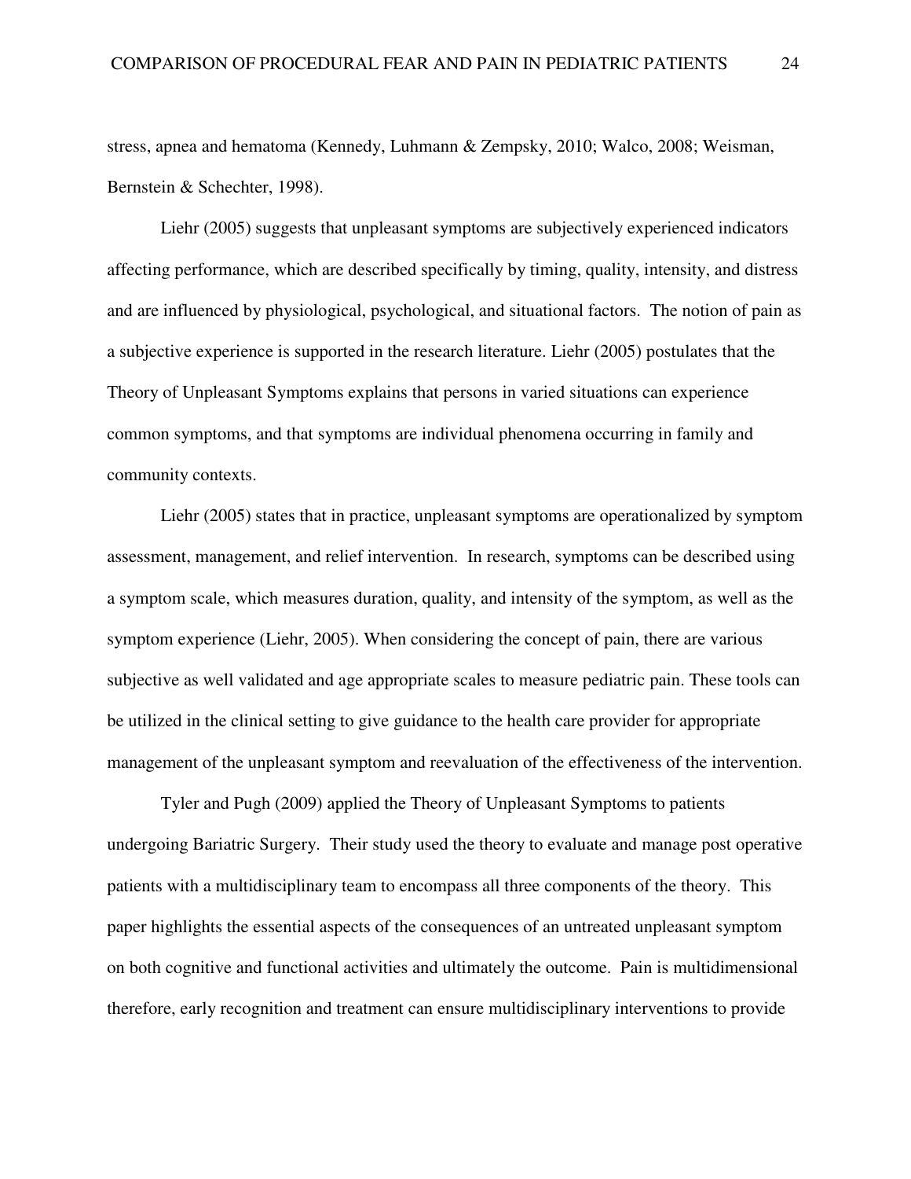stress, apnea and hematoma (Kennedy, Luhmann & Zempsky, 2010; Walco, 2008; Weisman, Bernstein & Schechter, 1998).

Liehr (2005) suggests that unpleasant symptoms are subjectively experienced indicators affecting performance, which are described specifically by timing, quality, intensity, and distress and are influenced by physiological, psychological, and situational factors. The notion of pain as a subjective experience is supported in the research literature. Liehr (2005) postulates that the Theory of Unpleasant Symptoms explains that persons in varied situations can experience common symptoms, and that symptoms are individual phenomena occurring in family and community contexts.

Liehr (2005) states that in practice, unpleasant symptoms are operationalized by symptom assessment, management, and relief intervention. In research, symptoms can be described using a symptom scale, which measures duration, quality, and intensity of the symptom, as well as the symptom experience (Liehr, 2005). When considering the concept of pain, there are various subjective as well validated and age appropriate scales to measure pediatric pain. These tools can be utilized in the clinical setting to give guidance to the health care provider for appropriate management of the unpleasant symptom and reevaluation of the effectiveness of the intervention.

Tyler and Pugh (2009) applied the Theory of Unpleasant Symptoms to patients undergoing Bariatric Surgery. Their study used the theory to evaluate and manage post operative patients with a multidisciplinary team to encompass all three components of the theory. This paper highlights the essential aspects of the consequences of an untreated unpleasant symptom on both cognitive and functional activities and ultimately the outcome. Pain is multidimensional therefore, early recognition and treatment can ensure multidisciplinary interventions to provide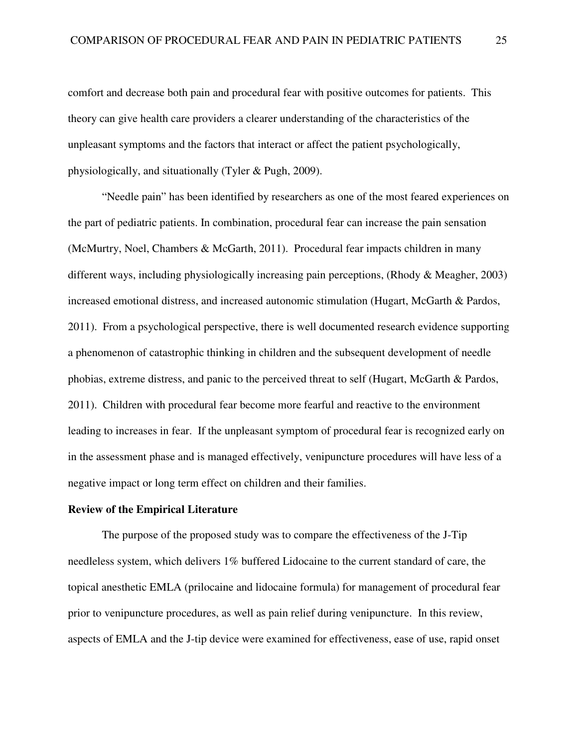comfort and decrease both pain and procedural fear with positive outcomes for patients. This theory can give health care providers a clearer understanding of the characteristics of the unpleasant symptoms and the factors that interact or affect the patient psychologically, physiologically, and situationally (Tyler & Pugh, 2009).

"Needle pain" has been identified by researchers as one of the most feared experiences on the part of pediatric patients. In combination, procedural fear can increase the pain sensation (McMurtry, Noel, Chambers & McGarth, 2011). Procedural fear impacts children in many different ways, including physiologically increasing pain perceptions, (Rhody & Meagher, 2003) increased emotional distress, and increased autonomic stimulation (Hugart, McGarth & Pardos, 2011). From a psychological perspective, there is well documented research evidence supporting a phenomenon of catastrophic thinking in children and the subsequent development of needle phobias, extreme distress, and panic to the perceived threat to self (Hugart, McGarth & Pardos, 2011). Children with procedural fear become more fearful and reactive to the environment leading to increases in fear. If the unpleasant symptom of procedural fear is recognized early on in the assessment phase and is managed effectively, venipuncture procedures will have less of a negative impact or long term effect on children and their families.

**Review of the Empirical Literature**

The purpose of the proposed study was to compare the effectiveness of the J-Tip needleless system, which delivers 1% buffered Lidocaine to the current standard of care, the topical anesthetic EMLA (prilocaine and lidocaine formula) for management of procedural fear prior to venipuncture procedures, as well as pain relief during venipuncture. In this review, aspects of EMLA and the J-tip device were examined for effectiveness, ease of use, rapid onset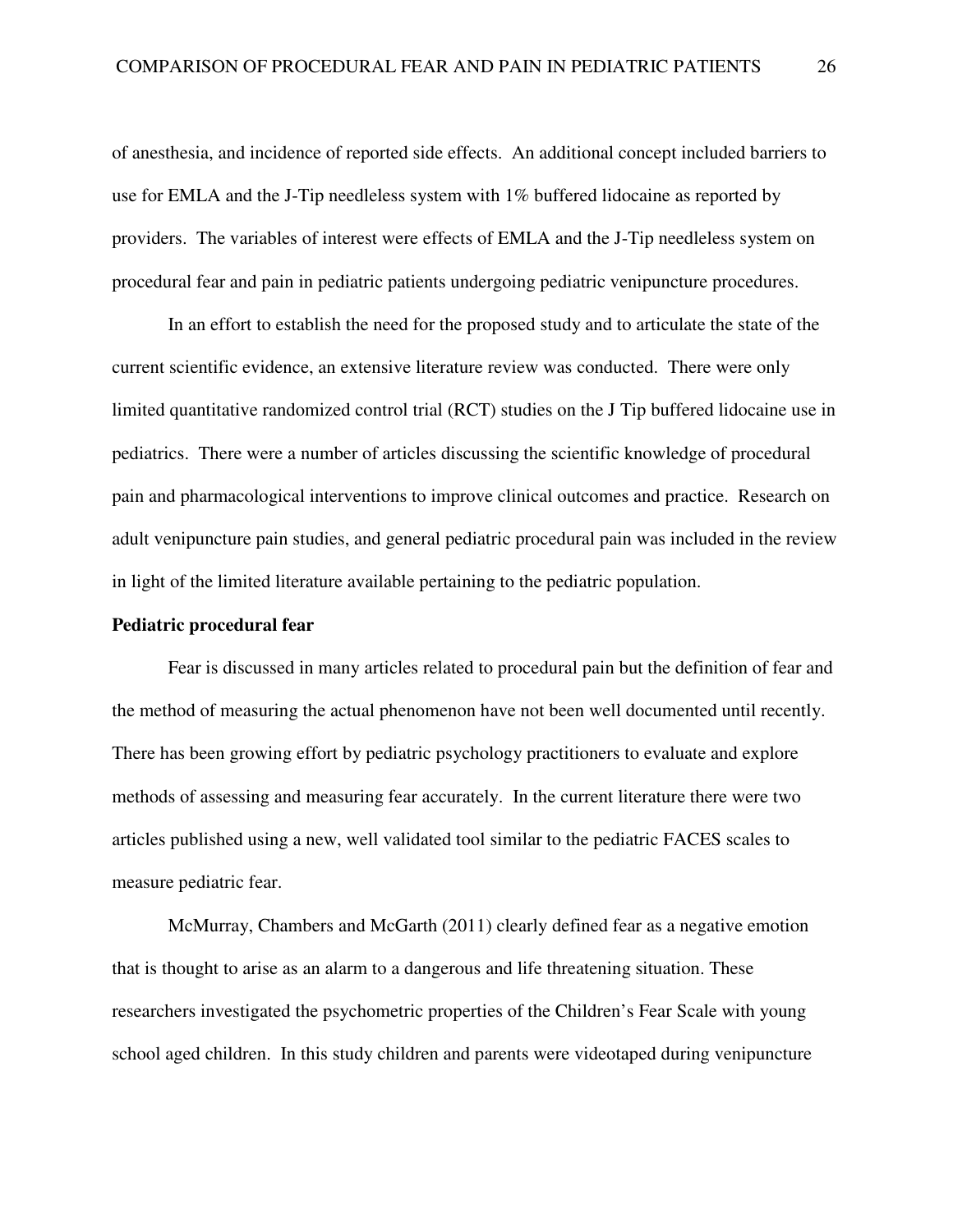of anesthesia, and incidence of reported side effects. An additional concept included barriers to use for EMLA and the J-Tip needleless system with 1% buffered lidocaine as reported by providers. The variables of interest were effects of EMLA and the J-Tip needleless system on procedural fear and pain in pediatric patients undergoing pediatric venipuncture procedures.

In an effort to establish the need for the proposed study and to articulate the state of the current scientific evidence, an extensive literature review was conducted. There were only limited quantitative randomized control trial (RCT) studies on the J Tip buffered lidocaine use in pediatrics. There were a number of articles discussing the scientific knowledge of procedural pain and pharmacological interventions to improve clinical outcomes and practice. Research on adult venipuncture pain studies, and general pediatric procedural pain was included in the review in light of the limited literature available pertaining to the pediatric population.

**Pediatric procedural fear**

Fear is discussed in many articles related to procedural pain but the definition of fear and the method of measuring the actual phenomenon have not been well documented until recently. There has been growing effort by pediatric psychology practitioners to evaluate and explore methods of assessing and measuring fear accurately. In the current literature there were two articles published using a new, well validated tool similar to the pediatric FACES scales to measure pediatric fear.

McMurray, Chambers and McGarth (2011) clearly defined fear as a negative emotion that is thought to arise as an alarm to a dangerous and life threatening situation. These researchers investigated the psychometric properties of the Children's Fear Scale with young school aged children. In this study children and parents were videotaped during venipuncture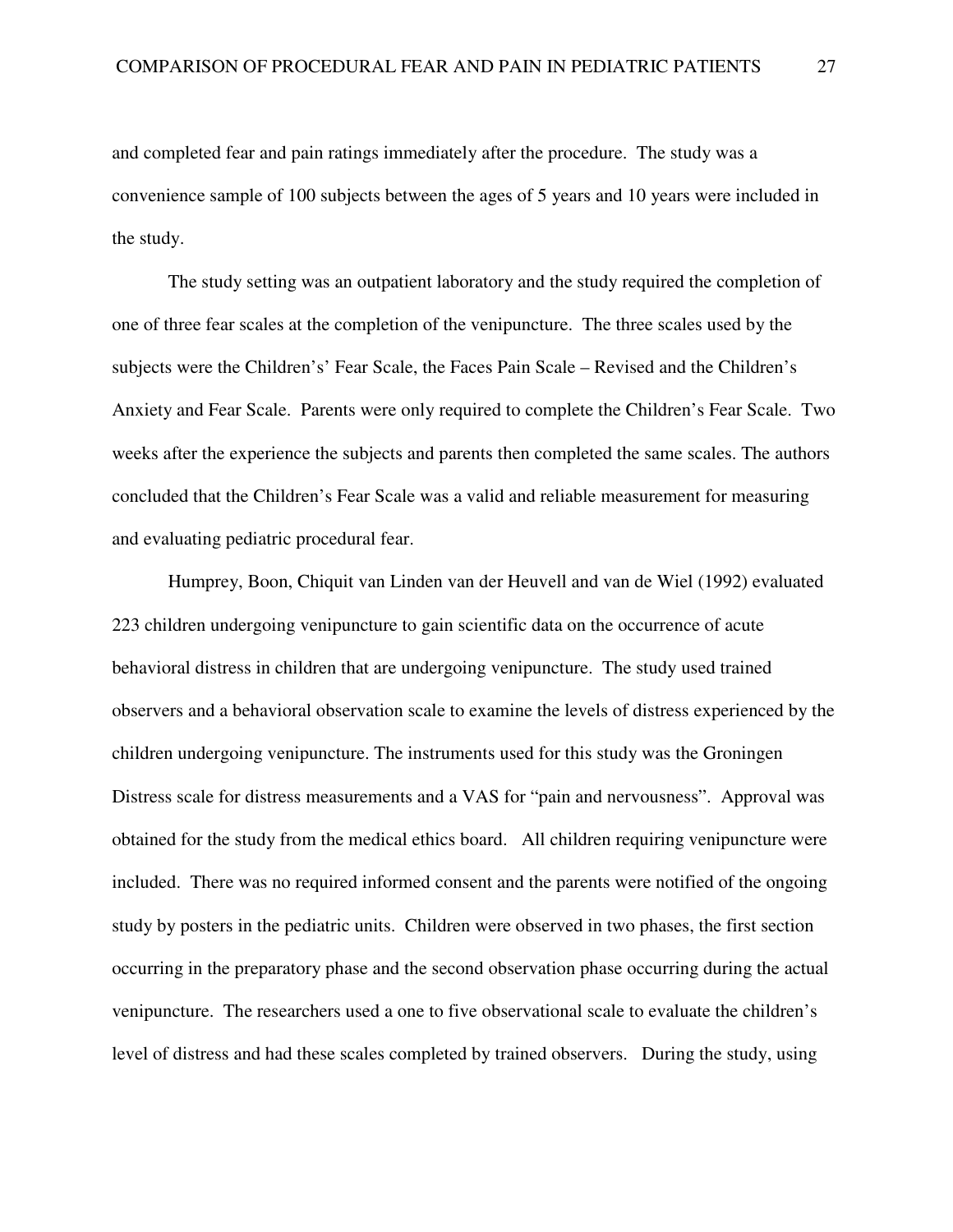and completed fear and pain ratings immediately after the procedure. The study was a convenience sample of 100 subjects between the ages of 5 years and 10 years were included in the study.

The study setting was an outpatient laboratory and the study required the completion of one of three fear scales at the completion of the venipuncture. The three scales used by the subjects were the Children's' Fear Scale, the Faces Pain Scale – Revised and the Children's Anxiety and Fear Scale. Parents were only required to complete the Children's Fear Scale. Two weeks after the experience the subjects and parents then completed the same scales. The authors concluded that the Children's Fear Scale was a valid and reliable measurement for measuring and evaluating pediatric procedural fear.

Humprey, Boon, Chiquit van Linden van der Heuvell and van de Wiel (1992) evaluated 223 children undergoing venipuncture to gain scientific data on the occurrence of acute behavioral distress in children that are undergoing venipuncture. The study used trained observers and a behavioral observation scale to examine the levels of distress experienced by the children undergoing venipuncture. The instruments used for this study was the Groningen Distress scale for distress measurements and a VAS for "pain and nervousness". Approval was obtained for the study from the medical ethics board. All children requiring venipuncture were included. There was no required informed consent and the parents were notified of the ongoing study by posters in the pediatric units. Children were observed in two phases, the first section occurring in the preparatory phase and the second observation phase occurring during the actual venipuncture. The researchers used a one to five observational scale to evaluate the children's level of distress and had these scales completed by trained observers. During the study, using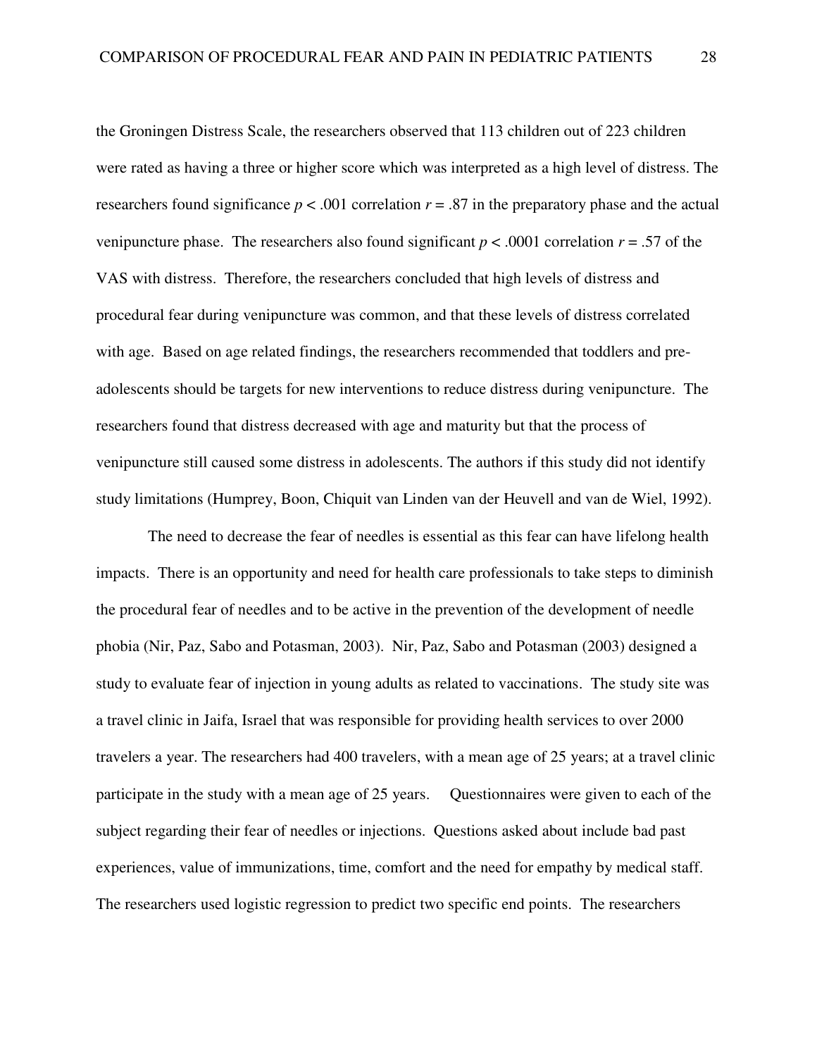the Groningen Distress Scale, the researchers observed that 113 children out of 223 children were rated as having a three or higher score which was interpreted as a high level of distress. The researchers found significance $p < .001$ correlation $r = .87$ in the preparatory phase and the actual venipuncture phase. The researchers also found significant $p < .0001$ correlation $r = .57$ of the VAS with distress. Therefore, the researchers concluded that high levels of distress and procedural fear during venipuncture was common, and that these levels of distress correlated with age. Based on age related findings, the researchers recommended that toddlers and pre-adolescents should be targets for new interventions to reduce distress during venipuncture. The researchers found that distress decreased with age and maturity but that the process of venipuncture still caused some distress in adolescents. The authors if this study did not identify study limitations (Humprey, Boon, Chiquit van Linden van der Heuvell and van de Wiel, 1992).

The need to decrease the fear of needles is essential as this fear can have lifelong health impacts. There is an opportunity and need for health care professionals to take steps to diminish the procedural fear of needles and to be active in the prevention of the development of needle phobia (Nir, Paz, Sabo and Potasman, 2003). Nir, Paz, Sabo and Potasman (2003) designed a study to evaluate fear of injection in young adults as related to vaccinations. The study site was a travel clinic in Jaifa, Israel that was responsible for providing health services to over 2000 travelers a year. The researchers had 400 travelers, with a mean age of 25 years; at a travel clinic participate in the study with a mean age of 25 years. Questionnaires were given to each of the subject regarding their fear of needles or injections. Questions asked about include bad past experiences, value of immunizations, time, comfort and the need for empathy by medical staff. The researchers used logistic regression to predict two specific end points. The researchers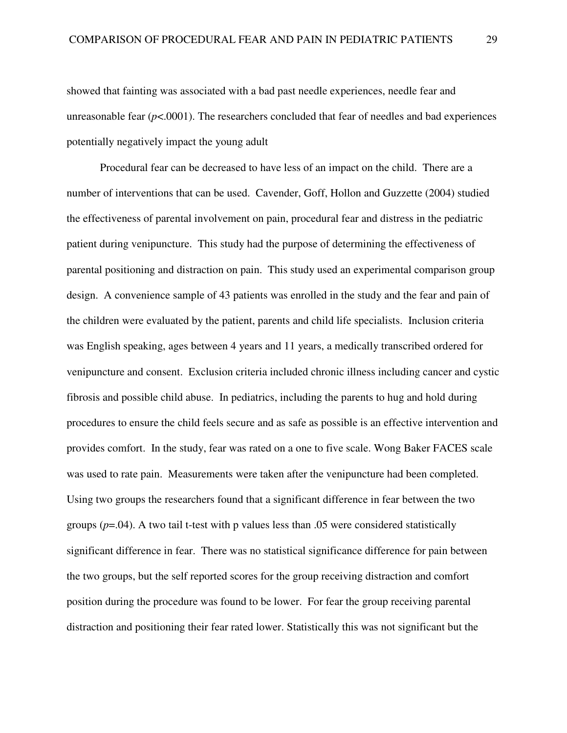showed that fainting was associated with a bad past needle experiences, needle fear and unreasonable fear ($p<.0001$). The researchers concluded that fear of needles and bad experiences potentially negatively impact the young adult

Procedural fear can be decreased to have less of an impact on the child. There are a number of interventions that can be used. Cavender, Goff, Hollon and Guzzette (2004) studied the effectiveness of parental involvement on pain, procedural fear and distress in the pediatric patient during venipuncture. This study had the purpose of determining the effectiveness of parental positioning and distraction on pain. This study used an experimental comparison group design. A convenience sample of 43 patients was enrolled in the study and the fear and pain of the children were evaluated by the patient, parents and child life specialists. Inclusion criteria was English speaking, ages between 4 years and 11 years, a medically transcribed ordered for venipuncture and consent. Exclusion criteria included chronic illness including cancer and cystic fibrosis and possible child abuse. In pediatrics, including the parents to hug and hold during procedures to ensure the child feels secure and as safe as possible is an effective intervention and provides comfort. In the study, fear was rated on a one to five scale. Wong Baker FACES scale was used to rate pain. Measurements were taken after the venipuncture had been completed. Using two groups the researchers found that a significant difference in fear between the two groups ($p=.04$). A two tail t-test with p values less than .05 were considered statistically significant difference in fear. There was no statistical significance difference for pain between the two groups, but the self reported scores for the group receiving distraction and comfort position during the procedure was found to be lower. For fear the group receiving parental distraction and positioning their fear rated lower. Statistically this was not significant but the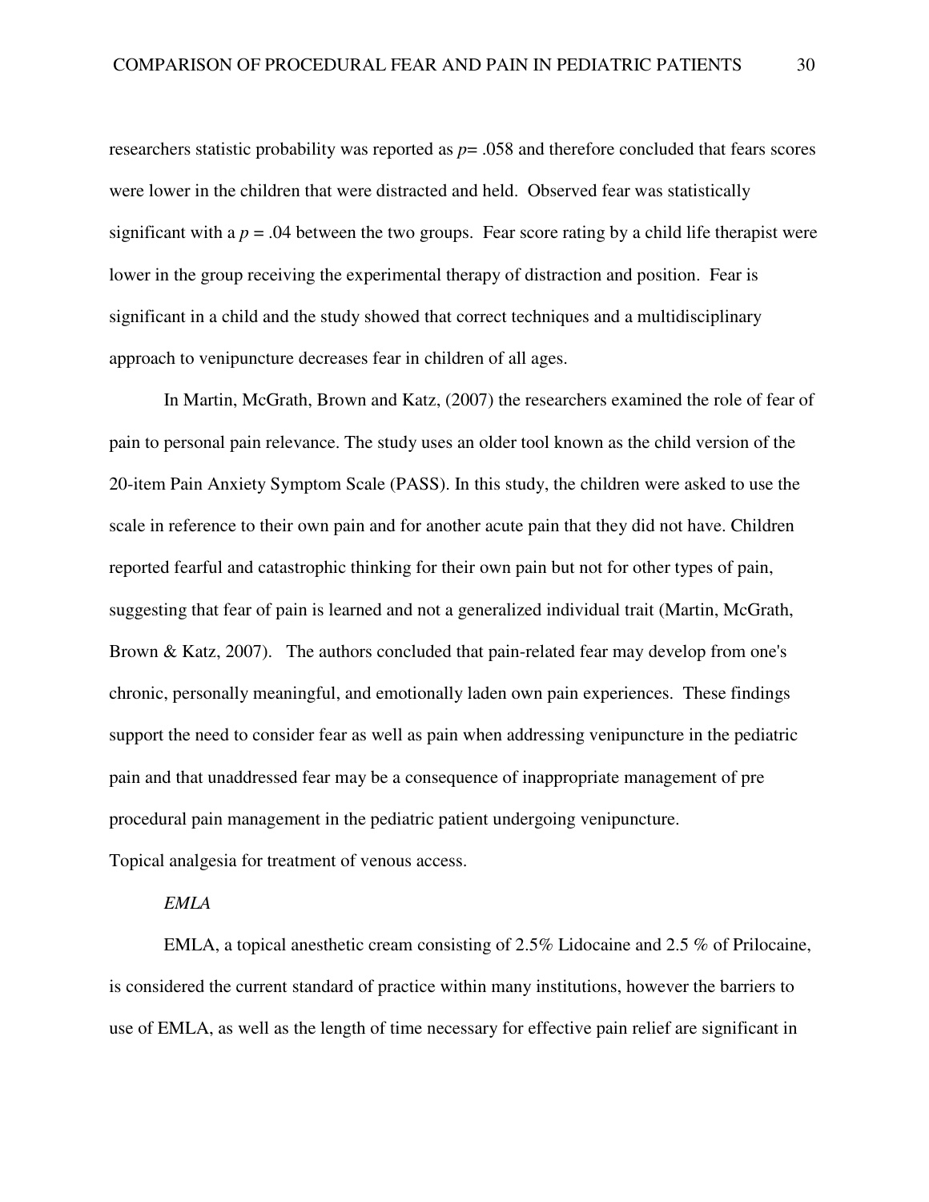researchers statistic probability was reported as $p = .058$ and therefore concluded that fears scores were lower in the children that were distracted and held. Observed fear was statistically significant with a $p = .04$ between the two groups. Fear score rating by a child life therapist were lower in the group receiving the experimental therapy of distraction and position. Fear is significant in a child and the study showed that correct techniques and a multidisciplinary approach to venipuncture decreases fear in children of all ages.

In Martin, McGrath, Brown and Katz, (2007) the researchers examined the role of fear of pain to personal pain relevance. The study uses an older tool known as the child version of the 20-item Pain Anxiety Symptom Scale (PASS). In this study, the children were asked to use the scale in reference to their own pain and for another acute pain that they did not have. Children reported fearful and catastrophic thinking for their own pain but not for other types of pain, suggesting that fear of pain is learned and not a generalized individual trait (Martin, McGrath, Brown & Katz, 2007). The authors concluded that pain-related fear may develop from one's chronic, personally meaningful, and emotionally laden own pain experiences. These findings support the need to consider fear as well as pain when addressing venipuncture in the pediatric pain and that unaddressed fear may be a consequence of inappropriate management of pre procedural pain management in the pediatric patient undergoing venipuncture.

Topical analgesia for treatment of venous access.

*EMLA*

EMLA, a topical anesthetic cream consisting of 2.5% Lidocaine and 2.5 % of Prilocaine, is considered the current standard of practice within many institutions, however the barriers to use of EMLA, as well as the length of time necessary for effective pain relief are significant in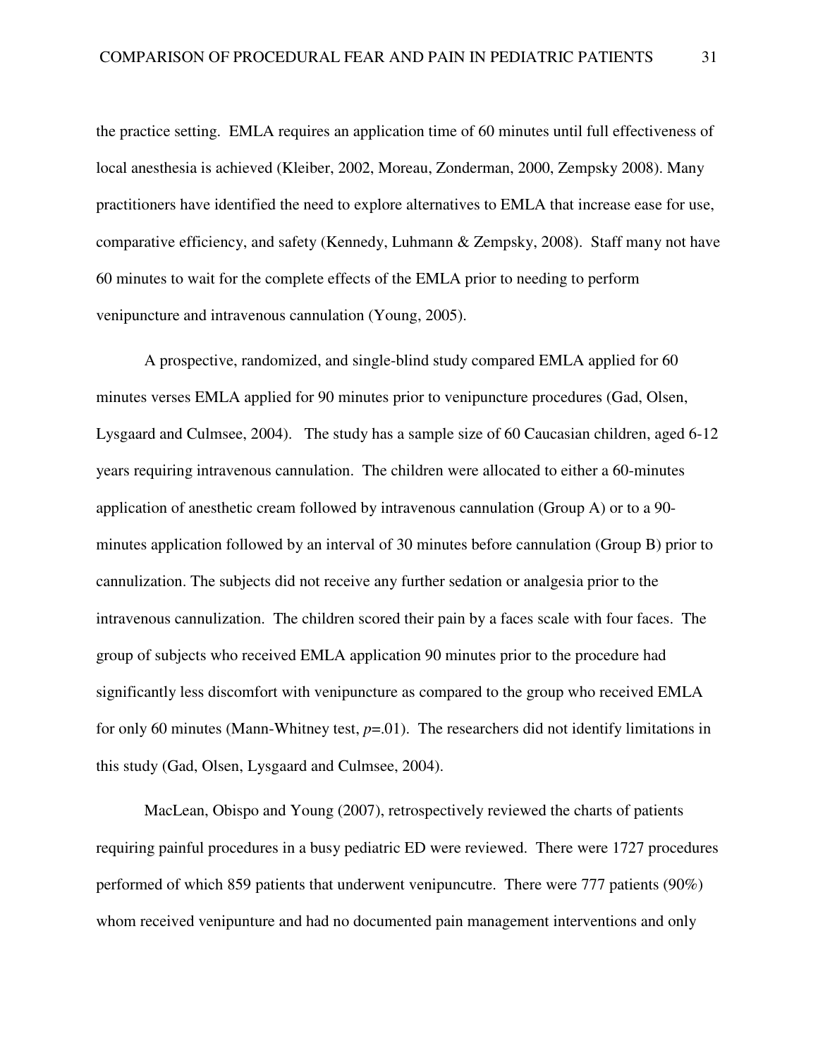the practice setting. EMLA requires an application time of 60 minutes until full effectiveness of local anesthesia is achieved (Kleiber, 2002, Moreau, Zonderman, 2000, Zempsky 2008). Many practitioners have identified the need to explore alternatives to EMLA that increase ease for use, comparative efficiency, and safety (Kennedy, Luhmann & Zempsky, 2008). Staff many not have 60 minutes to wait for the complete effects of the EMLA prior to needing to perform venipuncture and intravenous cannulation (Young, 2005).

A prospective, randomized, and single-blind study compared EMLA applied for 60 minutes verses EMLA applied for 90 minutes prior to venipuncture procedures (Gad, Olsen, Lysgaard and Culmsee, 2004). The study has a sample size of 60 Caucasian children, aged 6-12 years requiring intravenous cannulation. The children were allocated to either a 60-minutes application of anesthetic cream followed by intravenous cannulation (Group A) or to a 90-minutes application followed by an interval of 30 minutes before cannulation (Group B) prior to cannulization. The subjects did not receive any further sedation or analgesia prior to the intravenous cannulization. The children scored their pain by a faces scale with four faces. The group of subjects who received EMLA application 90 minutes prior to the procedure had significantly less discomfort with venipuncture as compared to the group who received EMLA for only 60 minutes (Mann-Whitney test, $p$=.01). The researchers did not identify limitations in this study (Gad, Olsen, Lysgaard and Culmsee, 2004).

MacLean, Obispo and Young (2007), retrospectively reviewed the charts of patients requiring painful procedures in a busy pediatric ED were reviewed. There were 1727 procedures performed of which 859 patients that underwent venipuncutre. There were 777 patients (90%) whom received venipunture and had no documented pain management interventions and only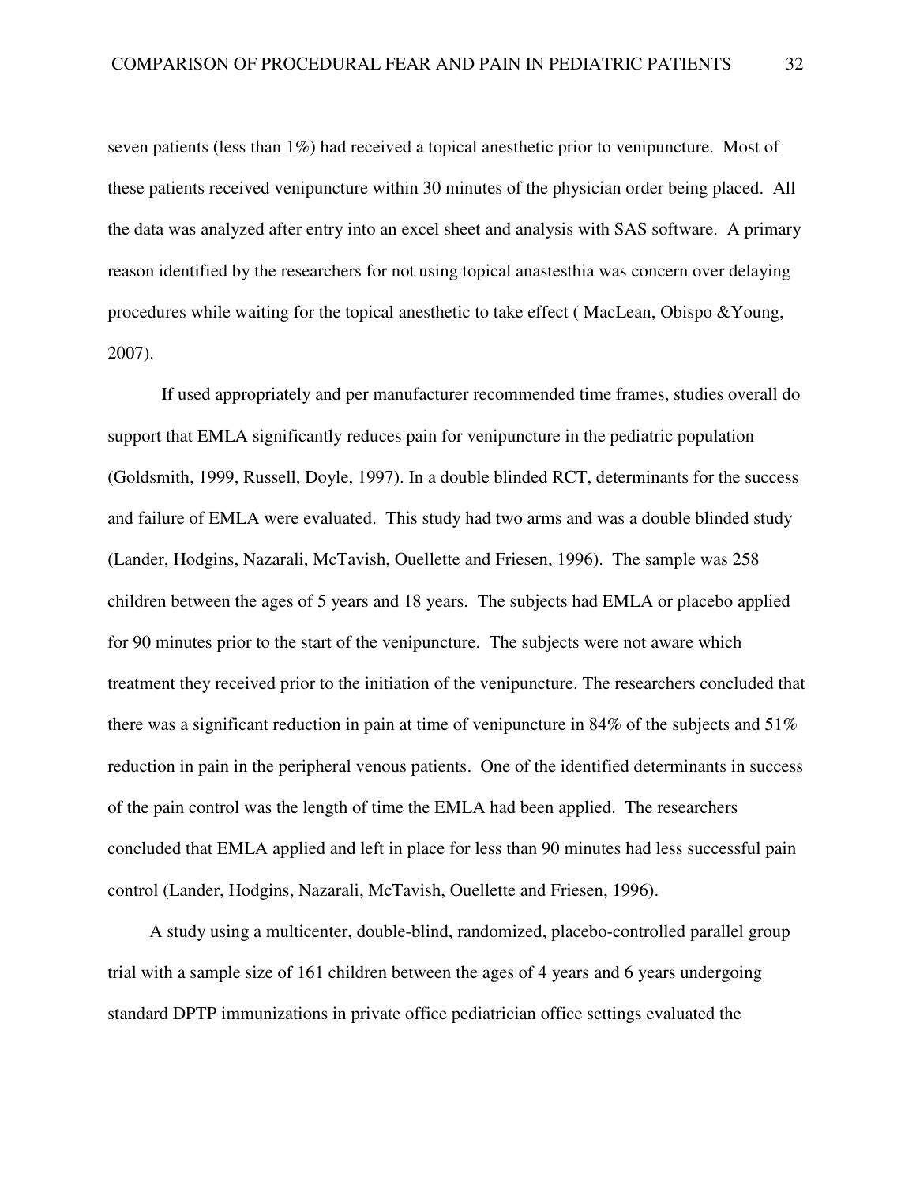seven patients (less than 1%) had received a topical anesthetic prior to venipuncture. Most of these patients received venipuncture within 30 minutes of the physician order being placed. All the data was analyzed after entry into an excel sheet and analysis with SAS software. A primary reason identified by the researchers for not using topical anastesthia was concern over delaying procedures while waiting for the topical anesthetic to take effect ( MacLean, Obispo &Young, 2007).

If used appropriately and per manufacturer recommended time frames, studies overall do support that EMLA significantly reduces pain for venipuncture in the pediatric population (Goldsmith, 1999, Russell, Doyle, 1997). In a double blinded RCT, determinants for the success and failure of EMLA were evaluated. This study had two arms and was a double blinded study (Lander, Hodgins, Nazarali, McTavish, Ouellette and Friesen, 1996). The sample was 258 children between the ages of 5 years and 18 years. The subjects had EMLA or placebo applied for 90 minutes prior to the start of the venipuncture. The subjects were not aware which treatment they received prior to the initiation of the venipuncture. The researchers concluded that there was a significant reduction in pain at time of venipuncture in 84% of the subjects and 51% reduction in pain in the peripheral venous patients. One of the identified determinants in success of the pain control was the length of time the EMLA had been applied. The researchers concluded that EMLA applied and left in place for less than 90 minutes had less successful pain control (Lander, Hodgins, Nazarali, McTavish, Ouellette and Friesen, 1996).

A study using a multicenter, double-blind, randomized, placebo-controlled parallel group trial with a sample size of 161 children between the ages of 4 years and 6 years undergoing standard DPTP immunizations in private office pediatrician office settings evaluated the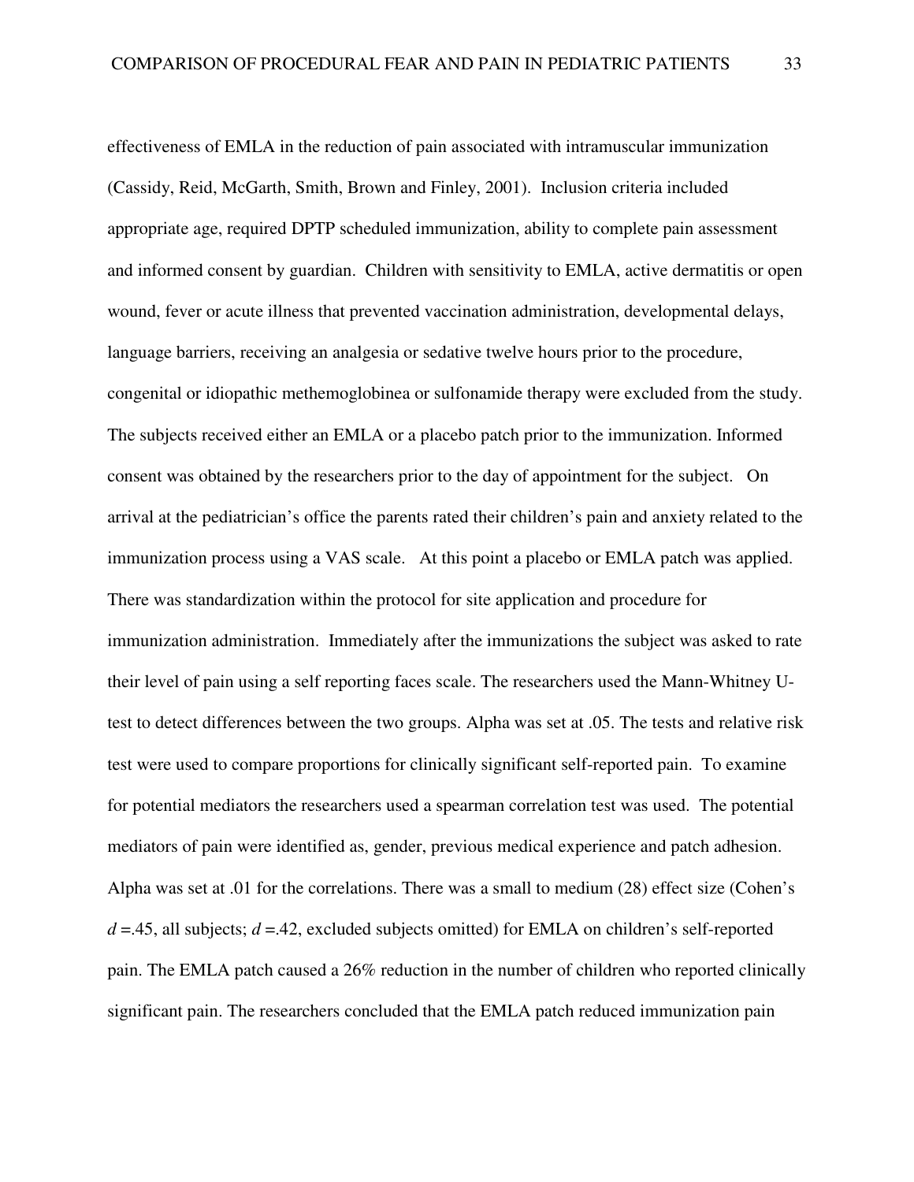effectiveness of EMLA in the reduction of pain associated with intramuscular immunization (Cassidy, Reid, McGarth, Smith, Brown and Finley, 2001). Inclusion criteria included appropriate age, required DPTP scheduled immunization, ability to complete pain assessment and informed consent by guardian. Children with sensitivity to EMLA, active dermatitis or open wound, fever or acute illness that prevented vaccination administration, developmental delays, language barriers, receiving an analgesia or sedative twelve hours prior to the procedure, congenital or idiopathic methemoglobinea or sulfonamide therapy were excluded from the study. The subjects received either an EMLA or a placebo patch prior to the immunization. Informed consent was obtained by the researchers prior to the day of appointment for the subject. On arrival at the pediatrician's office the parents rated their children's pain and anxiety related to the immunization process using a VAS scale. At this point a placebo or EMLA patch was applied. There was standardization within the protocol for site application and procedure for immunization administration. Immediately after the immunizations the subject was asked to rate their level of pain using a self reporting faces scale. The researchers used the Mann-Whitney U-test to detect differences between the two groups. Alpha was set at .05. The tests and relative risk test were used to compare proportions for clinically significant self-reported pain. To examine for potential mediators the researchers used a spearman correlation test was used. The potential mediators of pain were identified as, gender, previous medical experience and patch adhesion. Alpha was set at .01 for the correlations. There was a small to medium (28) effect size (Cohen's $d$ =.45, all subjects; $d$ =.42, excluded subjects omitted) for EMLA on children's self-reported pain. The EMLA patch caused a 26% reduction in the number of children who reported clinically significant pain. The researchers concluded that the EMLA patch reduced immunization pain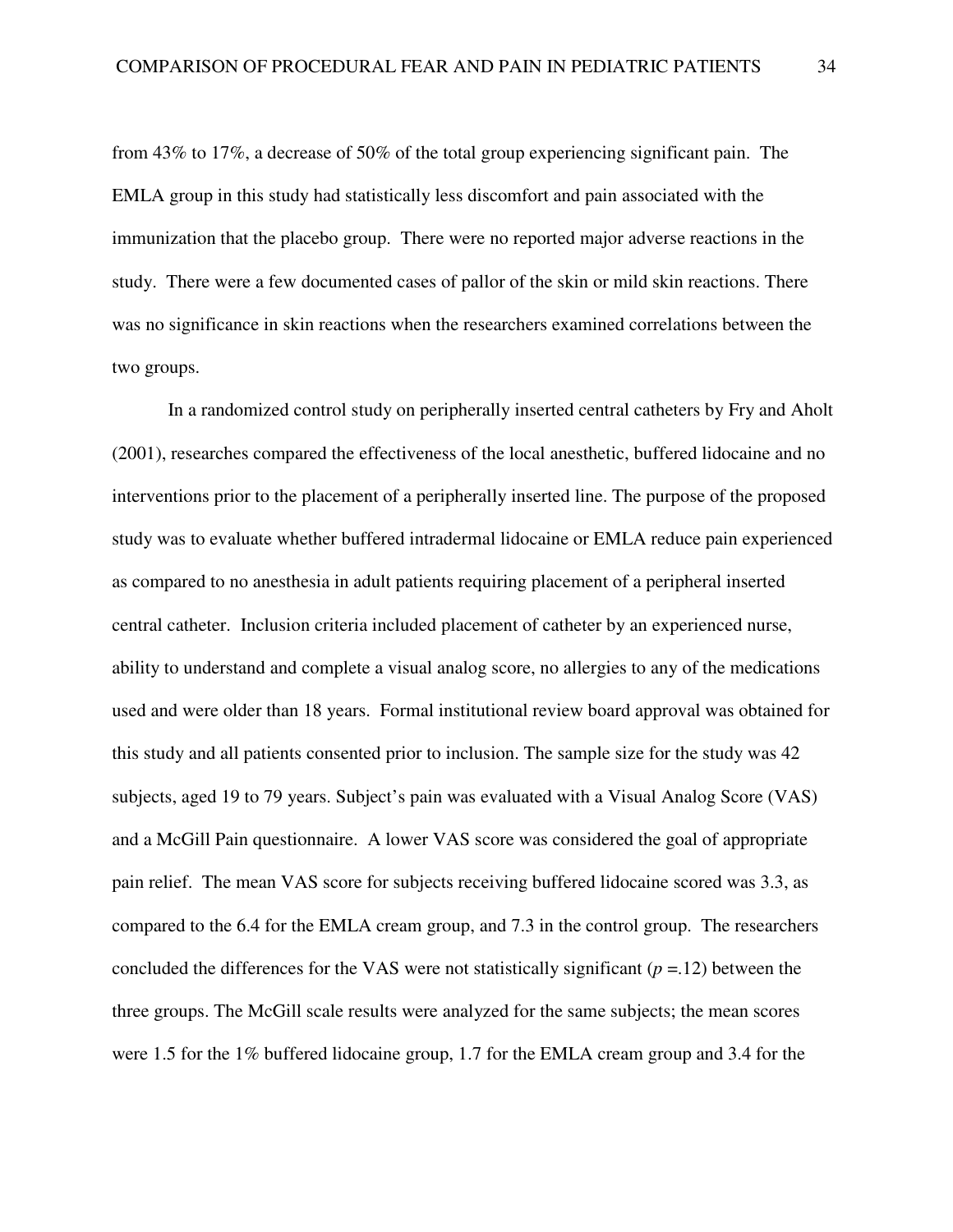from 43% to 17%, a decrease of 50% of the total group experiencing significant pain. The EMLA group in this study had statistically less discomfort and pain associated with the immunization that the placebo group. There were no reported major adverse reactions in the study. There were a few documented cases of pallor of the skin or mild skin reactions. There was no significance in skin reactions when the researchers examined correlations between the two groups.

In a randomized control study on peripherally inserted central catheters by Fry and Aholt (2001), researches compared the effectiveness of the local anesthetic, buffered lidocaine and no interventions prior to the placement of a peripherally inserted line. The purpose of the proposed study was to evaluate whether buffered intradermal lidocaine or EMLA reduce pain experienced as compared to no anesthesia in adult patients requiring placement of a peripheral inserted central catheter. Inclusion criteria included placement of catheter by an experienced nurse, ability to understand and complete a visual analog score, no allergies to any of the medications used and were older than 18 years. Formal institutional review board approval was obtained for this study and all patients consented prior to inclusion. The sample size for the study was 42 subjects, aged 19 to 79 years. Subject's pain was evaluated with a Visual Analog Score (VAS) and a McGill Pain questionnaire. A lower VAS score was considered the goal of appropriate pain relief. The mean VAS score for subjects receiving buffered lidocaine scored was 3.3, as compared to the 6.4 for the EMLA cream group, and 7.3 in the control group. The researchers concluded the differences for the VAS were not statistically significant ($p$ =.12) between the three groups. The McGill scale results were analyzed for the same subjects; the mean scores were 1.5 for the 1% buffered lidocaine group, 1.7 for the EMLA cream group and 3.4 for the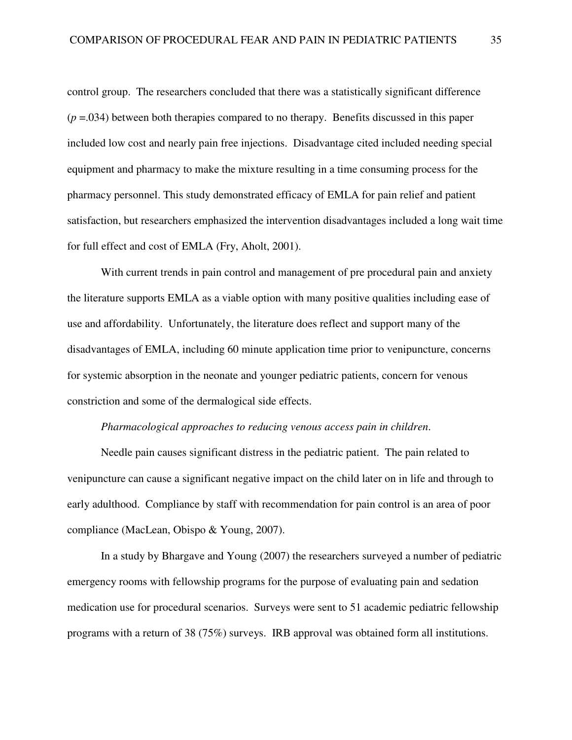control group. The researchers concluded that there was a statistically significant difference ($p$ =.034) between both therapies compared to no therapy. Benefits discussed in this paper included low cost and nearly pain free injections. Disadvantage cited included needing special equipment and pharmacy to make the mixture resulting in a time consuming process for the pharmacy personnel. This study demonstrated efficacy of EMLA for pain relief and patient satisfaction, but researchers emphasized the intervention disadvantages included a long wait time for full effect and cost of EMLA (Fry, Aholt, 2001).

With current trends in pain control and management of pre procedural pain and anxiety the literature supports EMLA as a viable option with many positive qualities including ease of use and affordability. Unfortunately, the literature does reflect and support many of the disadvantages of EMLA, including 60 minute application time prior to venipuncture, concerns for systemic absorption in the neonate and younger pediatric patients, concern for venous constriction and some of the dermalogical side effects.

*Pharmacological approaches to reducing venous access pain in children.*

Needle pain causes significant distress in the pediatric patient. The pain related to venipuncture can cause a significant negative impact on the child later on in life and through to early adulthood. Compliance by staff with recommendation for pain control is an area of poor compliance (MacLean, Obispo & Young, 2007).

In a study by Bhargave and Young (2007) the researchers surveyed a number of pediatric emergency rooms with fellowship programs for the purpose of evaluating pain and sedation medication use for procedural scenarios. Surveys were sent to 51 academic pediatric fellowship programs with a return of 38 (75%) surveys. IRB approval was obtained form all institutions.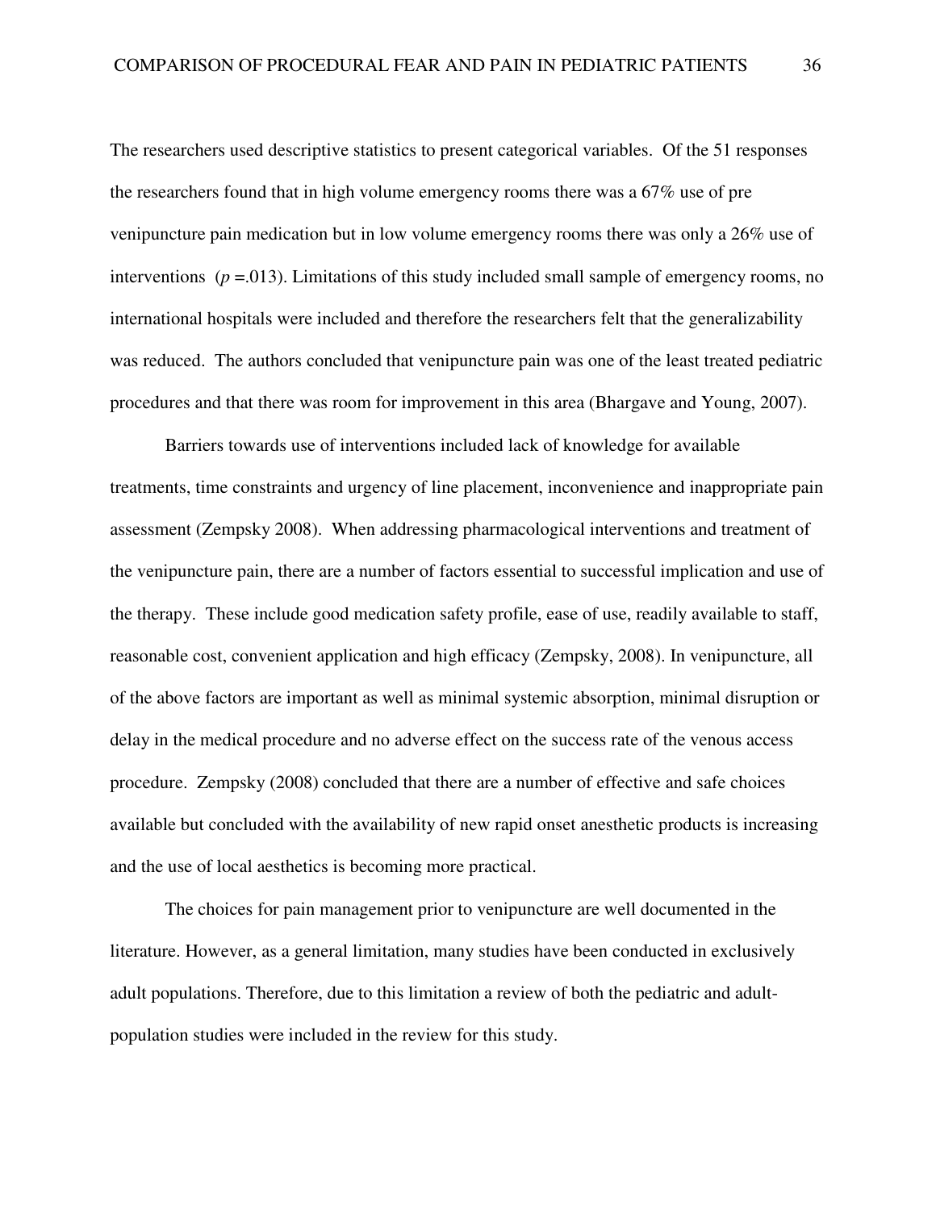The researchers used descriptive statistics to present categorical variables. Of the 51 responses the researchers found that in high volume emergency rooms there was a 67% use of pre venipuncture pain medication but in low volume emergency rooms there was only a 26% use of interventions ($p$ =.013). Limitations of this study included small sample of emergency rooms, no international hospitals were included and therefore the researchers felt that the generalizability was reduced. The authors concluded that venipuncture pain was one of the least treated pediatric procedures and that there was room for improvement in this area (Bhargave and Young, 2007).

Barriers towards use of interventions included lack of knowledge for available treatments, time constraints and urgency of line placement, inconvenience and inappropriate pain assessment (Zempsky 2008). When addressing pharmacological interventions and treatment of the venipuncture pain, there are a number of factors essential to successful implication and use of the therapy. These include good medication safety profile, ease of use, readily available to staff, reasonable cost, convenient application and high efficacy (Zempsky, 2008). In venipuncture, all of the above factors are important as well as minimal systemic absorption, minimal disruption or delay in the medical procedure and no adverse effect on the success rate of the venous access procedure. Zempsky (2008) concluded that there are a number of effective and safe choices available but concluded with the availability of new rapid onset anesthetic products is increasing and the use of local aesthetics is becoming more practical.

The choices for pain management prior to venipuncture are well documented in the literature. However, as a general limitation, many studies have been conducted in exclusively adult populations. Therefore, due to this limitation a review of both the pediatric and adult-population studies were included in the review for this study.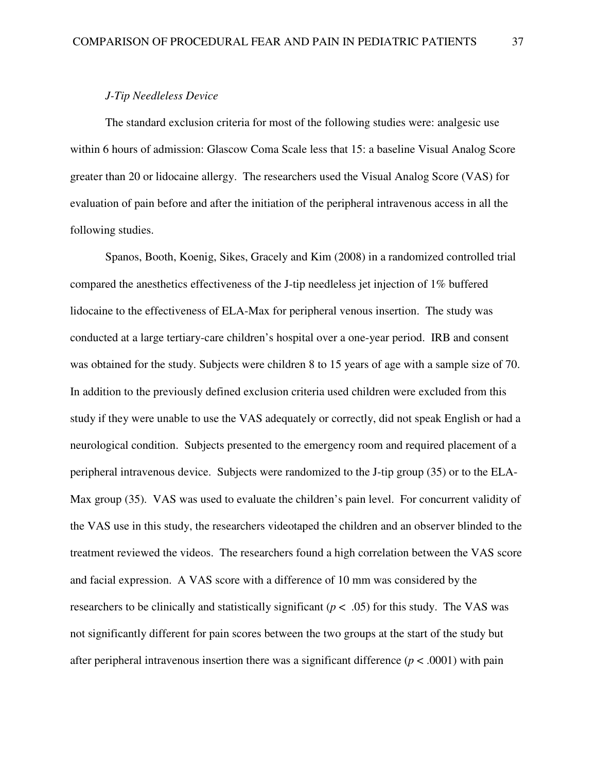*J-Tip Needleless Device*

The standard exclusion criteria for most of the following studies were: analgesic use within 6 hours of admission: Glascow Coma Scale less that 15: a baseline Visual Analog Score greater than 20 or lidocaine allergy. The researchers used the Visual Analog Score (VAS) for evaluation of pain before and after the initiation of the peripheral intravenous access in all the following studies.

Spanos, Booth, Koenig, Sikes, Gracely and Kim (2008) in a randomized controlled trial compared the anesthetics effectiveness of the J-tip needleless jet injection of 1% buffered lidocaine to the effectiveness of ELA-Max for peripheral venous insertion. The study was conducted at a large tertiary-care children's hospital over a one-year period. IRB and consent was obtained for the study. Subjects were children 8 to 15 years of age with a sample size of 70. In addition to the previously defined exclusion criteria used children were excluded from this study if they were unable to use the VAS adequately or correctly, did not speak English or had a neurological condition. Subjects presented to the emergency room and required placement of a peripheral intravenous device. Subjects were randomized to the J-tip group (35) or to the ELA-Max group (35). VAS was used to evaluate the children's pain level. For concurrent validity of the VAS use in this study, the researchers videotaped the children and an observer blinded to the treatment reviewed the videos. The researchers found a high correlation between the VAS score and facial expression. A VAS score with a difference of 10 mm was considered by the researchers to be clinically and statistically significant ($p < .05$) for this study. The VAS was not significantly different for pain scores between the two groups at the start of the study but after peripheral intravenous insertion there was a significant difference ($p < .0001$) with pain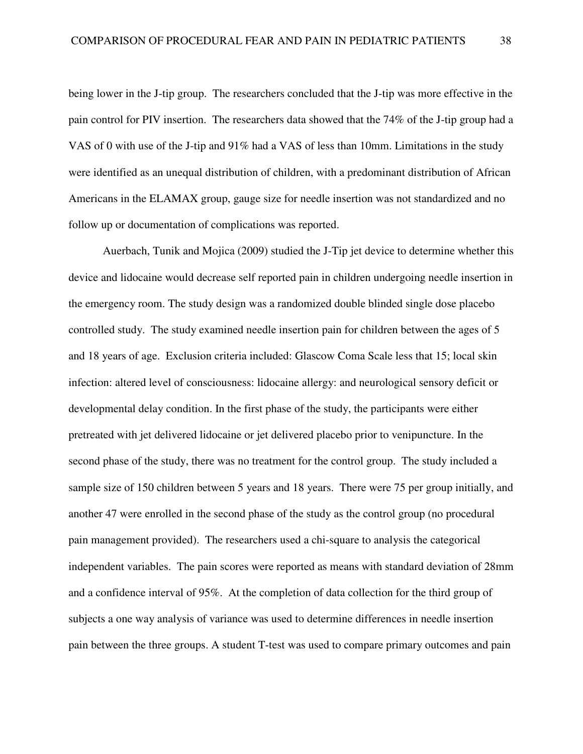being lower in the J-tip group. The researchers concluded that the J-tip was more effective in the pain control for PIV insertion. The researchers data showed that the 74% of the J-tip group had a VAS of 0 with use of the J-tip and 91% had a VAS of less than 10mm. Limitations in the study were identified as an unequal distribution of children, with a predominant distribution of African Americans in the ELAMAX group, gauge size for needle insertion was not standardized and no follow up or documentation of complications was reported.

Auerbach, Tunik and Mojica (2009) studied the J-Tip jet device to determine whether this device and lidocaine would decrease self reported pain in children undergoing needle insertion in the emergency room. The study design was a randomized double blinded single dose placebo controlled study. The study examined needle insertion pain for children between the ages of 5 and 18 years of age. Exclusion criteria included: Glascow Coma Scale less that 15; local skin infection: altered level of consciousness: lidocaine allergy: and neurological sensory deficit or developmental delay condition. In the first phase of the study, the participants were either pretreated with jet delivered lidocaine or jet delivered placebo prior to venipuncture. In the second phase of the study, there was no treatment for the control group. The study included a sample size of 150 children between 5 years and 18 years. There were 75 per group initially, and another 47 were enrolled in the second phase of the study as the control group (no procedural pain management provided). The researchers used a chi-square to analysis the categorical independent variables. The pain scores were reported as means with standard deviation of 28mm and a confidence interval of 95%. At the completion of data collection for the third group of subjects a one way analysis of variance was used to determine differences in needle insertion pain between the three groups. A student T-test was used to compare primary outcomes and pain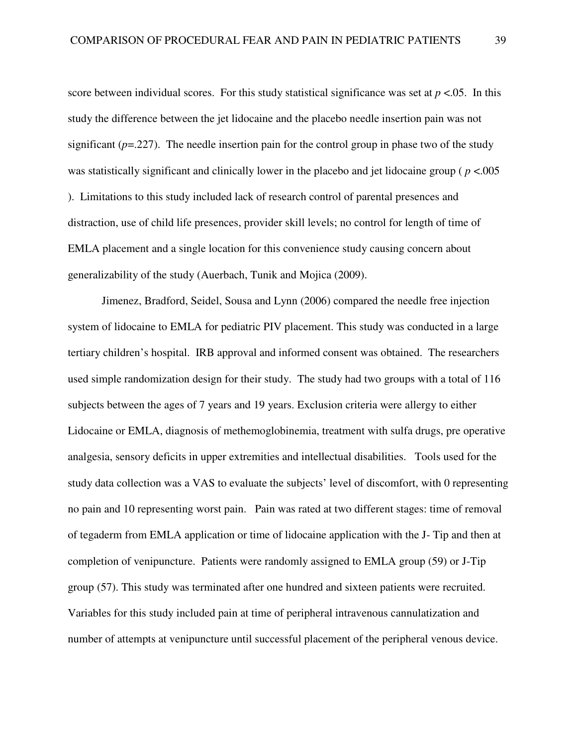score between individual scores. For this study statistical significance was set at $p < .05$. In this study the difference between the jet lidocaine and the placebo needle insertion pain was not significant ($p = .227$). The needle insertion pain for the control group in phase two of the study was statistically significant and clinically lower in the placebo and jet lidocaine group ( $p < .005$ ). Limitations to this study included lack of research control of parental presences and distraction, use of child life presences, provider skill levels; no control for length of time of EMLA placement and a single location for this convenience study causing concern about generalizability of the study (Auerbach, Tunik and Mojica (2009).

Jimenez, Bradford, Seidel, Sousa and Lynn (2006) compared the needle free injection system of lidocaine to EMLA for pediatric PIV placement. This study was conducted in a large tertiary children's hospital. IRB approval and informed consent was obtained. The researchers used simple randomization design for their study. The study had two groups with a total of 116 subjects between the ages of 7 years and 19 years. Exclusion criteria were allergy to either Lidocaine or EMLA, diagnosis of methemoglobinemia, treatment with sulfa drugs, pre operative analgesia, sensory deficits in upper extremities and intellectual disabilities. Tools used for the study data collection was a VAS to evaluate the subjects' level of discomfort, with 0 representing no pain and 10 representing worst pain. Pain was rated at two different stages: time of removal of tegaderm from EMLA application or time of lidocaine application with the J- Tip and then at completion of venipuncture. Patients were randomly assigned to EMLA group (59) or J-Tip group (57). This study was terminated after one hundred and sixteen patients were recruited. Variables for this study included pain at time of peripheral intravenous cannulatization and number of attempts at venipuncture until successful placement of the peripheral venous device.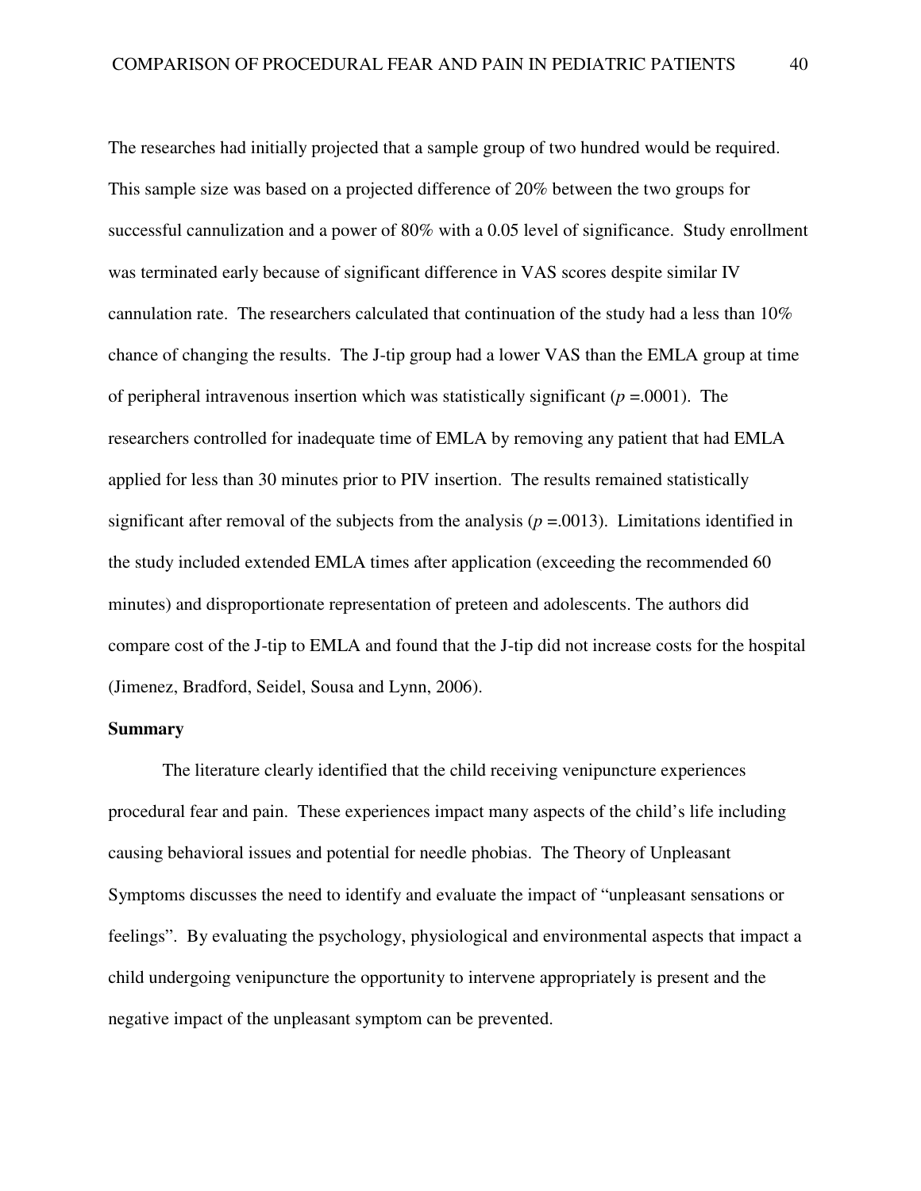The researches had initially projected that a sample group of two hundred would be required. This sample size was based on a projected difference of 20% between the two groups for successful cannulization and a power of 80% with a 0.05 level of significance. Study enrollment was terminated early because of significant difference in VAS scores despite similar IV cannulation rate. The researchers calculated that continuation of the study had a less than 10% chance of changing the results. The J-tip group had a lower VAS than the EMLA group at time of peripheral intravenous insertion which was statistically significant ($p$ =.0001). The researchers controlled for inadequate time of EMLA by removing any patient that had EMLA applied for less than 30 minutes prior to PIV insertion. The results remained statistically significant after removal of the subjects from the analysis ($p$ =.0013). Limitations identified in the study included extended EMLA times after application (exceeding the recommended 60 minutes) and disproportionate representation of preteen and adolescents. The authors did compare cost of the J-tip to EMLA and found that the J-tip did not increase costs for the hospital (Jimenez, Bradford, Seidel, Sousa and Lynn, 2006).

**Summary**

The literature clearly identified that the child receiving venipuncture experiences procedural fear and pain. These experiences impact many aspects of the child's life including causing behavioral issues and potential for needle phobias. The Theory of Unpleasant Symptoms discusses the need to identify and evaluate the impact of "unpleasant sensations or feelings". By evaluating the psychology, physiological and environmental aspects that impact a child undergoing venipuncture the opportunity to intervene appropriately is present and the negative impact of the unpleasant symptom can be prevented.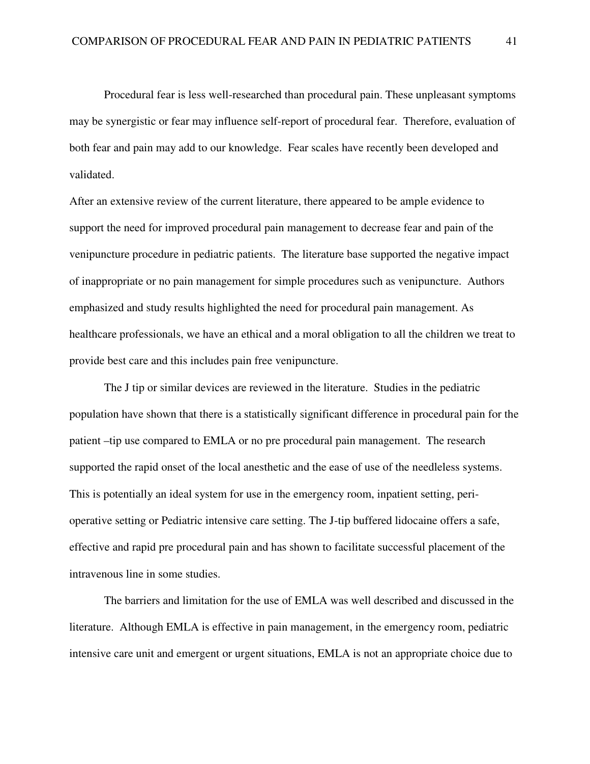Procedural fear is less well-researched than procedural pain. These unpleasant symptoms may be synergistic or fear may influence self-report of procedural fear. Therefore, evaluation of both fear and pain may add to our knowledge. Fear scales have recently been developed and validated.

After an extensive review of the current literature, there appeared to be ample evidence to support the need for improved procedural pain management to decrease fear and pain of the venipuncture procedure in pediatric patients. The literature base supported the negative impact of inappropriate or no pain management for simple procedures such as venipuncture. Authors emphasized and study results highlighted the need for procedural pain management. As healthcare professionals, we have an ethical and a moral obligation to all the children we treat to provide best care and this includes pain free venipuncture.

The J tip or similar devices are reviewed in the literature. Studies in the pediatric population have shown that there is a statistically significant difference in procedural pain for the patient –tip use compared to EMLA or no pre procedural pain management. The research supported the rapid onset of the local anesthetic and the ease of use of the needleless systems. This is potentially an ideal system for use in the emergency room, inpatient setting, peri-operative setting or Pediatric intensive care setting. The J-tip buffered lidocaine offers a safe, effective and rapid pre procedural pain and has shown to facilitate successful placement of the intravenous line in some studies.

The barriers and limitation for the use of EMLA was well described and discussed in the literature. Although EMLA is effective in pain management, in the emergency room, pediatric intensive care unit and emergent or urgent situations, EMLA is not an appropriate choice due to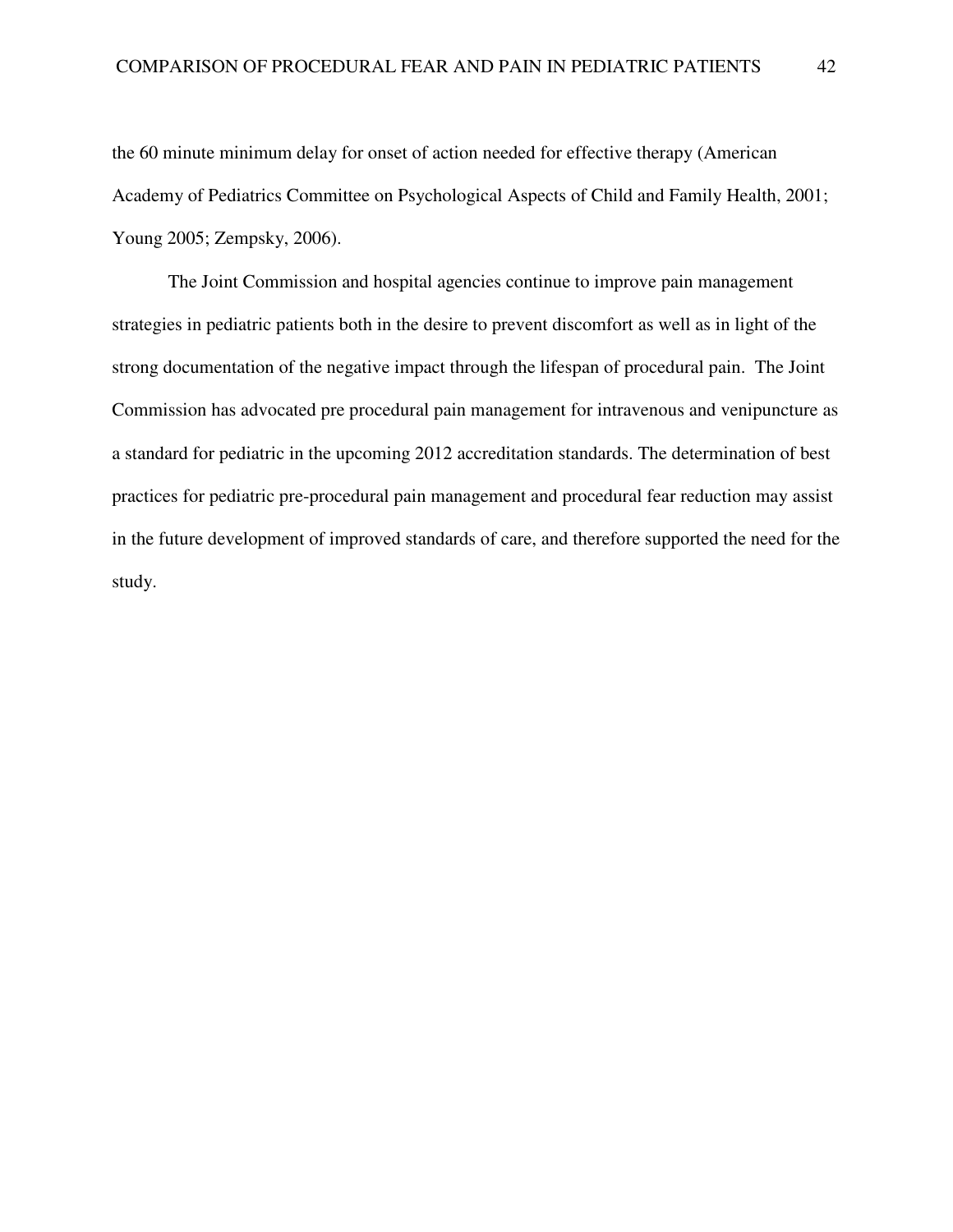the 60 minute minimum delay for onset of action needed for effective therapy (American Academy of Pediatrics Committee on Psychological Aspects of Child and Family Health, 2001; Young 2005; Zempsky, 2006).

The Joint Commission and hospital agencies continue to improve pain management strategies in pediatric patients both in the desire to prevent discomfort as well as in light of the strong documentation of the negative impact through the lifespan of procedural pain. The Joint Commission has advocated pre procedural pain management for intravenous and venipuncture as a standard for pediatric in the upcoming 2012 accreditation standards. The determination of best practices for pediatric pre-procedural pain management and procedural fear reduction may assist in the future development of improved standards of care, and therefore supported the need for the study.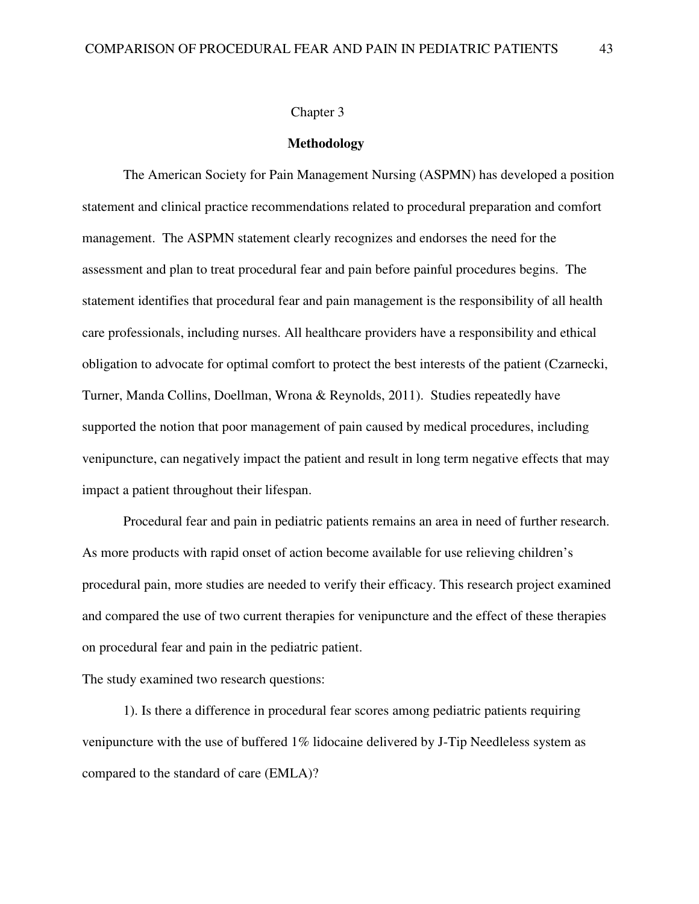# Chapter 3

## Methodology

The American Society for Pain Management Nursing (ASPMN) has developed a position statement and clinical practice recommendations related to procedural preparation and comfort management. The ASPMN statement clearly recognizes and endorses the need for the assessment and plan to treat procedural fear and pain before painful procedures begins. The statement identifies that procedural fear and pain management is the responsibility of all health care professionals, including nurses. All healthcare providers have a responsibility and ethical obligation to advocate for optimal comfort to protect the best interests of the patient (Czarnecki, Turner, Manda Collins, Doellman, Wrona & Reynolds, 2011). Studies repeatedly have supported the notion that poor management of pain caused by medical procedures, including venipuncture, can negatively impact the patient and result in long term negative effects that may impact a patient throughout their lifespan.

Procedural fear and pain in pediatric patients remains an area in need of further research. As more products with rapid onset of action become available for use relieving children's procedural pain, more studies are needed to verify their efficacy. This research project examined and compared the use of two current therapies for venipuncture and the effect of these therapies on procedural fear and pain in the pediatric patient.

The study examined two research questions:

1). Is there a difference in procedural fear scores among pediatric patients requiring venipuncture with the use of buffered 1% lidocaine delivered by J-Tip Needleless system as compared to the standard of care (EMLA)?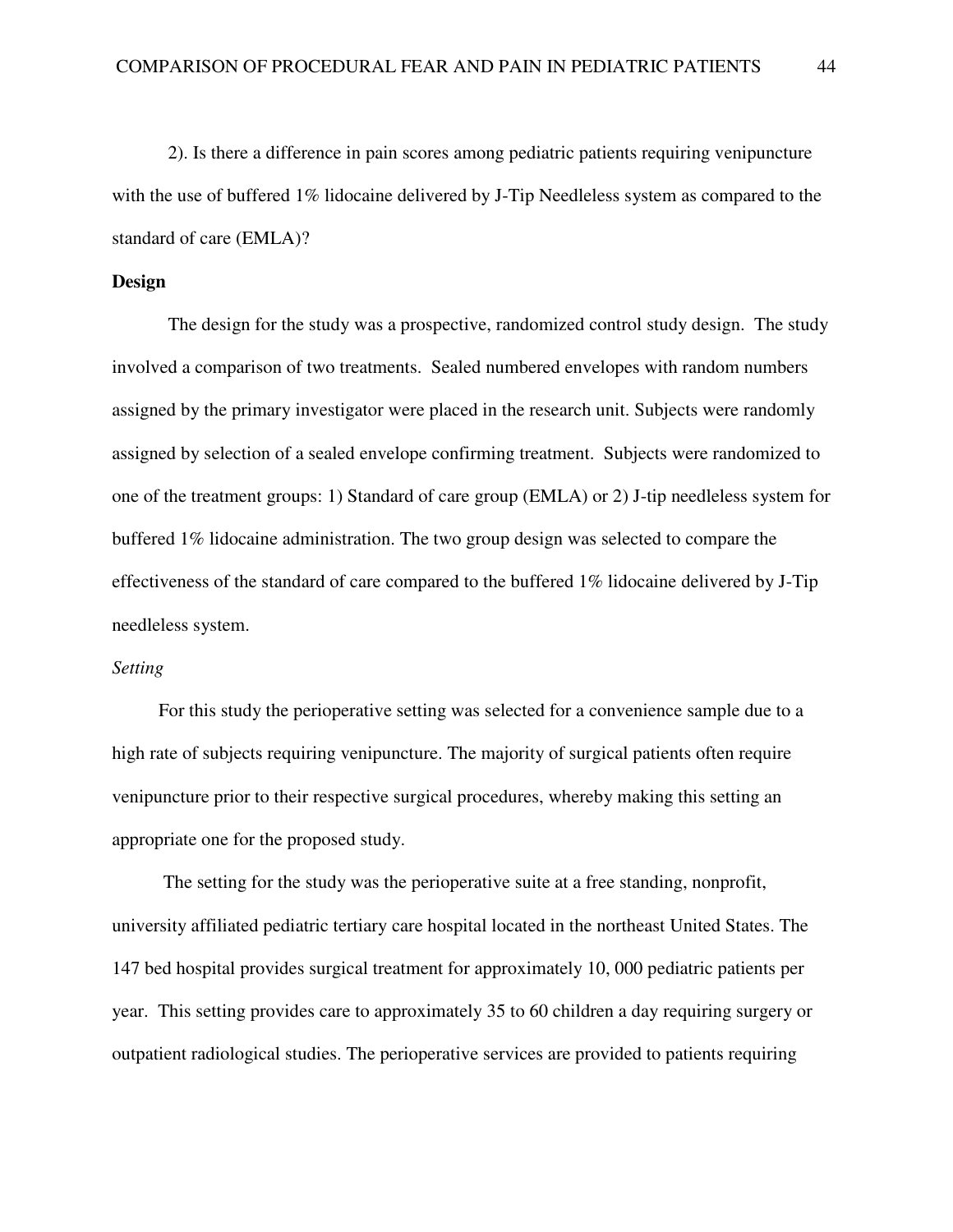2). Is there a difference in pain scores among pediatric patients requiring venipuncture with the use of buffered 1% lidocaine delivered by J-Tip Needleless system as compared to the standard of care (EMLA)?

**Design**

The design for the study was a prospective, randomized control study design. The study involved a comparison of two treatments. Sealed numbered envelopes with random numbers assigned by the primary investigator were placed in the research unit. Subjects were randomly assigned by selection of a sealed envelope confirming treatment. Subjects were randomized to one of the treatment groups: 1) Standard of care group (EMLA) or 2) J-tip needleless system for buffered 1% lidocaine administration. The two group design was selected to compare the effectiveness of the standard of care compared to the buffered 1% lidocaine delivered by J-Tip needleless system.

*Setting*

For this study the perioperative setting was selected for a convenience sample due to a high rate of subjects requiring venipuncture. The majority of surgical patients often require venipuncture prior to their respective surgical procedures, whereby making this setting an appropriate one for the proposed study.

The setting for the study was the perioperative suite at a free standing, nonprofit, university affiliated pediatric tertiary care hospital located in the northeast United States. The 147 bed hospital provides surgical treatment for approximately 10, 000 pediatric patients per year. This setting provides care to approximately 35 to 60 children a day requiring surgery or outpatient radiological studies. The perioperative services are provided to patients requiring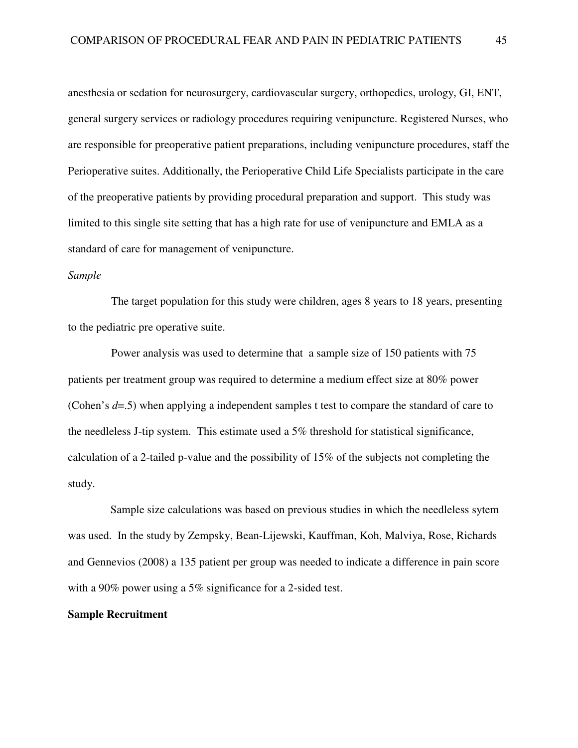anesthesia or sedation for neurosurgery, cardiovascular surgery, orthopedics, urology, GI, ENT, general surgery services or radiology procedures requiring venipuncture. Registered Nurses, who are responsible for preoperative patient preparations, including venipuncture procedures, staff the Perioperative suites. Additionally, the Perioperative Child Life Specialists participate in the care of the preoperative patients by providing procedural preparation and support. This study was limited to this single site setting that has a high rate for use of venipuncture and EMLA as a standard of care for management of venipuncture.

*Sample*

The target population for this study were children, ages 8 years to 18 years, presenting to the pediatric pre operative suite.

Power analysis was used to determine that a sample size of 150 patients with 75 patients per treatment group was required to determine a medium effect size at 80% power (Cohen's $d$=.5) when applying a independent samples t test to compare the standard of care to the needleless J-tip system. This estimate used a 5% threshold for statistical significance, calculation of a 2-tailed p-value and the possibility of 15% of the subjects not completing the study.

Sample size calculations was based on previous studies in which the needleless sytem was used. In the study by Zempsky, Bean-Lijewski, Kauffman, Koh, Malviya, Rose, Richards and Gennevios (2008) a 135 patient per group was needed to indicate a difference in pain score with a 90% power using a 5% significance for a 2-sided test.

**Sample Recruitment**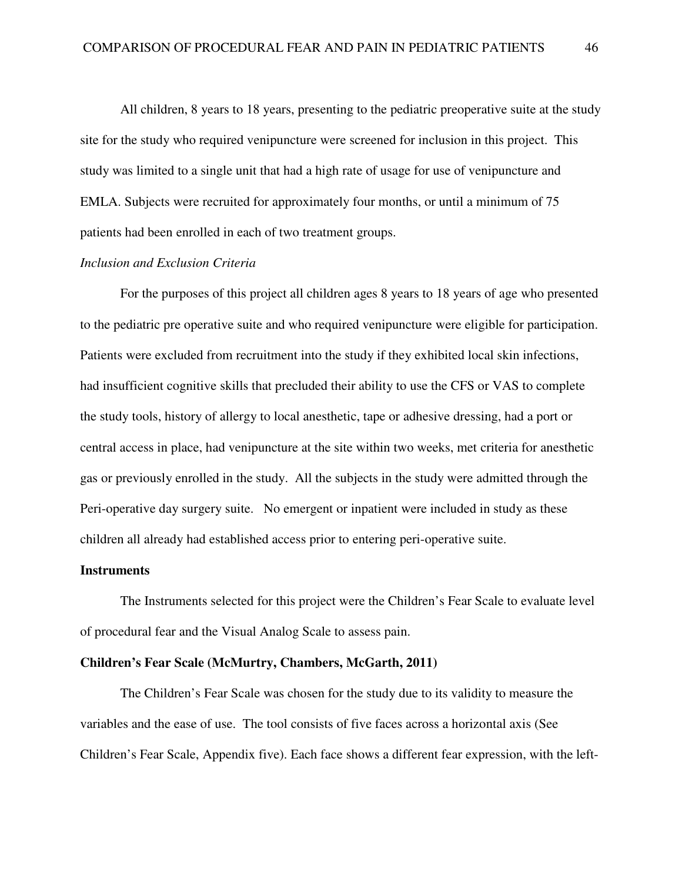All children, 8 years to 18 years, presenting to the pediatric preoperative suite at the study site for the study who required venipuncture were screened for inclusion in this project. This study was limited to a single unit that had a high rate of usage for use of venipuncture and EMLA. Subjects were recruited for approximately four months, or until a minimum of 75 patients had been enrolled in each of two treatment groups.

*Inclusion and Exclusion Criteria*

For the purposes of this project all children ages 8 years to 18 years of age who presented to the pediatric pre operative suite and who required venipuncture were eligible for participation. Patients were excluded from recruitment into the study if they exhibited local skin infections, had insufficient cognitive skills that precluded their ability to use the CFS or VAS to complete the study tools, history of allergy to local anesthetic, tape or adhesive dressing, had a port or central access in place, had venipuncture at the site within two weeks, met criteria for anesthetic gas or previously enrolled in the study. All the subjects in the study were admitted through the Peri-operative day surgery suite. No emergent or inpatient were included in study as these children all already had established access prior to entering peri-operative suite.

**Instruments**

The Instruments selected for this project were the Children's Fear Scale to evaluate level of procedural fear and the Visual Analog Scale to assess pain.

**Children's Fear Scale (McMurtry, Chambers, McGarth, 2011)**

The Children's Fear Scale was chosen for the study due to its validity to measure the variables and the ease of use. The tool consists of five faces across a horizontal axis (See Children's Fear Scale, Appendix five). Each face shows a different fear expression, with the left-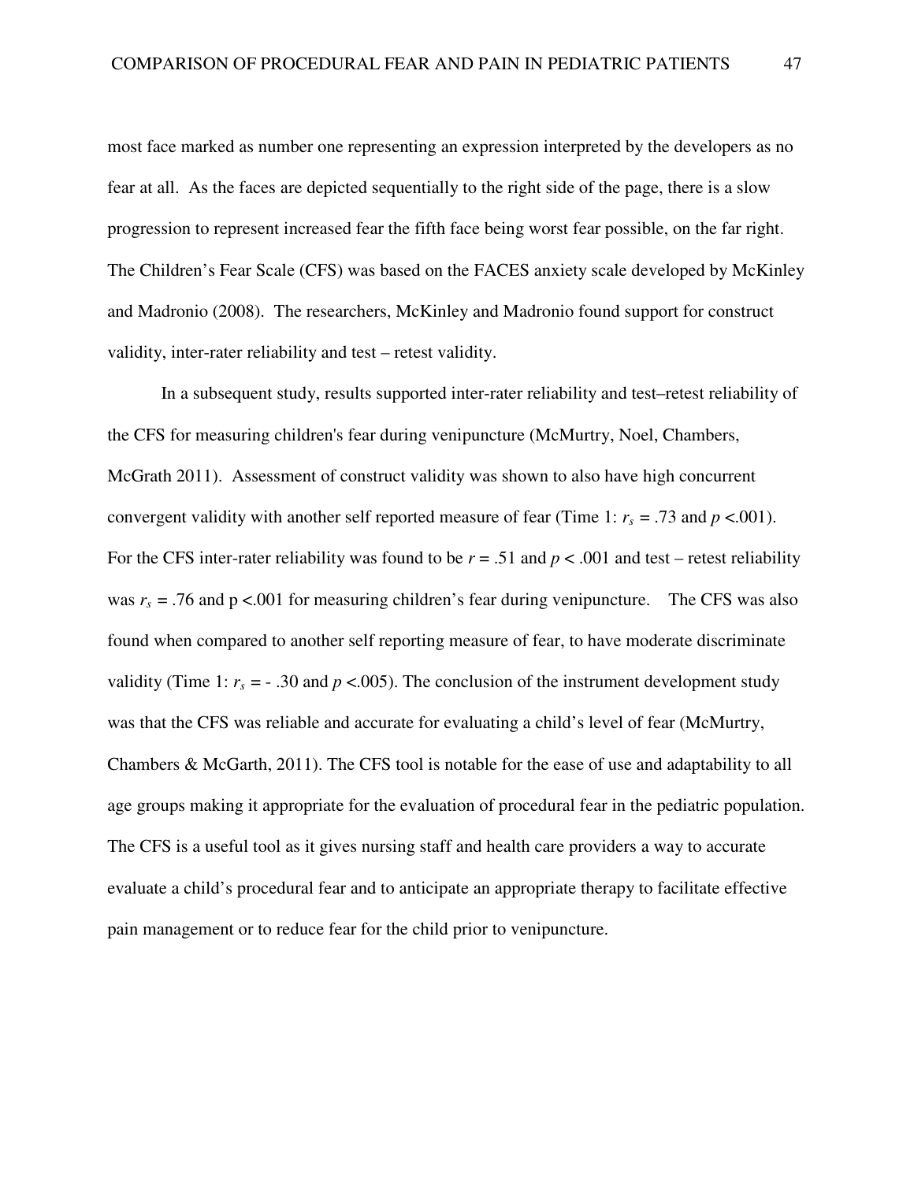most face marked as number one representing an expression interpreted by the developers as no fear at all. As the faces are depicted sequentially to the right side of the page, there is a slow progression to represent increased fear the fifth face being worst fear possible, on the far right. The Children's Fear Scale (CFS) was based on the FACES anxiety scale developed by McKinley and Madronio (2008). The researchers, McKinley and Madronio found support for construct validity, inter-rater reliability and test – retest validity.

In a subsequent study, results supported inter-rater reliability and test–retest reliability of the CFS for measuring children's fear during venipuncture (McMurtry, Noel, Chambers, McGrath 2011). Assessment of construct validity was shown to also have high concurrent convergent validity with another self reported measure of fear (Time 1: $r_s = .73$ and $p < .001$). For the CFS inter-rater reliability was found to be $r = .51$ and $p < .001$ and test – retest reliability was $r_s = .76$ and $p < .001$ for measuring children's fear during venipuncture. The CFS was also found when compared to another self reporting measure of fear, to have moderate discriminate validity (Time 1: $r_s = - .30$ and $p < .005$). The conclusion of the instrument development study was that the CFS was reliable and accurate for evaluating a child's level of fear (McMurtry, Chambers & McGarth, 2011). The CFS tool is notable for the ease of use and adaptability to all age groups making it appropriate for the evaluation of procedural fear in the pediatric population. The CFS is a useful tool as it gives nursing staff and health care providers a way to accurate evaluate a child's procedural fear and to anticipate an appropriate therapy to facilitate effective pain management or to reduce fear for the child prior to venipuncture.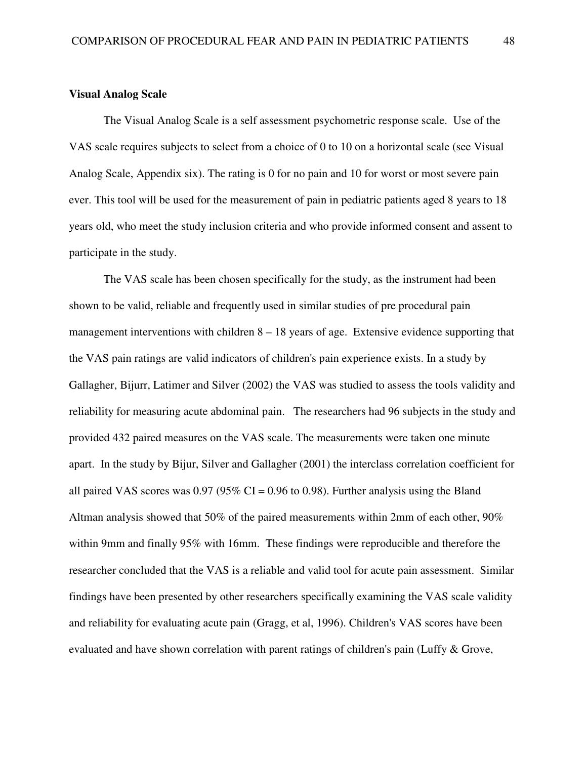**Visual Analog Scale**

The Visual Analog Scale is a self assessment psychometric response scale. Use of the VAS scale requires subjects to select from a choice of 0 to 10 on a horizontal scale (see Visual Analog Scale, Appendix six). The rating is 0 for no pain and 10 for worst or most severe pain ever. This tool will be used for the measurement of pain in pediatric patients aged 8 years to 18 years old, who meet the study inclusion criteria and who provide informed consent and assent to participate in the study.

The VAS scale has been chosen specifically for the study, as the instrument had been shown to be valid, reliable and frequently used in similar studies of pre procedural pain management interventions with children 8 – 18 years of age. Extensive evidence supporting that the VAS pain ratings are valid indicators of children's pain experience exists. In a study by Gallagher, Bijurr, Latimer and Silver (2002) the VAS was studied to assess the tools validity and reliability for measuring acute abdominal pain. The researchers had 96 subjects in the study and provided 432 paired measures on the VAS scale. The measurements were taken one minute apart. In the study by Bijur, Silver and Gallagher (2001) the interclass correlation coefficient for all paired VAS scores was 0.97 (95% CI = 0.96 to 0.98). Further analysis using the Bland Altman analysis showed that 50% of the paired measurements within 2mm of each other, 90% within 9mm and finally 95% with 16mm. These findings were reproducible and therefore the researcher concluded that the VAS is a reliable and valid tool for acute pain assessment. Similar findings have been presented by other researchers specifically examining the VAS scale validity and reliability for evaluating acute pain (Gragg, et al, 1996). Children's VAS scores have been evaluated and have shown correlation with parent ratings of children's pain (Luffy & Grove,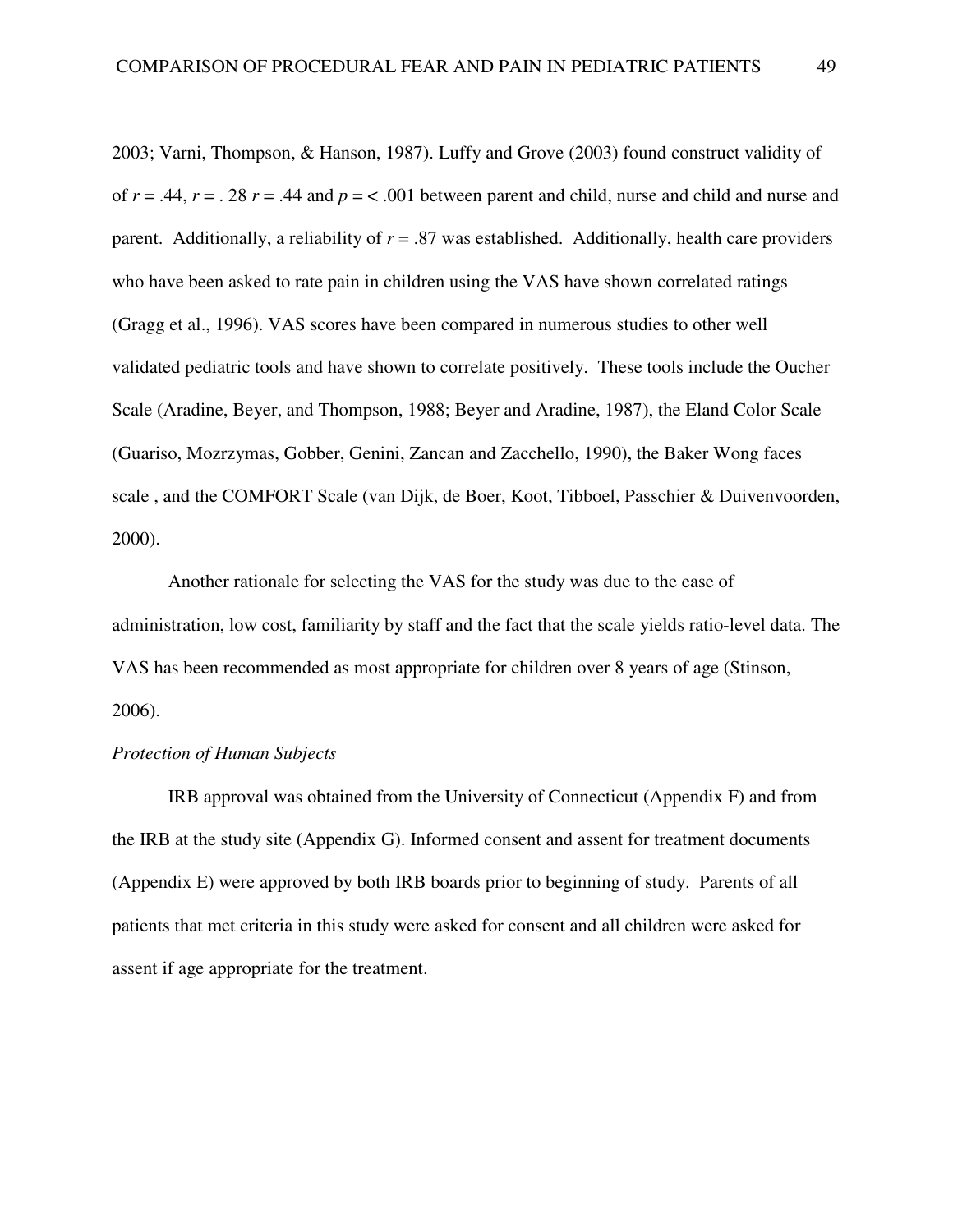2003; Varni, Thompson, & Hanson, 1987). Luffy and Grove (2003) found construct validity of of $r = .44$, $r = .28$ $r = .44$ and $p = < .001$ between parent and child, nurse and child and nurse and parent. Additionally, a reliability of $r = .87$ was established. Additionally, health care providers who have been asked to rate pain in children using the VAS have shown correlated ratings (Gragg et al., 1996). VAS scores have been compared in numerous studies to other well validated pediatric tools and have shown to correlate positively. These tools include the Oucher Scale (Aradine, Beyer, and Thompson, 1988; Beyer and Aradine, 1987), the Eland Color Scale (Guariso, Mozrzymas, Gobber, Genini, Zancan and Zacchello, 1990), the Baker Wong faces scale , and the COMFORT Scale (van Dijk, de Boer, Koot, Tibboel, Passchier & Duivenvoorden, 2000).

Another rationale for selecting the VAS for the study was due to the ease of administration, low cost, familiarity by staff and the fact that the scale yields ratio-level data. The VAS has been recommended as most appropriate for children over 8 years of age (Stinson, 2006).

*Protection of Human Subjects*

IRB approval was obtained from the University of Connecticut (Appendix F) and from the IRB at the study site (Appendix G). Informed consent and assent for treatment documents (Appendix E) were approved by both IRB boards prior to beginning of study. Parents of all patients that met criteria in this study were asked for consent and all children were asked for assent if age appropriate for the treatment.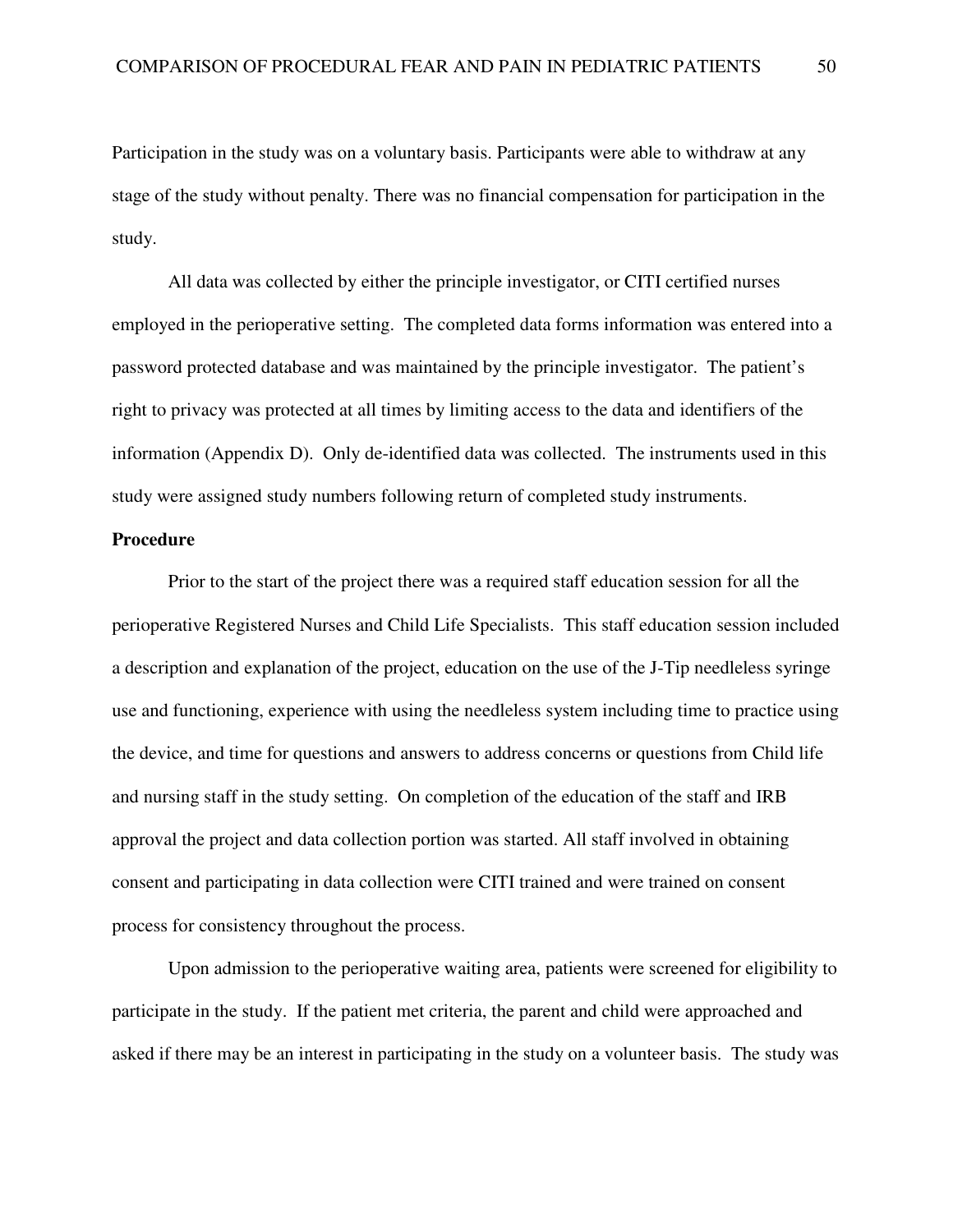Participation in the study was on a voluntary basis. Participants were able to withdraw at any stage of the study without penalty. There was no financial compensation for participation in the study.

All data was collected by either the principle investigator, or CITI certified nurses employed in the perioperative setting. The completed data forms information was entered into a password protected database and was maintained by the principle investigator. The patient's right to privacy was protected at all times by limiting access to the data and identifiers of the information (Appendix D). Only de-identified data was collected. The instruments used in this study were assigned study numbers following return of completed study instruments.

**Procedure**

Prior to the start of the project there was a required staff education session for all the perioperative Registered Nurses and Child Life Specialists. This staff education session included a description and explanation of the project, education on the use of the J-Tip needleless syringe use and functioning, experience with using the needleless system including time to practice using the device, and time for questions and answers to address concerns or questions from Child life and nursing staff in the study setting. On completion of the education of the staff and IRB approval the project and data collection portion was started. All staff involved in obtaining consent and participating in data collection were CITI trained and were trained on consent process for consistency throughout the process.

Upon admission to the perioperative waiting area, patients were screened for eligibility to participate in the study. If the patient met criteria, the parent and child were approached and asked if there may be an interest in participating in the study on a volunteer basis. The study was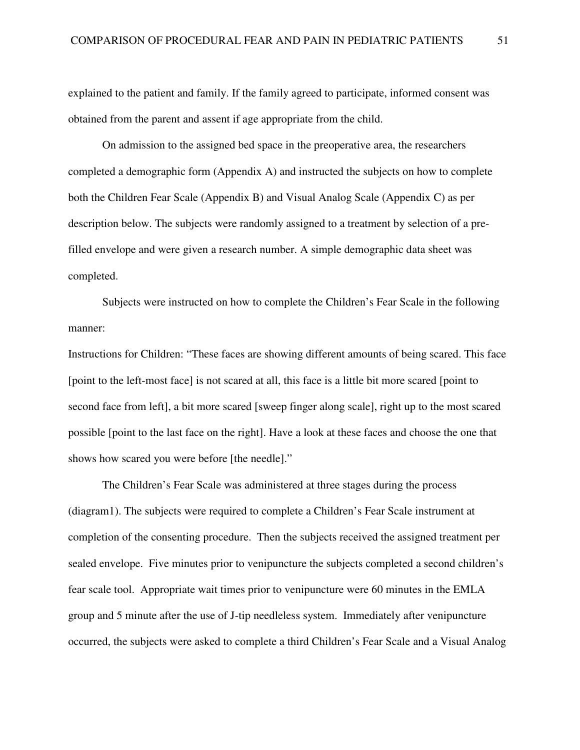explained to the patient and family. If the family agreed to participate, informed consent was obtained from the parent and assent if age appropriate from the child.

On admission to the assigned bed space in the preoperative area, the researchers completed a demographic form (Appendix A) and instructed the subjects on how to complete both the Children Fear Scale (Appendix B) and Visual Analog Scale (Appendix C) as per description below. The subjects were randomly assigned to a treatment by selection of a pre-filled envelope and were given a research number. A simple demographic data sheet was completed.

Subjects were instructed on how to complete the Children's Fear Scale in the following manner:

Instructions for Children: "These faces are showing different amounts of being scared. This face [point to the left-most face] is not scared at all, this face is a little bit more scared [point to second face from left], a bit more scared [sweep finger along scale], right up to the most scared possible [point to the last face on the right]. Have a look at these faces and choose the one that shows how scared you were before [the needle]."

The Children's Fear Scale was administered at three stages during the process (diagram1). The subjects were required to complete a Children's Fear Scale instrument at completion of the consenting procedure. Then the subjects received the assigned treatment per sealed envelope. Five minutes prior to venipuncture the subjects completed a second children's fear scale tool. Appropriate wait times prior to venipuncture were 60 minutes in the EMLA group and 5 minute after the use of J-tip needleless system. Immediately after venipuncture occurred, the subjects were asked to complete a third Children's Fear Scale and a Visual Analog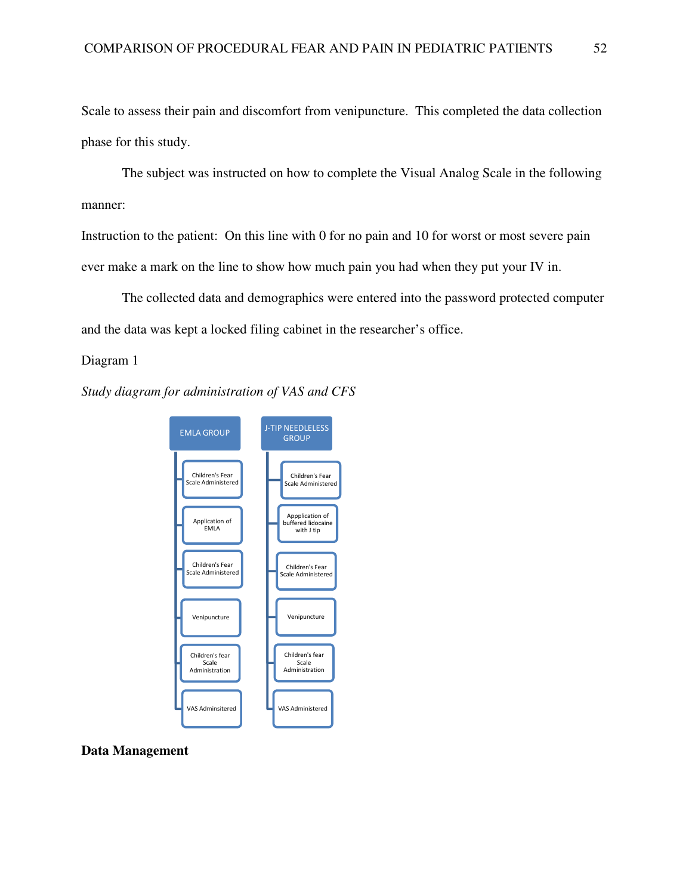Scale to assess their pain and discomfort from venipuncture. This completed the data collection phase for this study.

The subject was instructed on how to complete the Visual Analog Scale in the following manner:

Instruction to the patient: On this line with 0 for no pain and 10 for worst or most severe pain ever make a mark on the line to show how much pain you had when they put your IV in.

The collected data and demographics were entered into the password protected computer and the data was kept a locked filing cabinet in the researcher's office.

Diagram 1

*Study diagram for administration of VAS and CFS*

| EMLA GROUP | J-TIP NEEDLELESS GROUP |
|---|---|
| Children's Fear Scale Administered | Children's Fear Scale Administered |
| Application of EMLA | Appplication of buffered lidocaine with J tip |
| Children's Fear Scale Administered | Children's Fear Scale Administered |
| Venipuncture | Venipuncture |
| Children's fear Scale Administration | Children's fear Scale Administration |
| VAS Adminsitered | VAS Administered |

**Data Management**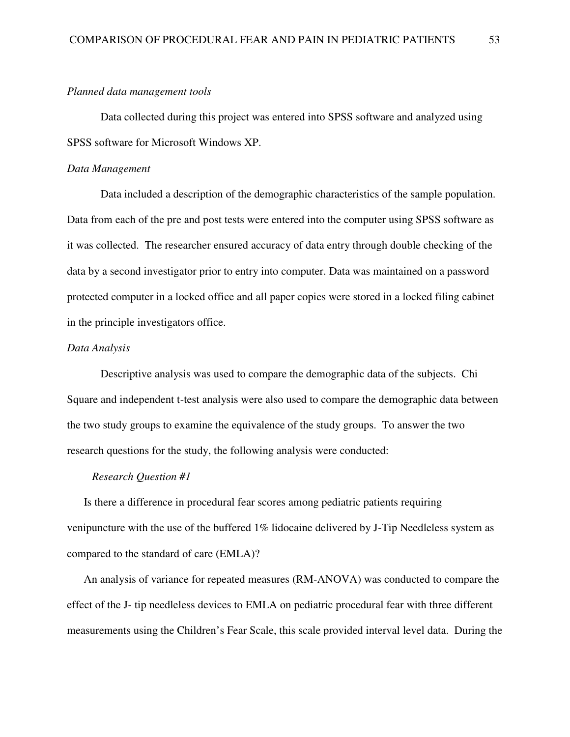*Planned data management tools*

Data collected during this project was entered into SPSS software and analyzed using SPSS software for Microsoft Windows XP.

*Data Management*

Data included a description of the demographic characteristics of the sample population. Data from each of the pre and post tests were entered into the computer using SPSS software as it was collected. The researcher ensured accuracy of data entry through double checking of the data by a second investigator prior to entry into computer. Data was maintained on a password protected computer in a locked office and all paper copies were stored in a locked filing cabinet in the principle investigators office.

*Data Analysis*

Descriptive analysis was used to compare the demographic data of the subjects. Chi Square and independent t-test analysis were also used to compare the demographic data between the two study groups to examine the equivalence of the study groups. To answer the two research questions for the study, the following analysis were conducted:

*Research Question #1*

Is there a difference in procedural fear scores among pediatric patients requiring venipuncture with the use of the buffered 1% lidocaine delivered by J-Tip Needleless system as compared to the standard of care (EMLA)?

An analysis of variance for repeated measures (RM-ANOVA) was conducted to compare the effect of the J- tip needleless devices to EMLA on pediatric procedural fear with three different measurements using the Children's Fear Scale, this scale provided interval level data. During the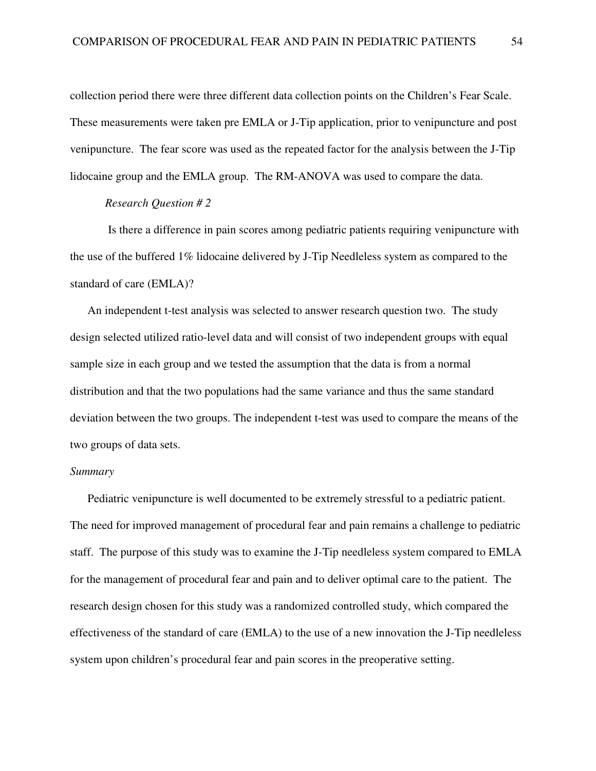collection period there were three different data collection points on the Children's Fear Scale. These measurements were taken pre EMLA or J-Tip application, prior to venipuncture and post venipuncture. The fear score was used as the repeated factor for the analysis between the J-Tip lidocaine group and the EMLA group. The RM-ANOVA was used to compare the data.

*Research Question # 2*

Is there a difference in pain scores among pediatric patients requiring venipuncture with the use of the buffered 1% lidocaine delivered by J-Tip Needleless system as compared to the standard of care (EMLA)?

An independent t-test analysis was selected to answer research question two. The study design selected utilized ratio-level data and will consist of two independent groups with equal sample size in each group and we tested the assumption that the data is from a normal distribution and that the two populations had the same variance and thus the same standard deviation between the two groups. The independent t-test was used to compare the means of the two groups of data sets.

*Summary*

Pediatric venipuncture is well documented to be extremely stressful to a pediatric patient. The need for improved management of procedural fear and pain remains a challenge to pediatric staff. The purpose of this study was to examine the J-Tip needleless system compared to EMLA for the management of procedural fear and pain and to deliver optimal care to the patient. The research design chosen for this study was a randomized controlled study, which compared the effectiveness of the standard of care (EMLA) to the use of a new innovation the J-Tip needleless system upon children's procedural fear and pain scores in the preoperative setting.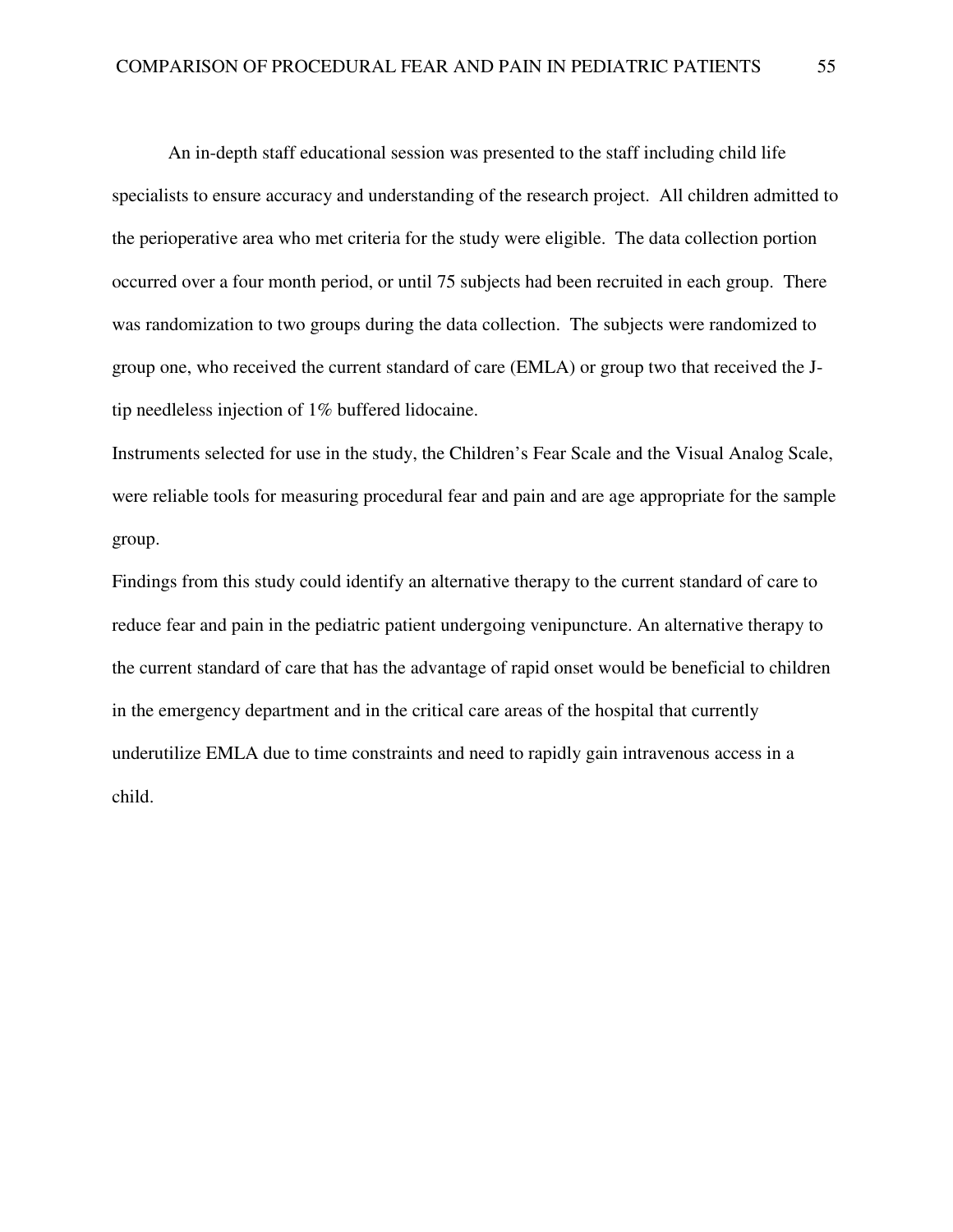An in-depth staff educational session was presented to the staff including child life specialists to ensure accuracy and understanding of the research project. All children admitted to the perioperative area who met criteria for the study were eligible. The data collection portion occurred over a four month period, or until 75 subjects had been recruited in each group. There was randomization to two groups during the data collection. The subjects were randomized to group one, who received the current standard of care (EMLA) or group two that received the J-tip needleless injection of 1% buffered lidocaine.

Instruments selected for use in the study, the Children's Fear Scale and the Visual Analog Scale, were reliable tools for measuring procedural fear and pain and are age appropriate for the sample group.

Findings from this study could identify an alternative therapy to the current standard of care to reduce fear and pain in the pediatric patient undergoing venipuncture. An alternative therapy to the current standard of care that has the advantage of rapid onset would be beneficial to children in the emergency department and in the critical care areas of the hospital that currently underutilize EMLA due to time constraints and need to rapidly gain intravenous access in a child.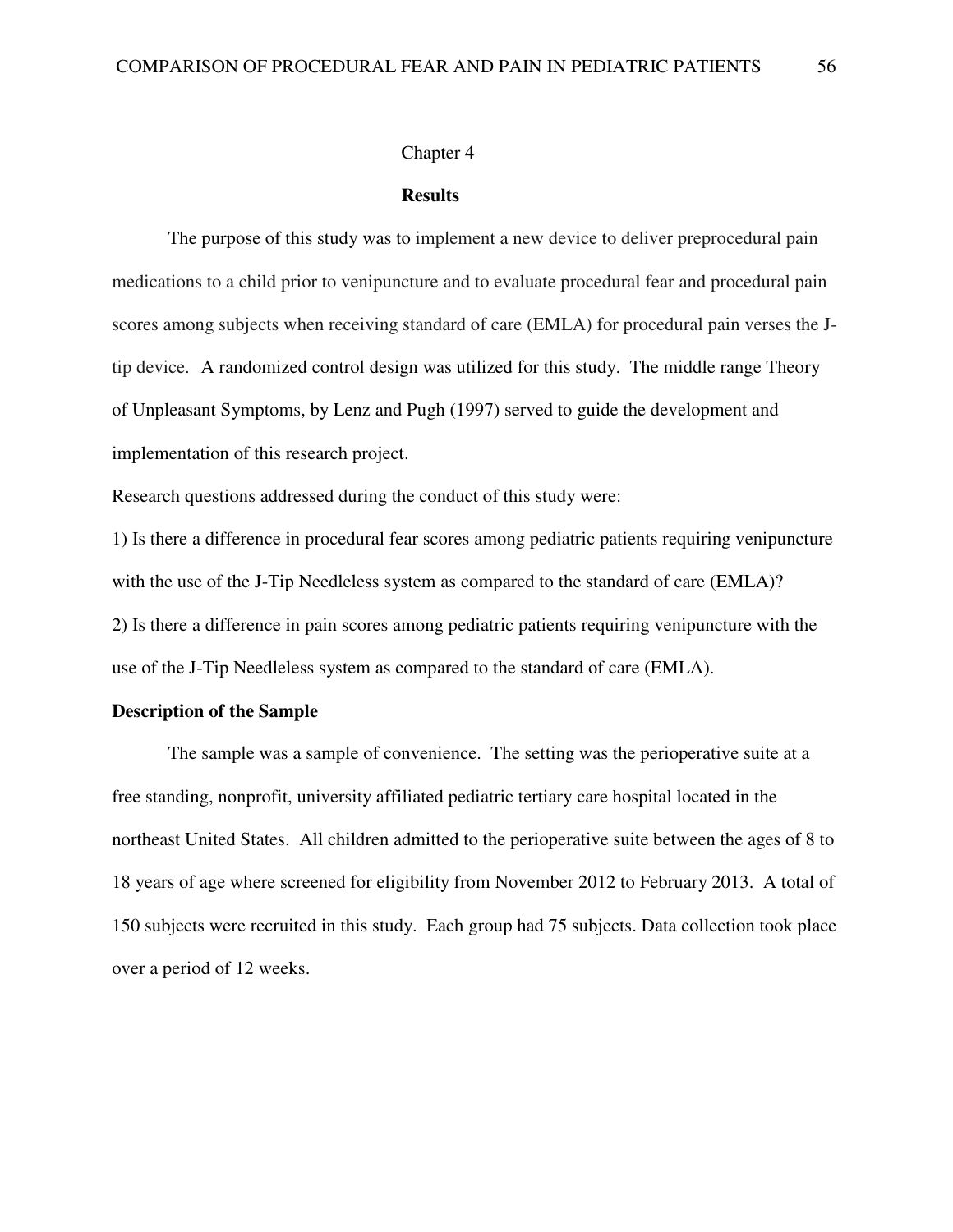# Chapter 4

## Results

The purpose of this study was to implement a new device to deliver preprocedural pain medications to a child prior to venipuncture and to evaluate procedural fear and procedural pain scores among subjects when receiving standard of care (EMLA) for procedural pain verses the J-tip device. A randomized control design was utilized for this study. The middle range Theory of Unpleasant Symptoms, by Lenz and Pugh (1997) served to guide the development and implementation of this research project.

Research questions addressed during the conduct of this study were:

1) Is there a difference in procedural fear scores among pediatric patients requiring venipuncture with the use of the J-Tip Needleless system as compared to the standard of care (EMLA)?

2) Is there a difference in pain scores among pediatric patients requiring venipuncture with the use of the J-Tip Needleless system as compared to the standard of care (EMLA).

### Description of the Sample

The sample was a sample of convenience. The setting was the perioperative suite at a free standing, nonprofit, university affiliated pediatric tertiary care hospital located in the northeast United States. All children admitted to the perioperative suite between the ages of 8 to 18 years of age where screened for eligibility from November 2012 to February 2013. A total of 150 subjects were recruited in this study. Each group had 75 subjects. Data collection took place over a period of 12 weeks.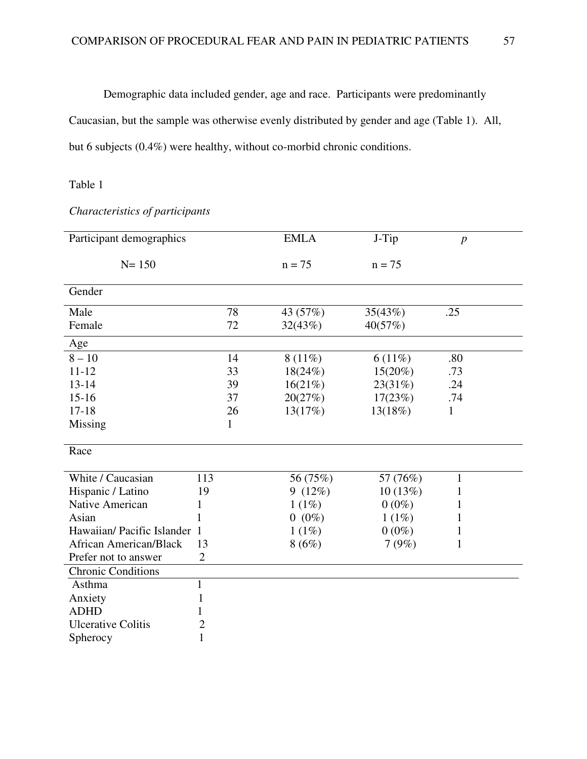Demographic data included gender, age and race. Participants were predominantly Caucasian, but the sample was otherwise evenly distributed by gender and age (Table 1). All, but 6 subjects (0.4%) were healthy, without co-morbid chronic conditions.

Table 1

*Characteristics of participants*

| Participant demographics | | EMLA | J-Tip | *p* |
|---|---|---|---|---|
| N= 150 | | n = 75 | n = 75 | |
| Gender | | | | |
| Male | 78 | 43 (57%) | 35(43%) | .25 |
| Female | 72 | 32(43%) | 40(57%) | |
| Age | | | | |
| 8 – 10 | 14 | 8 (11%) | 6 (11%) | .80 |
| 11-12 | 33 | 18(24%) | 15(20%) | .73 |
| 13-14 | 39 | 16(21%) | 23(31%) | .24 |
| 15-16 | 37 | 20(27%) | 17(23%) | .74 |
| 17-18 | 26 | 13(17%) | 13(18%) | 1 |
| Missing | 1 | | | |
| Race | | | | |
| White / Caucasian | 113 | 56 (75%) | 57 (76%) | 1 |
| Hispanic / Latino | 19 | 9 (12%) | 10 (13%) | 1 |
| Native American | 1 | 1 (1%) | 0 (0%) | 1 |
| Asian | 1 | 0 (0%) | 1 (1%) | 1 |
| Hawaiian/ Pacific Islander | 1 | 1 (1%) | 0 (0%) | 1 |
| African American/Black | 13 | 8 (6%) | 7 (9%) | 1 |
| Prefer not to answer | 2 | | | |
| Chronic Conditions | | | | |
| Asthma | 1 | | | |
| Anxiety | 1 | | | |
| ADHD | 1 | | | |
| Ulcerative Colitis | 2 | | | |
| Spherocy | 1 | | | |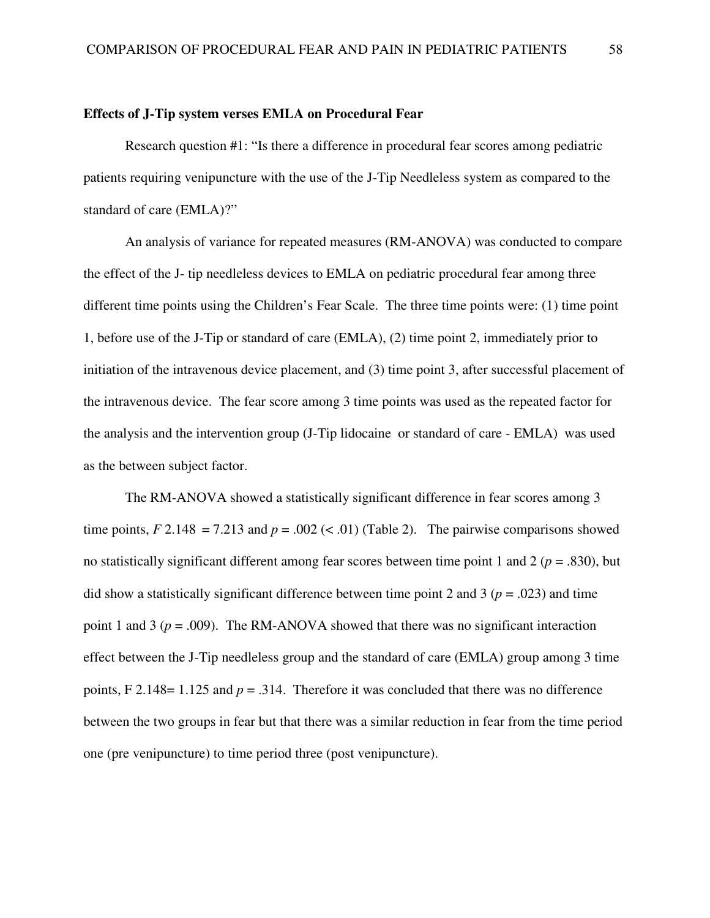**Effects of J-Tip system verses EMLA on Procedural Fear**

Research question #1: "Is there a difference in procedural fear scores among pediatric patients requiring venipuncture with the use of the J-Tip Needleless system as compared to the standard of care (EMLA)?"

An analysis of variance for repeated measures (RM-ANOVA) was conducted to compare the effect of the J- tip needleless devices to EMLA on pediatric procedural fear among three different time points using the Children's Fear Scale. The three time points were: (1) time point 1, before use of the J-Tip or standard of care (EMLA), (2) time point 2, immediately prior to initiation of the intravenous device placement, and (3) time point 3, after successful placement of the intravenous device. The fear score among 3 time points was used as the repeated factor for the analysis and the intervention group (J-Tip lidocaine or standard of care - EMLA) was used as the between subject factor.

The RM-ANOVA showed a statistically significant difference in fear scores among 3 time points, $F$ 2.148 = 7.213 and $p$ = .002 (< .01) (Table 2). The pairwise comparisons showed no statistically significant different among fear scores between time point 1 and 2 ($p$ = .830), but did show a statistically significant difference between time point 2 and 3 ($p$ = .023) and time point 1 and 3 ($p$ = .009). The RM-ANOVA showed that there was no significant interaction effect between the J-Tip needleless group and the standard of care (EMLA) group among 3 time points, F 2.148= 1.125 and $p$ = .314. Therefore it was concluded that there was no difference between the two groups in fear but that there was a similar reduction in fear from the time period one (pre venipuncture) to time period three (post venipuncture).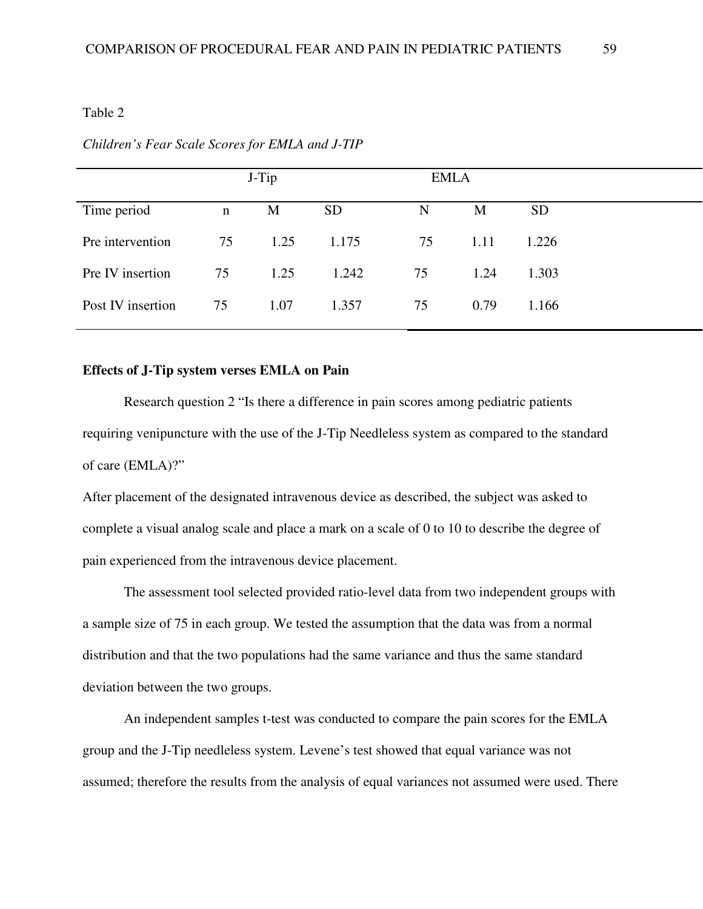Table 2

*Children's Fear Scale Scores for EMLA and J-TIP*

| | J-Tip | | | EMLA | | |
|---|---|---|---|---|---|---|
| Time period | n | M | SD | N | M | SD |
| Pre intervention | 75 | 1.25 | 1.175 | 75 | 1.11 | 1.226 |
| Pre IV insertion | 75 | 1.25 | 1.242 | 75 | 1.24 | 1.303 |
| Post IV insertion | 75 | 1.07 | 1.357 | 75 | 0.79 | 1.166 |

**Effects of J-Tip system verses EMLA on Pain**

Research question 2 "Is there a difference in pain scores among pediatric patients requiring venipuncture with the use of the J-Tip Needleless system as compared to the standard of care (EMLA)?"

After placement of the designated intravenous device as described, the subject was asked to complete a visual analog scale and place a mark on a scale of 0 to 10 to describe the degree of pain experienced from the intravenous device placement.

The assessment tool selected provided ratio-level data from two independent groups with a sample size of 75 in each group. We tested the assumption that the data was from a normal distribution and that the two populations had the same variance and thus the same standard deviation between the two groups.

An independent samples t-test was conducted to compare the pain scores for the EMLA group and the J-Tip needleless system. Levene's test showed that equal variance was not assumed; therefore the results from the analysis of equal variances not assumed were used. There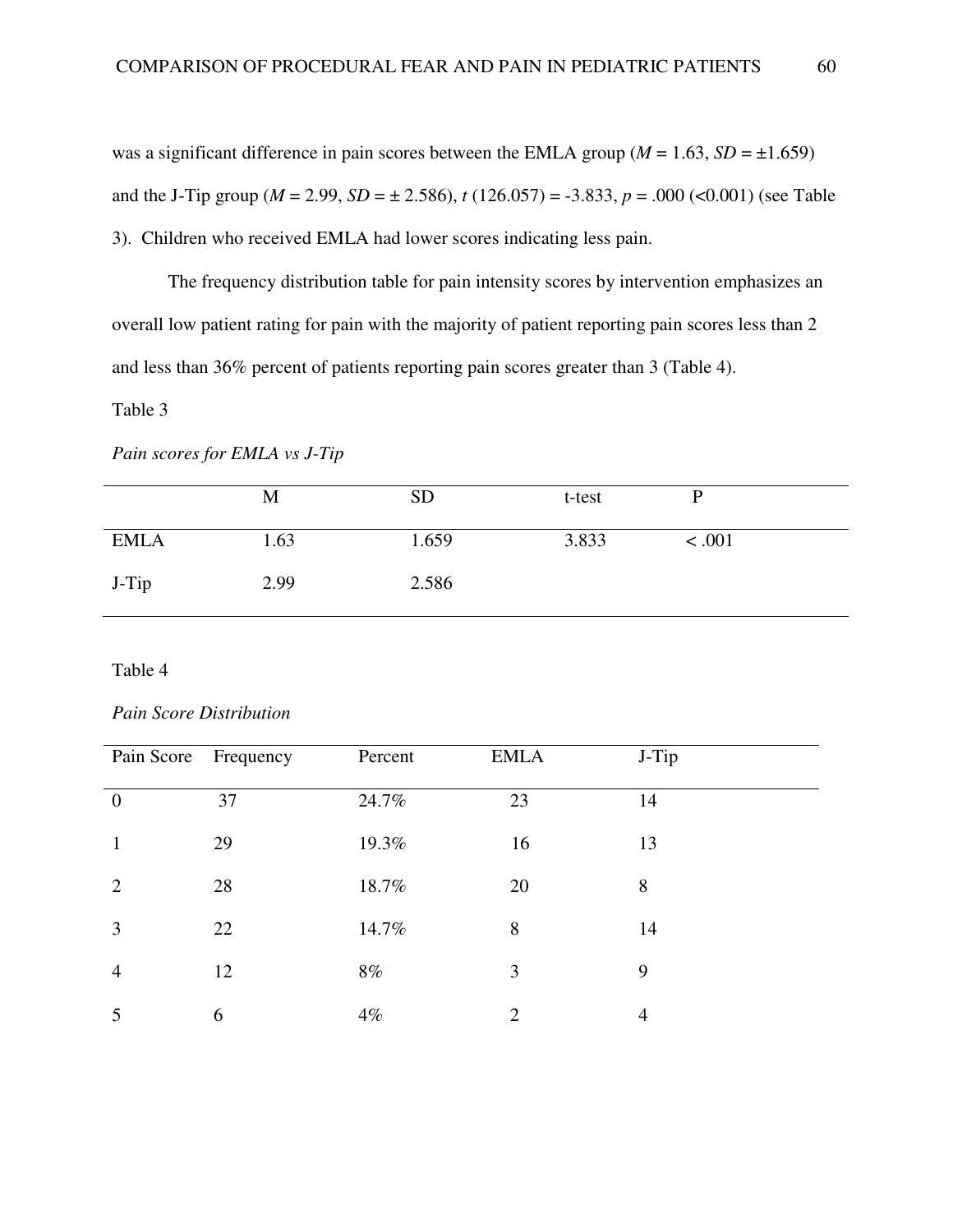was a significant difference in pain scores between the EMLA group ($M$ = 1.63, $SD$ = ±1.659) and the J-Tip group ($M$ = 2.99, $SD$ = ± 2.586), $t$ (126.057) = -3.833, $p$ = .000 (<0.001) (see Table 3). Children who received EMLA had lower scores indicating less pain.

The frequency distribution table for pain intensity scores by intervention emphasizes an overall low patient rating for pain with the majority of patient reporting pain scores less than 2 and less than 36% percent of patients reporting pain scores greater than 3 (Table 4).

Table 3

*Pain scores for EMLA vs J-Tip*

| | M | SD | t-test | P |
|---|---|---|---|---|
| EMLA | 1.63 | 1.659 | 3.833 | < .001 |
| J-Tip | 2.99 | 2.586 | | |

Table 4

*Pain Score Distribution*

| Pain Score | Frequency | Percent | EMLA | J-Tip |
|---|---|---|---|---|
| 0 | 37 | 24.7% | 23 | 14 |
| 1 | 29 | 19.3% | 16 | 13 |
| 2 | 28 | 18.7% | 20 | 8 |
| 3 | 22 | 14.7% | 8 | 14 |
| 4 | 12 | 8% | 3 | 9 |
| 5 | 6 | 4% | 2 | 4 |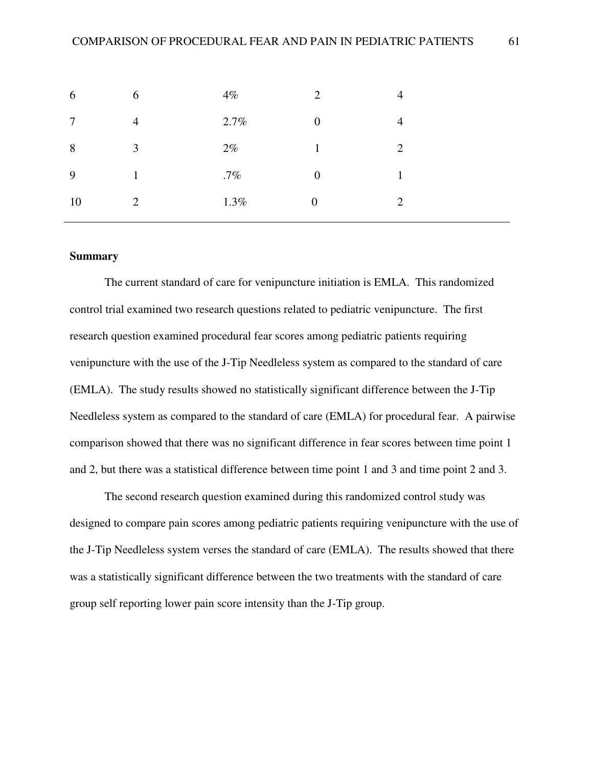| | | | | |
|---|---|---|---|---|
| 6 | 6 | 4% | 2 | 4 |
| 7 | 4 | 2.7% | 0 | 4 |
| 8 | 3 | 2% | 1 | 2 |
| 9 | 1 | .7% | 0 | 1 |
| 10 | 2 | 1.3% | 0 | 2 |

**Summary**

The current standard of care for venipuncture initiation is EMLA. This randomized control trial examined two research questions related to pediatric venipuncture. The first research question examined procedural fear scores among pediatric patients requiring venipuncture with the use of the J-Tip Needleless system as compared to the standard of care (EMLA). The study results showed no statistically significant difference between the J-Tip Needleless system as compared to the standard of care (EMLA) for procedural fear. A pairwise comparison showed that there was no significant difference in fear scores between time point 1 and 2, but there was a statistical difference between time point 1 and 3 and time point 2 and 3.

The second research question examined during this randomized control study was designed to compare pain scores among pediatric patients requiring venipuncture with the use of the J-Tip Needleless system verses the standard of care (EMLA). The results showed that there was a statistically significant difference between the two treatments with the standard of care group self reporting lower pain score intensity than the J-Tip group.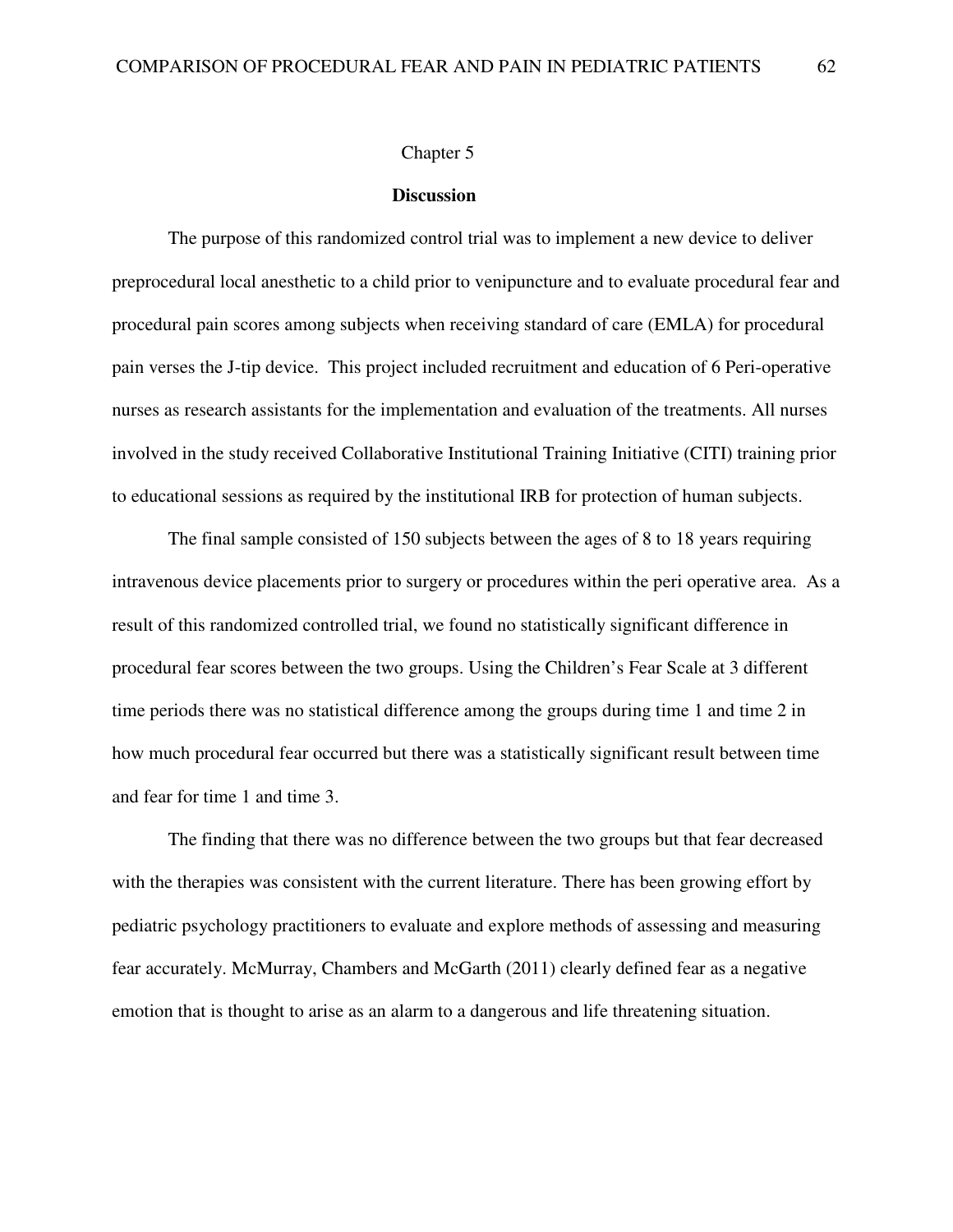# Chapter 5

## Discussion

The purpose of this randomized control trial was to implement a new device to deliver preprocedural local anesthetic to a child prior to venipuncture and to evaluate procedural fear and procedural pain scores among subjects when receiving standard of care (EMLA) for procedural pain verses the J-tip device. This project included recruitment and education of 6 Peri-operative nurses as research assistants for the implementation and evaluation of the treatments. All nurses involved in the study received Collaborative Institutional Training Initiative (CITI) training prior to educational sessions as required by the institutional IRB for protection of human subjects.

The final sample consisted of 150 subjects between the ages of 8 to 18 years requiring intravenous device placements prior to surgery or procedures within the peri operative area. As a result of this randomized controlled trial, we found no statistically significant difference in procedural fear scores between the two groups. Using the Children's Fear Scale at 3 different time periods there was no statistical difference among the groups during time 1 and time 2 in how much procedural fear occurred but there was a statistically significant result between time and fear for time 1 and time 3.

The finding that there was no difference between the two groups but that fear decreased with the therapies was consistent with the current literature. There has been growing effort by pediatric psychology practitioners to evaluate and explore methods of assessing and measuring fear accurately. McMurray, Chambers and McGarth (2011) clearly defined fear as a negative emotion that is thought to arise as an alarm to a dangerous and life threatening situation.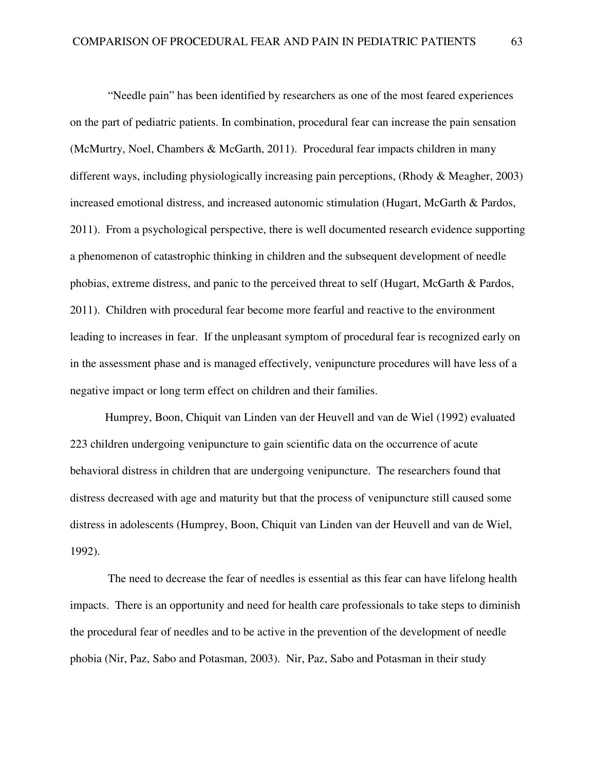"Needle pain" has been identified by researchers as one of the most feared experiences on the part of pediatric patients. In combination, procedural fear can increase the pain sensation (McMurtry, Noel, Chambers & McGarth, 2011). Procedural fear impacts children in many different ways, including physiologically increasing pain perceptions, (Rhody & Meagher, 2003) increased emotional distress, and increased autonomic stimulation (Hugart, McGarth & Pardos, 2011). From a psychological perspective, there is well documented research evidence supporting a phenomenon of catastrophic thinking in children and the subsequent development of needle phobias, extreme distress, and panic to the perceived threat to self (Hugart, McGarth & Pardos, 2011). Children with procedural fear become more fearful and reactive to the environment leading to increases in fear. If the unpleasant symptom of procedural fear is recognized early on in the assessment phase and is managed effectively, venipuncture procedures will have less of a negative impact or long term effect on children and their families.

Humprey, Boon, Chiquit van Linden van der Heuvell and van de Wiel (1992) evaluated 223 children undergoing venipuncture to gain scientific data on the occurrence of acute behavioral distress in children that are undergoing venipuncture. The researchers found that distress decreased with age and maturity but that the process of venipuncture still caused some distress in adolescents (Humprey, Boon, Chiquit van Linden van der Heuvell and van de Wiel, 1992).

The need to decrease the fear of needles is essential as this fear can have lifelong health impacts. There is an opportunity and need for health care professionals to take steps to diminish the procedural fear of needles and to be active in the prevention of the development of needle phobia (Nir, Paz, Sabo and Potasman, 2003). Nir, Paz, Sabo and Potasman in their study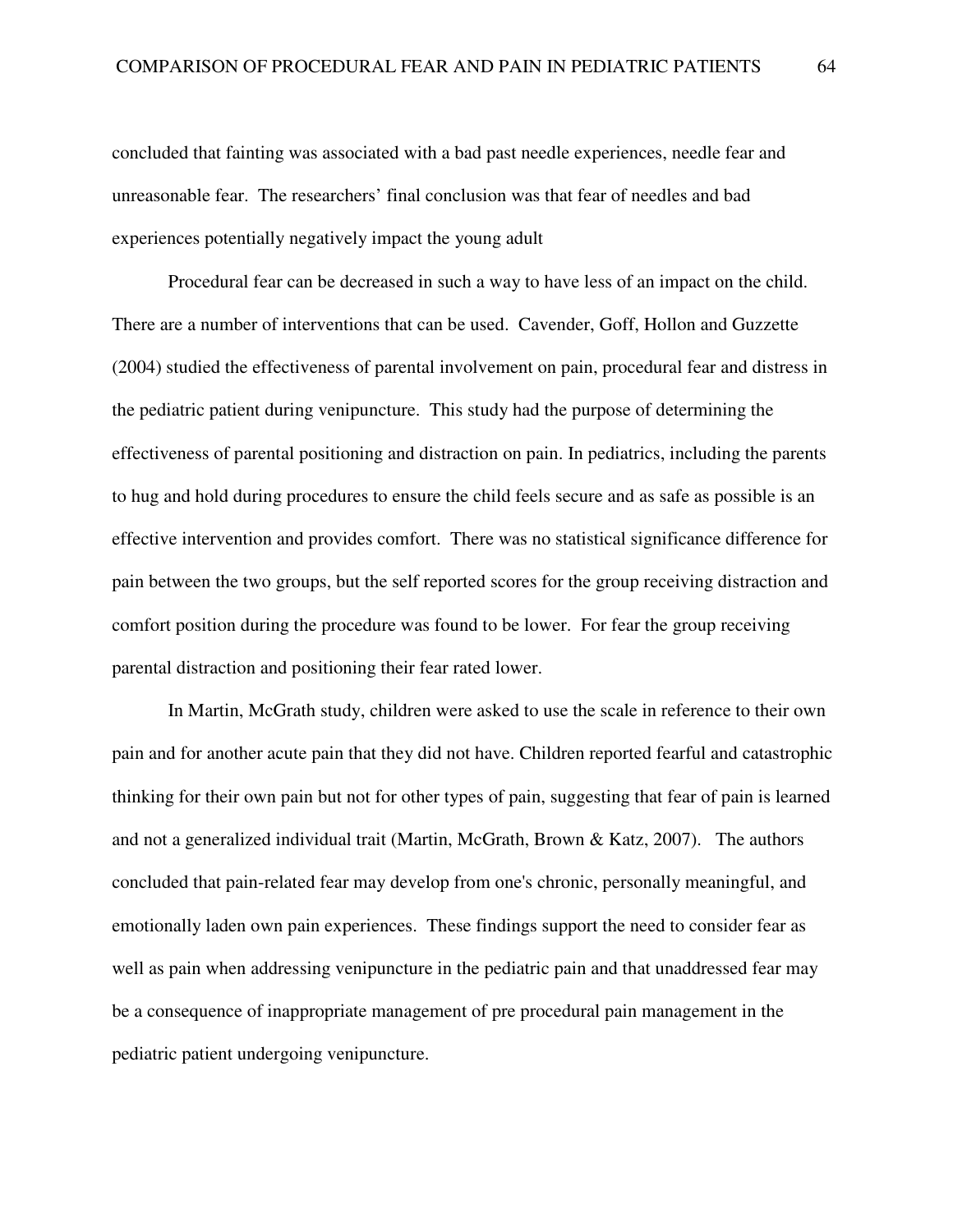concluded that fainting was associated with a bad past needle experiences, needle fear and unreasonable fear. The researchers' final conclusion was that fear of needles and bad experiences potentially negatively impact the young adult

Procedural fear can be decreased in such a way to have less of an impact on the child. There are a number of interventions that can be used. Cavender, Goff, Hollon and Guzzette (2004) studied the effectiveness of parental involvement on pain, procedural fear and distress in the pediatric patient during venipuncture. This study had the purpose of determining the effectiveness of parental positioning and distraction on pain. In pediatrics, including the parents to hug and hold during procedures to ensure the child feels secure and as safe as possible is an effective intervention and provides comfort. There was no statistical significance difference for pain between the two groups, but the self reported scores for the group receiving distraction and comfort position during the procedure was found to be lower. For fear the group receiving parental distraction and positioning their fear rated lower.

In Martin, McGrath study, children were asked to use the scale in reference to their own pain and for another acute pain that they did not have. Children reported fearful and catastrophic thinking for their own pain but not for other types of pain, suggesting that fear of pain is learned and not a generalized individual trait (Martin, McGrath, Brown & Katz, 2007). The authors concluded that pain-related fear may develop from one's chronic, personally meaningful, and emotionally laden own pain experiences. These findings support the need to consider fear as well as pain when addressing venipuncture in the pediatric pain and that unaddressed fear may be a consequence of inappropriate management of pre procedural pain management in the pediatric patient undergoing venipuncture.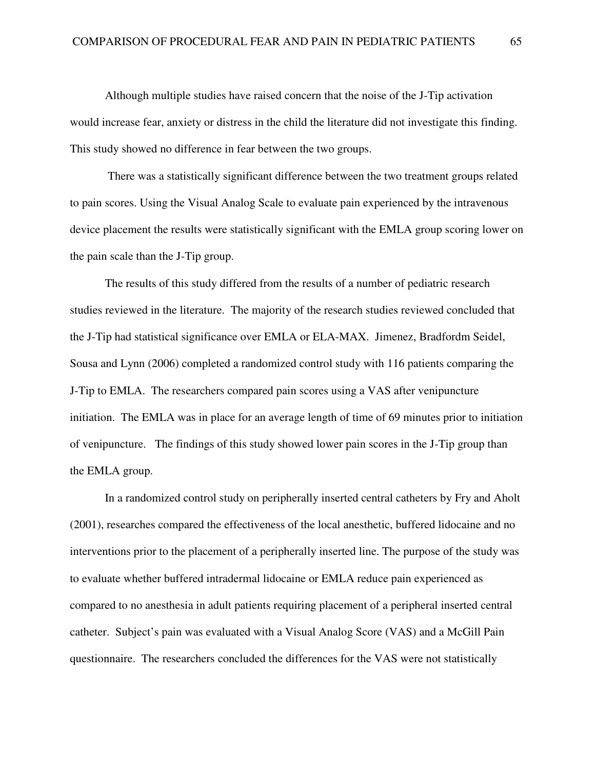Although multiple studies have raised concern that the noise of the J-Tip activation would increase fear, anxiety or distress in the child the literature did not investigate this finding. This study showed no difference in fear between the two groups.

There was a statistically significant difference between the two treatment groups related to pain scores. Using the Visual Analog Scale to evaluate pain experienced by the intravenous device placement the results were statistically significant with the EMLA group scoring lower on the pain scale than the J-Tip group.

The results of this study differed from the results of a number of pediatric research studies reviewed in the literature. The majority of the research studies reviewed concluded that the J-Tip had statistical significance over EMLA or ELA-MAX. Jimenez, Bradfordm Seidel, Sousa and Lynn (2006) completed a randomized control study with 116 patients comparing the J-Tip to EMLA. The researchers compared pain scores using a VAS after venipuncture initiation. The EMLA was in place for an average length of time of 69 minutes prior to initiation of venipuncture. The findings of this study showed lower pain scores in the J-Tip group than the EMLA group.

In a randomized control study on peripherally inserted central catheters by Fry and Aholt (2001), researches compared the effectiveness of the local anesthetic, buffered lidocaine and no interventions prior to the placement of a peripherally inserted line. The purpose of the study was to evaluate whether buffered intradermal lidocaine or EMLA reduce pain experienced as compared to no anesthesia in adult patients requiring placement of a peripheral inserted central catheter. Subject's pain was evaluated with a Visual Analog Score (VAS) and a McGill Pain questionnaire. The researchers concluded the differences for the VAS were not statistically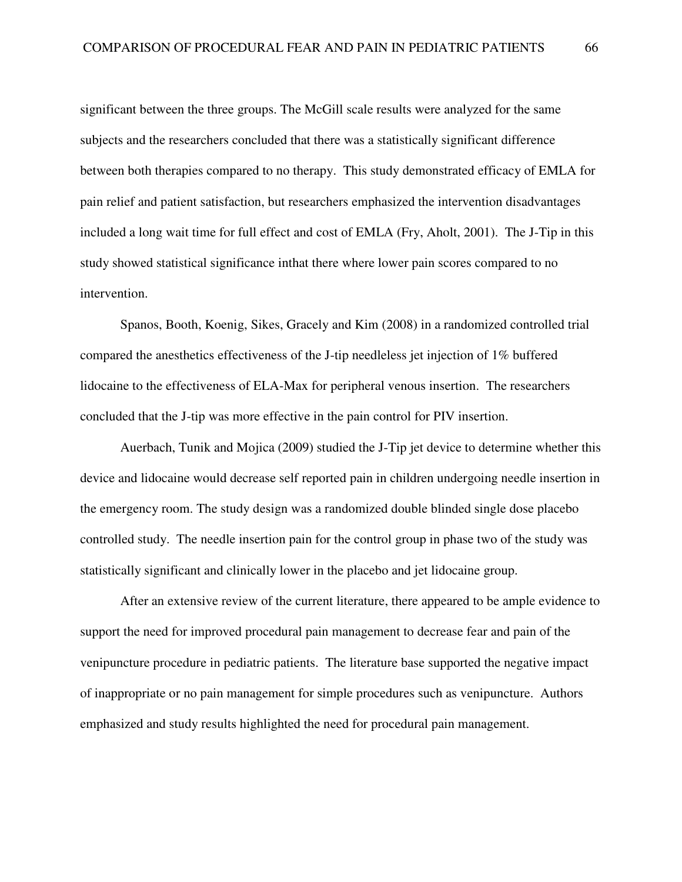significant between the three groups. The McGill scale results were analyzed for the same subjects and the researchers concluded that there was a statistically significant difference between both therapies compared to no therapy. This study demonstrated efficacy of EMLA for pain relief and patient satisfaction, but researchers emphasized the intervention disadvantages included a long wait time for full effect and cost of EMLA (Fry, Aholt, 2001). The J-Tip in this study showed statistical significance inthat there where lower pain scores compared to no intervention.

Spanos, Booth, Koenig, Sikes, Gracely and Kim (2008) in a randomized controlled trial compared the anesthetics effectiveness of the J-tip needleless jet injection of 1% buffered lidocaine to the effectiveness of ELA-Max for peripheral venous insertion. The researchers concluded that the J-tip was more effective in the pain control for PIV insertion.

Auerbach, Tunik and Mojica (2009) studied the J-Tip jet device to determine whether this device and lidocaine would decrease self reported pain in children undergoing needle insertion in the emergency room. The study design was a randomized double blinded single dose placebo controlled study. The needle insertion pain for the control group in phase two of the study was statistically significant and clinically lower in the placebo and jet lidocaine group.

After an extensive review of the current literature, there appeared to be ample evidence to support the need for improved procedural pain management to decrease fear and pain of the venipuncture procedure in pediatric patients. The literature base supported the negative impact of inappropriate or no pain management for simple procedures such as venipuncture. Authors emphasized and study results highlighted the need for procedural pain management.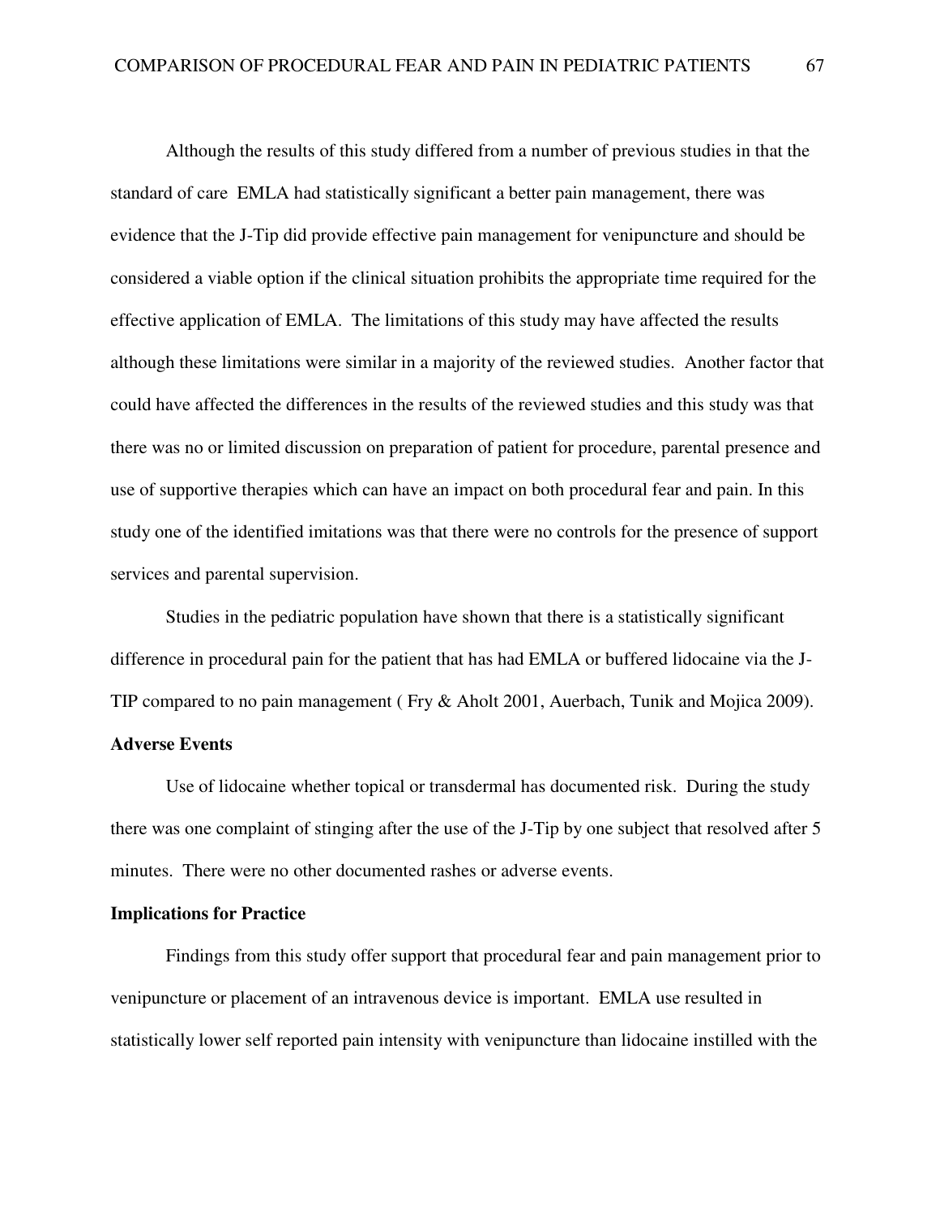Although the results of this study differed from a number of previous studies in that the standard of care EMLA had statistically significant a better pain management, there was evidence that the J-Tip did provide effective pain management for venipuncture and should be considered a viable option if the clinical situation prohibits the appropriate time required for the effective application of EMLA. The limitations of this study may have affected the results although these limitations were similar in a majority of the reviewed studies. Another factor that could have affected the differences in the results of the reviewed studies and this study was that there was no or limited discussion on preparation of patient for procedure, parental presence and use of supportive therapies which can have an impact on both procedural fear and pain. In this study one of the identified imitations was that there were no controls for the presence of support services and parental supervision.

Studies in the pediatric population have shown that there is a statistically significant difference in procedural pain for the patient that has had EMLA or buffered lidocaine via the J-TIP compared to no pain management ( Fry & Aholt 2001, Auerbach, Tunik and Mojica 2009).

**Adverse Events**

Use of lidocaine whether topical or transdermal has documented risk. During the study there was one complaint of stinging after the use of the J-Tip by one subject that resolved after 5 minutes. There were no other documented rashes or adverse events.

**Implications for Practice**

Findings from this study offer support that procedural fear and pain management prior to venipuncture or placement of an intravenous device is important. EMLA use resulted in statistically lower self reported pain intensity with venipuncture than lidocaine instilled with the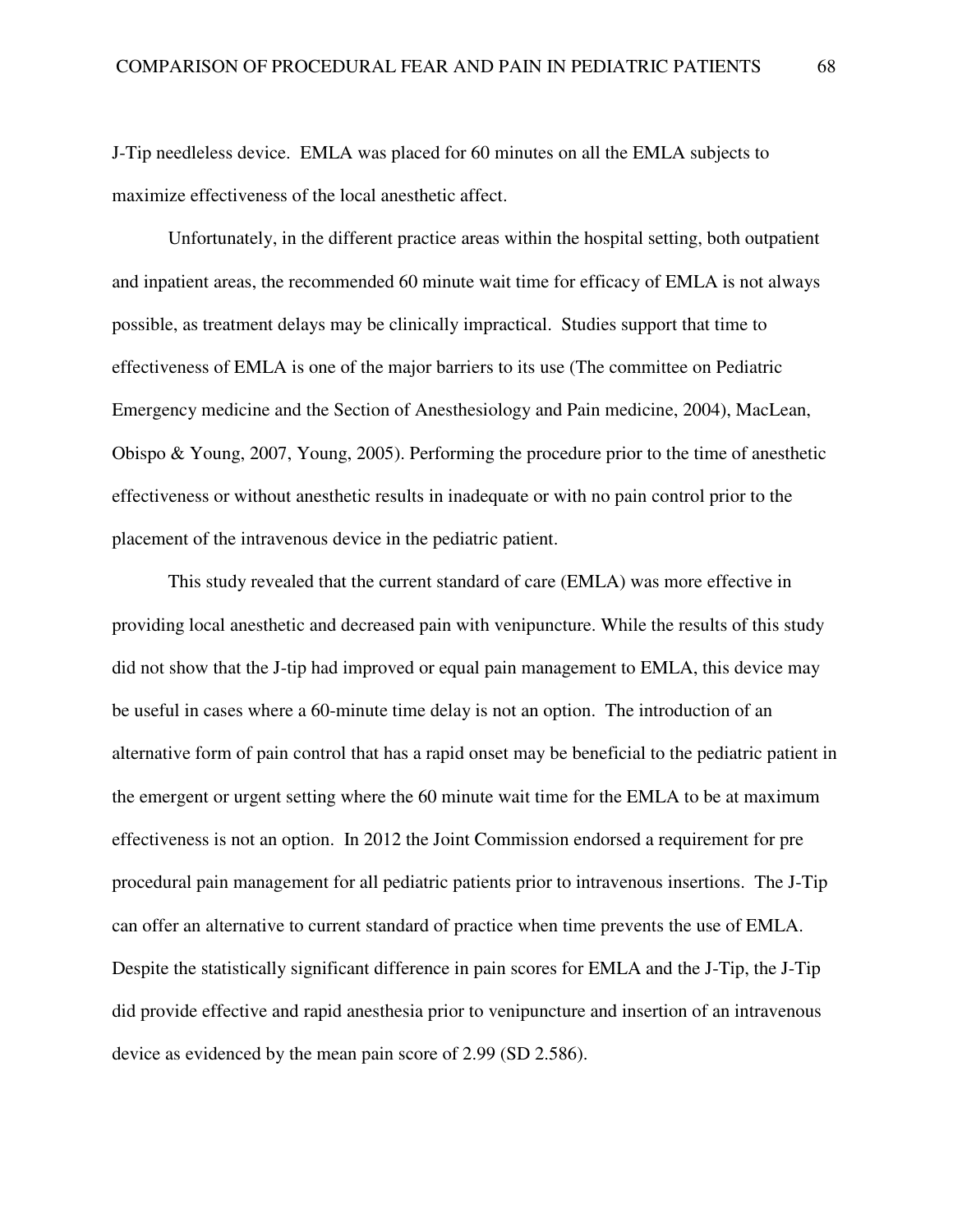J-Tip needleless device. EMLA was placed for 60 minutes on all the EMLA subjects to maximize effectiveness of the local anesthetic affect.

Unfortunately, in the different practice areas within the hospital setting, both outpatient and inpatient areas, the recommended 60 minute wait time for efficacy of EMLA is not always possible, as treatment delays may be clinically impractical. Studies support that time to effectiveness of EMLA is one of the major barriers to its use (The committee on Pediatric Emergency medicine and the Section of Anesthesiology and Pain medicine, 2004), MacLean, Obispo & Young, 2007, Young, 2005). Performing the procedure prior to the time of anesthetic effectiveness or without anesthetic results in inadequate or with no pain control prior to the placement of the intravenous device in the pediatric patient.

This study revealed that the current standard of care (EMLA) was more effective in providing local anesthetic and decreased pain with venipuncture. While the results of this study did not show that the J-tip had improved or equal pain management to EMLA, this device may be useful in cases where a 60-minute time delay is not an option. The introduction of an alternative form of pain control that has a rapid onset may be beneficial to the pediatric patient in the emergent or urgent setting where the 60 minute wait time for the EMLA to be at maximum effectiveness is not an option. In 2012 the Joint Commission endorsed a requirement for pre procedural pain management for all pediatric patients prior to intravenous insertions. The J-Tip can offer an alternative to current standard of practice when time prevents the use of EMLA. Despite the statistically significant difference in pain scores for EMLA and the J-Tip, the J-Tip did provide effective and rapid anesthesia prior to venipuncture and insertion of an intravenous device as evidenced by the mean pain score of 2.99 (SD 2.586).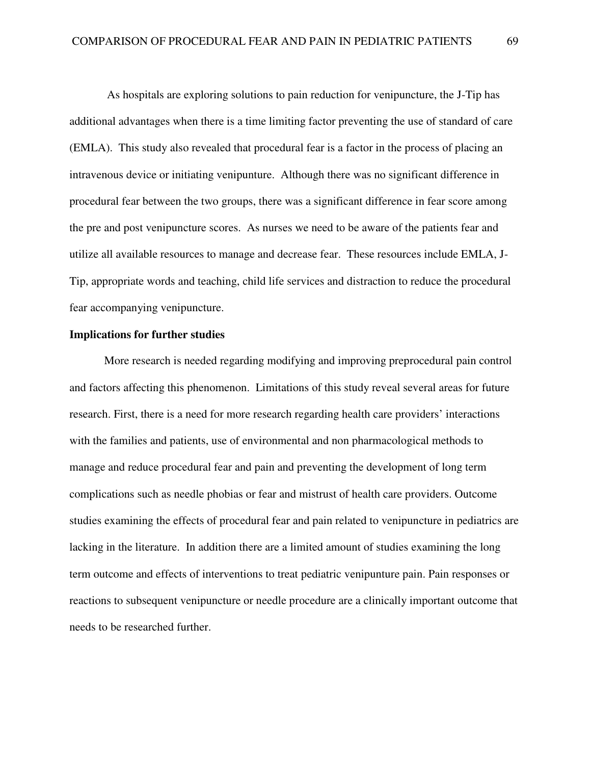As hospitals are exploring solutions to pain reduction for venipuncture, the J-Tip has additional advantages when there is a time limiting factor preventing the use of standard of care (EMLA). This study also revealed that procedural fear is a factor in the process of placing an intravenous device or initiating venipunture. Although there was no significant difference in procedural fear between the two groups, there was a significant difference in fear score among the pre and post venipuncture scores. As nurses we need to be aware of the patients fear and utilize all available resources to manage and decrease fear. These resources include EMLA, J-Tip, appropriate words and teaching, child life services and distraction to reduce the procedural fear accompanying venipuncture.

**Implications for further studies**

More research is needed regarding modifying and improving preprocedural pain control and factors affecting this phenomenon. Limitations of this study reveal several areas for future research. First, there is a need for more research regarding health care providers' interactions with the families and patients, use of environmental and non pharmacological methods to manage and reduce procedural fear and pain and preventing the development of long term complications such as needle phobias or fear and mistrust of health care providers. Outcome studies examining the effects of procedural fear and pain related to venipuncture in pediatrics are lacking in the literature. In addition there are a limited amount of studies examining the long term outcome and effects of interventions to treat pediatric venipunture pain. Pain responses or reactions to subsequent venipuncture or needle procedure are a clinically important outcome that needs to be researched further.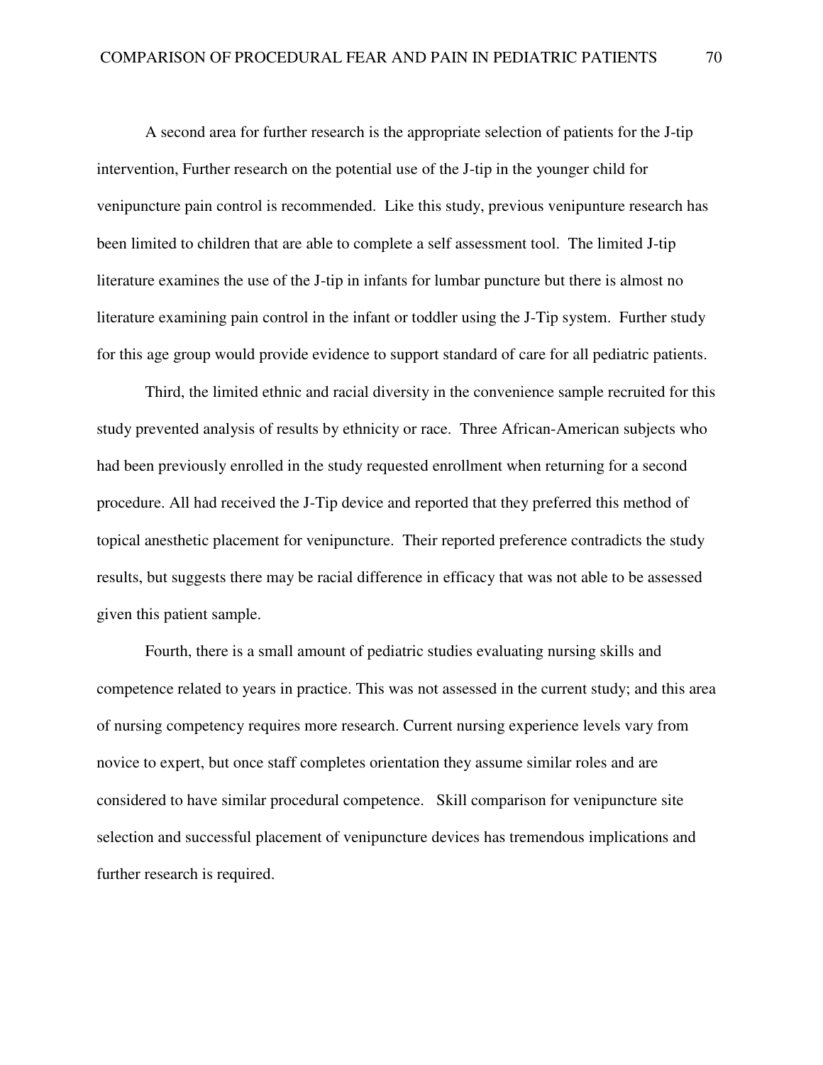A second area for further research is the appropriate selection of patients for the J-tip intervention, Further research on the potential use of the J-tip in the younger child for venipuncture pain control is recommended. Like this study, previous venipunture research has been limited to children that are able to complete a self assessment tool. The limited J-tip literature examines the use of the J-tip in infants for lumbar puncture but there is almost no literature examining pain control in the infant or toddler using the J-Tip system. Further study for this age group would provide evidence to support standard of care for all pediatric patients.

Third, the limited ethnic and racial diversity in the convenience sample recruited for this study prevented analysis of results by ethnicity or race. Three African-American subjects who had been previously enrolled in the study requested enrollment when returning for a second procedure. All had received the J-Tip device and reported that they preferred this method of topical anesthetic placement for venipuncture. Their reported preference contradicts the study results, but suggests there may be racial difference in efficacy that was not able to be assessed given this patient sample.

Fourth, there is a small amount of pediatric studies evaluating nursing skills and competence related to years in practice. This was not assessed in the current study; and this area of nursing competency requires more research. Current nursing experience levels vary from novice to expert, but once staff completes orientation they assume similar roles and are considered to have similar procedural competence. Skill comparison for venipuncture site selection and successful placement of venipuncture devices has tremendous implications and further research is required.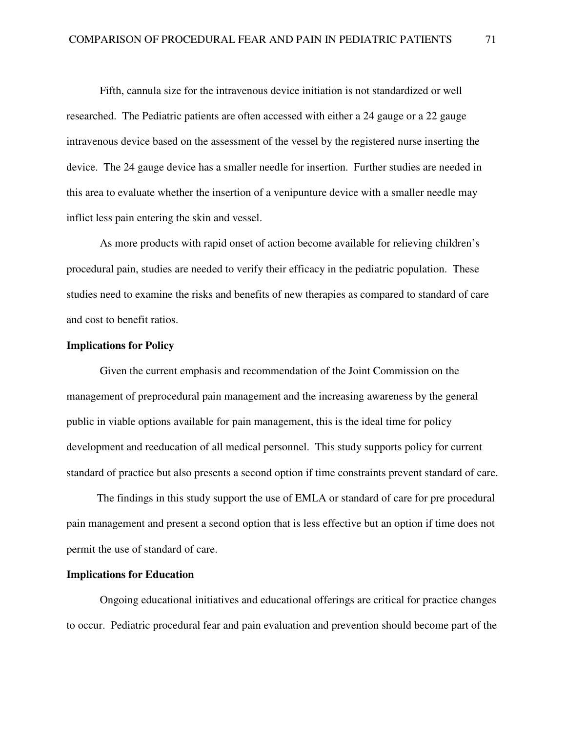Fifth, cannula size for the intravenous device initiation is not standardized or well researched. The Pediatric patients are often accessed with either a 24 gauge or a 22 gauge intravenous device based on the assessment of the vessel by the registered nurse inserting the device. The 24 gauge device has a smaller needle for insertion. Further studies are needed in this area to evaluate whether the insertion of a venipunture device with a smaller needle may inflict less pain entering the skin and vessel.

As more products with rapid onset of action become available for relieving children's procedural pain, studies are needed to verify their efficacy in the pediatric population. These studies need to examine the risks and benefits of new therapies as compared to standard of care and cost to benefit ratios.

**Implications for Policy**

Given the current emphasis and recommendation of the Joint Commission on the management of preprocedural pain management and the increasing awareness by the general public in viable options available for pain management, this is the ideal time for policy development and reeducation of all medical personnel. This study supports policy for current standard of practice but also presents a second option if time constraints prevent standard of care.

The findings in this study support the use of EMLA or standard of care for pre procedural pain management and present a second option that is less effective but an option if time does not permit the use of standard of care.

**Implications for Education**

Ongoing educational initiatives and educational offerings are critical for practice changes to occur. Pediatric procedural fear and pain evaluation and prevention should become part of the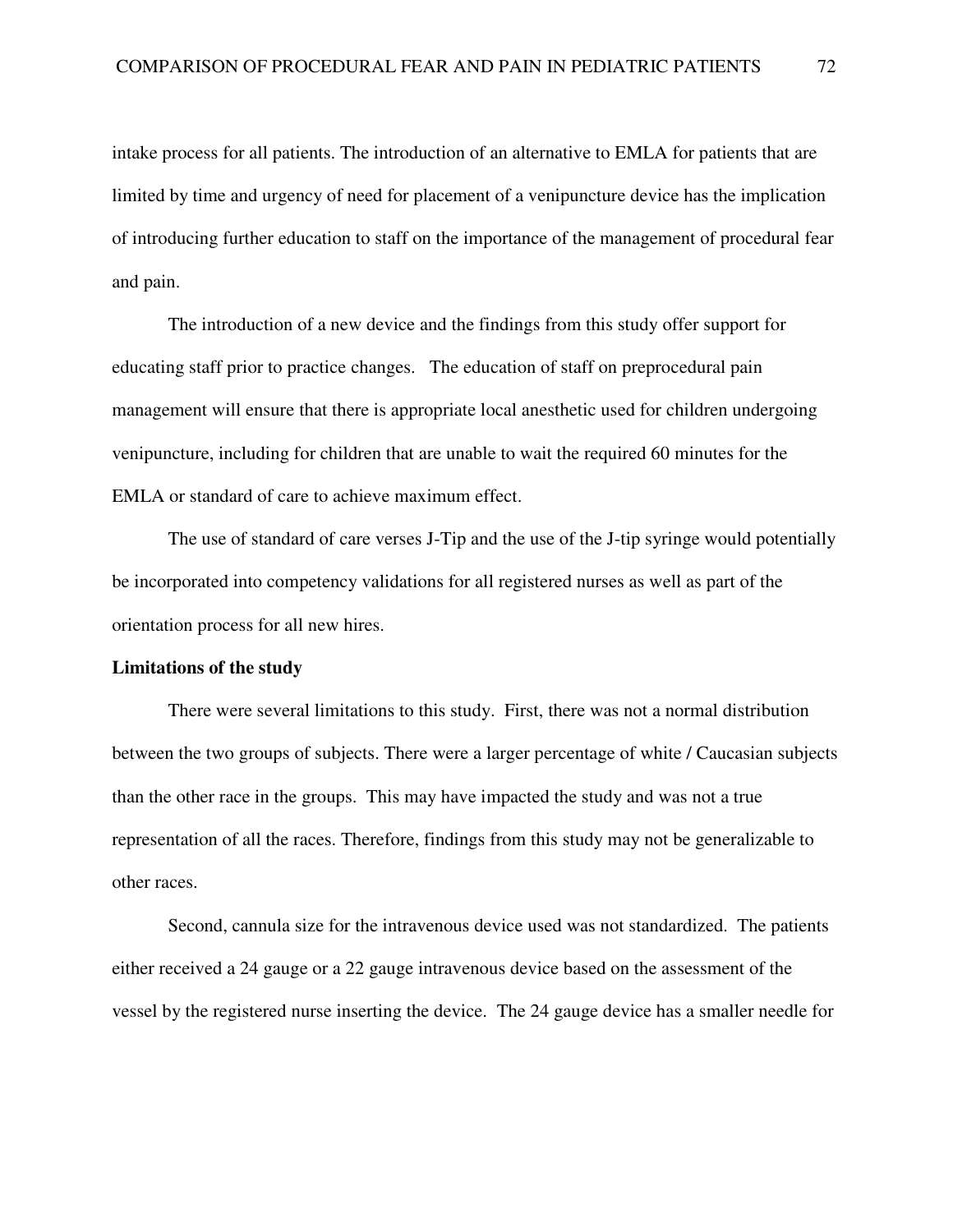intake process for all patients. The introduction of an alternative to EMLA for patients that are limited by time and urgency of need for placement of a venipuncture device has the implication of introducing further education to staff on the importance of the management of procedural fear and pain.

The introduction of a new device and the findings from this study offer support for educating staff prior to practice changes. The education of staff on preprocedural pain management will ensure that there is appropriate local anesthetic used for children undergoing venipuncture, including for children that are unable to wait the required 60 minutes for the EMLA or standard of care to achieve maximum effect.

The use of standard of care verses J-Tip and the use of the J-tip syringe would potentially be incorporated into competency validations for all registered nurses as well as part of the orientation process for all new hires.

**Limitations of the study**

There were several limitations to this study. First, there was not a normal distribution between the two groups of subjects. There were a larger percentage of white / Caucasian subjects than the other race in the groups. This may have impacted the study and was not a true representation of all the races. Therefore, findings from this study may not be generalizable to other races.

Second, cannula size for the intravenous device used was not standardized. The patients either received a 24 gauge or a 22 gauge intravenous device based on the assessment of the vessel by the registered nurse inserting the device. The 24 gauge device has a smaller needle for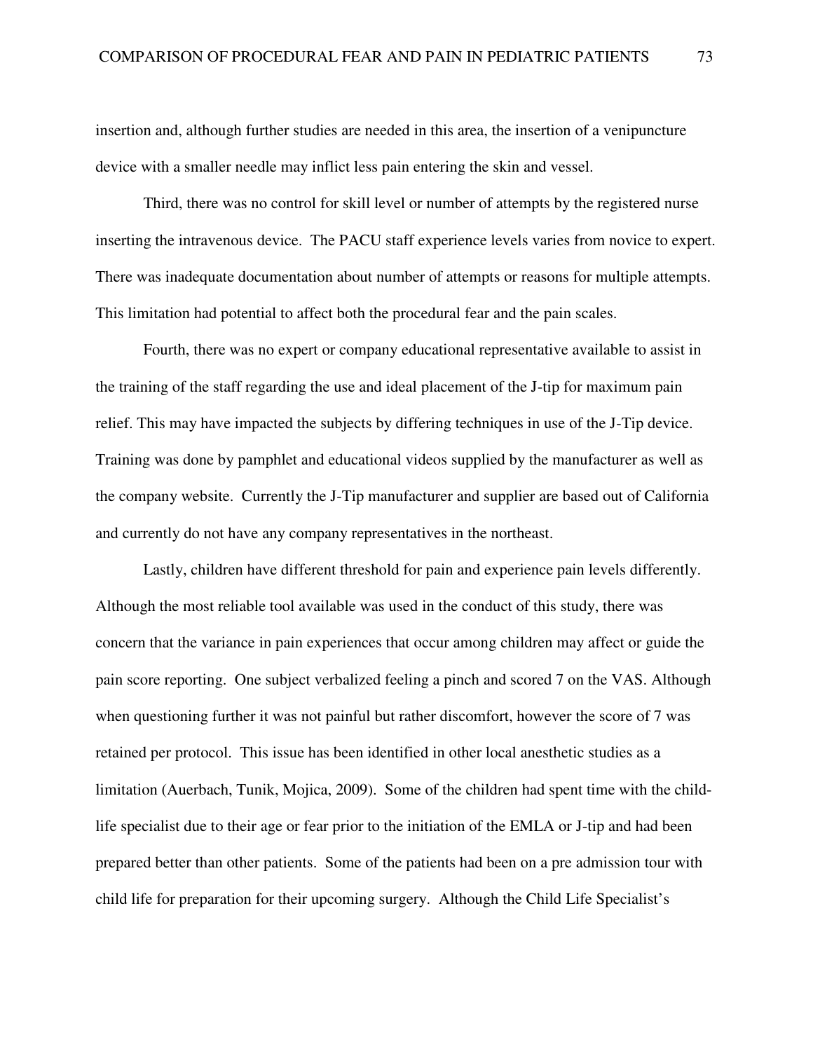insertion and, although further studies are needed in this area, the insertion of a venipuncture device with a smaller needle may inflict less pain entering the skin and vessel.

Third, there was no control for skill level or number of attempts by the registered nurse inserting the intravenous device. The PACU staff experience levels varies from novice to expert. There was inadequate documentation about number of attempts or reasons for multiple attempts. This limitation had potential to affect both the procedural fear and the pain scales.

Fourth, there was no expert or company educational representative available to assist in the training of the staff regarding the use and ideal placement of the J-tip for maximum pain relief. This may have impacted the subjects by differing techniques in use of the J-Tip device. Training was done by pamphlet and educational videos supplied by the manufacturer as well as the company website. Currently the J-Tip manufacturer and supplier are based out of California and currently do not have any company representatives in the northeast.

Lastly, children have different threshold for pain and experience pain levels differently. Although the most reliable tool available was used in the conduct of this study, there was concern that the variance in pain experiences that occur among children may affect or guide the pain score reporting. One subject verbalized feeling a pinch and scored 7 on the VAS. Although when questioning further it was not painful but rather discomfort, however the score of 7 was retained per protocol. This issue has been identified in other local anesthetic studies as a limitation (Auerbach, Tunik, Mojica, 2009). Some of the children had spent time with the child-life specialist due to their age or fear prior to the initiation of the EMLA or J-tip and had been prepared better than other patients. Some of the patients had been on a pre admission tour with child life for preparation for their upcoming surgery. Although the Child Life Specialist's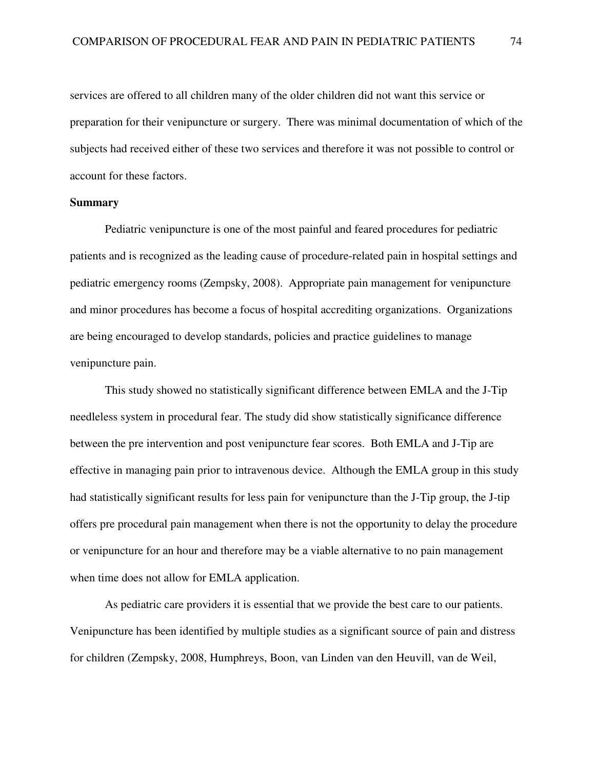services are offered to all children many of the older children did not want this service or preparation for their venipuncture or surgery. There was minimal documentation of which of the subjects had received either of these two services and therefore it was not possible to control or account for these factors.

**Summary**

Pediatric venipuncture is one of the most painful and feared procedures for pediatric patients and is recognized as the leading cause of procedure-related pain in hospital settings and pediatric emergency rooms (Zempsky, 2008). Appropriate pain management for venipuncture and minor procedures has become a focus of hospital accrediting organizations. Organizations are being encouraged to develop standards, policies and practice guidelines to manage venipuncture pain.

This study showed no statistically significant difference between EMLA and the J-Tip needleless system in procedural fear. The study did show statistically significance difference between the pre intervention and post venipuncture fear scores. Both EMLA and J-Tip are effective in managing pain prior to intravenous device. Although the EMLA group in this study had statistically significant results for less pain for venipuncture than the J-Tip group, the J-tip offers pre procedural pain management when there is not the opportunity to delay the procedure or venipuncture for an hour and therefore may be a viable alternative to no pain management when time does not allow for EMLA application.

As pediatric care providers it is essential that we provide the best care to our patients. Venipuncture has been identified by multiple studies as a significant source of pain and distress for children (Zempsky, 2008, Humphreys, Boon, van Linden van den Heuvill, van de Weil,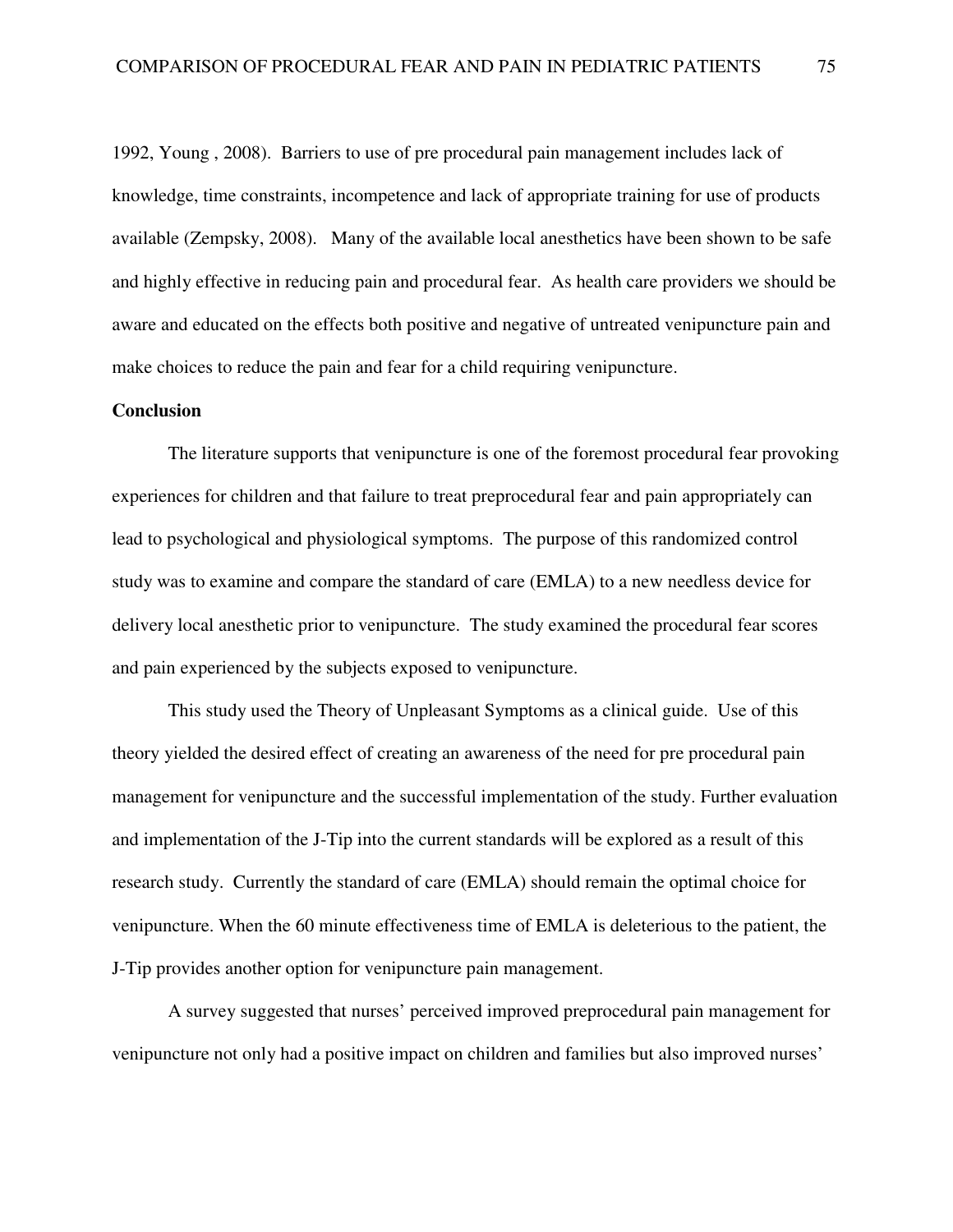1992, Young , 2008). Barriers to use of pre procedural pain management includes lack of knowledge, time constraints, incompetence and lack of appropriate training for use of products available (Zempsky, 2008). Many of the available local anesthetics have been shown to be safe and highly effective in reducing pain and procedural fear. As health care providers we should be aware and educated on the effects both positive and negative of untreated venipuncture pain and make choices to reduce the pain and fear for a child requiring venipuncture.

**Conclusion**

The literature supports that venipuncture is one of the foremost procedural fear provoking experiences for children and that failure to treat preprocedural fear and pain appropriately can lead to psychological and physiological symptoms. The purpose of this randomized control study was to examine and compare the standard of care (EMLA) to a new needless device for delivery local anesthetic prior to venipuncture. The study examined the procedural fear scores and pain experienced by the subjects exposed to venipuncture.

This study used the Theory of Unpleasant Symptoms as a clinical guide. Use of this theory yielded the desired effect of creating an awareness of the need for pre procedural pain management for venipuncture and the successful implementation of the study. Further evaluation and implementation of the J-Tip into the current standards will be explored as a result of this research study. Currently the standard of care (EMLA) should remain the optimal choice for venipuncture. When the 60 minute effectiveness time of EMLA is deleterious to the patient, the J-Tip provides another option for venipuncture pain management.

A survey suggested that nurses' perceived improved preprocedural pain management for venipuncture not only had a positive impact on children and families but also improved nurses'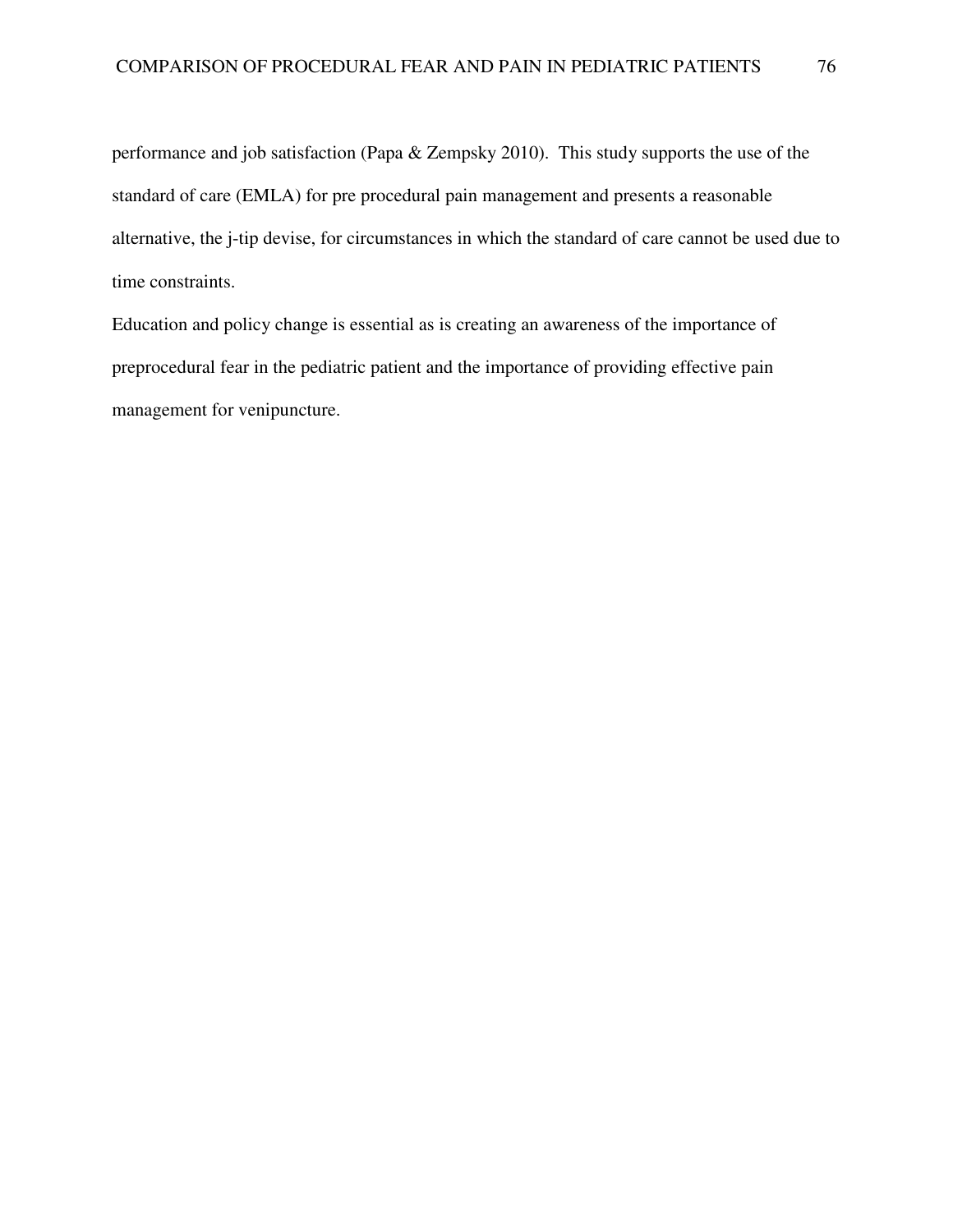performance and job satisfaction (Papa & Zempsky 2010). This study supports the use of the standard of care (EMLA) for pre procedural pain management and presents a reasonable alternative, the j-tip devise, for circumstances in which the standard of care cannot be used due to time constraints.

Education and policy change is essential as is creating an awareness of the importance of preprocedural fear in the pediatric patient and the importance of providing effective pain management for venipuncture.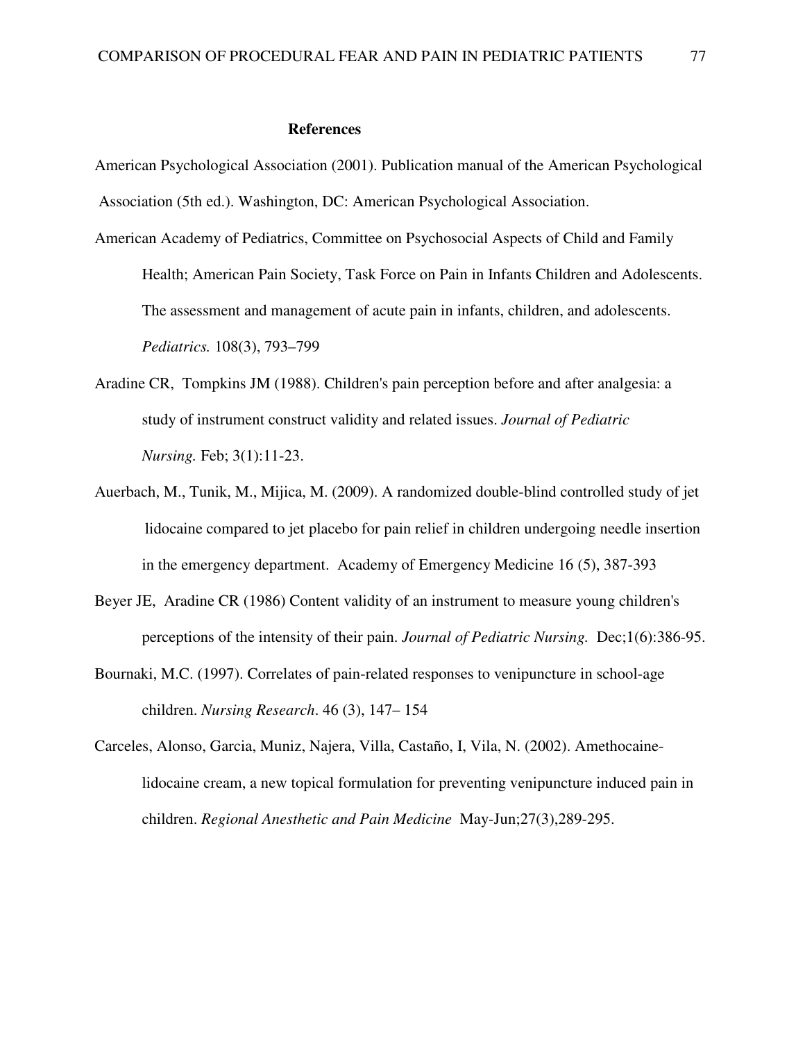## References

American Psychological Association (2001). Publication manual of the American Psychological Association (5th ed.). Washington, DC: American Psychological Association.

American Academy of Pediatrics, Committee on Psychosocial Aspects of Child and Family Health; American Pain Society, Task Force on Pain in Infants Children and Adolescents. The assessment and management of acute pain in infants, children, and adolescents. *Pediatrics.* 108(3), 793–799

Aradine CR, Tompkins JM (1988). Children's pain perception before and after analgesia: a study of instrument construct validity and related issues. *Journal of Pediatric Nursing.* Feb; 3(1):11-23.

Auerbach, M., Tunik, M., Mijica, M. (2009). A randomized double-blind controlled study of jet lidocaine compared to jet placebo for pain relief in children undergoing needle insertion in the emergency department. Academy of Emergency Medicine 16 (5), 387-393

Beyer JE, Aradine CR (1986) Content validity of an instrument to measure young children's perceptions of the intensity of their pain. *Journal of Pediatric Nursing.* Dec;1(6):386-95.

Bournaki, M.C. (1997). Correlates of pain-related responses to venipuncture in school-age children. *Nursing Research*. 46 (3), 147– 154

Carceles, Alonso, Garcia, Muniz, Najera, Villa, Castaño, I, Vila, N. (2002). Amethocaine-lidocaine cream, a new topical formulation for preventing venipuncture induced pain in children. *Regional Anesthetic and Pain Medicine* May-Jun;27(3),289-295.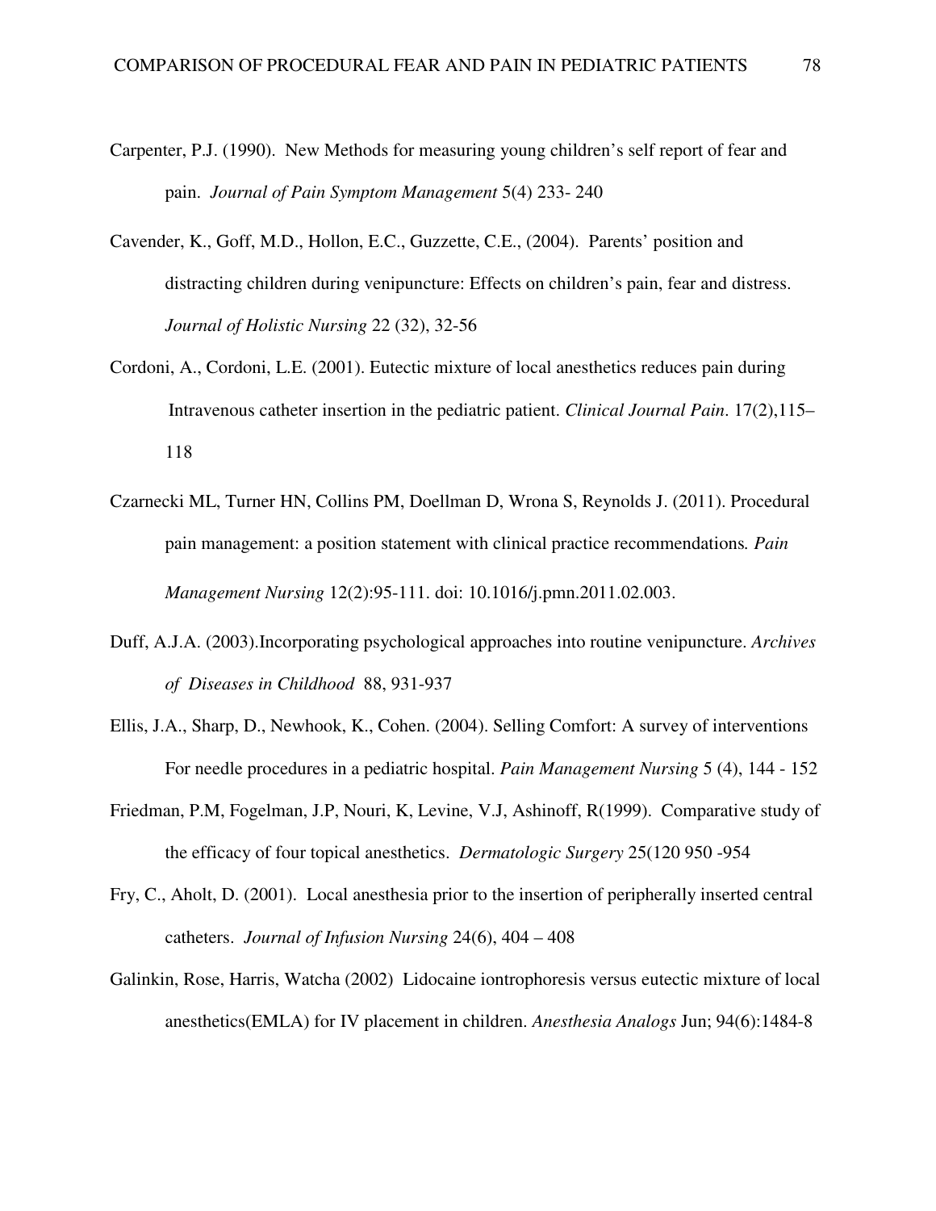Carpenter, P.J. (1990). New Methods for measuring young children's self report of fear and pain. *Journal of Pain Symptom Management* 5(4) 233- 240

Cavender, K., Goff, M.D., Hollon, E.C., Guzzette, C.E., (2004). Parents' position and distracting children during venipuncture: Effects on children's pain, fear and distress. *Journal of Holistic Nursing* 22 (32), 32-56

Cordoni, A., Cordoni, L.E. (2001). Eutectic mixture of local anesthetics reduces pain during Intravenous catheter insertion in the pediatric patient. *Clinical Journal Pain*. 17(2),115–118

Czarnecki ML, Turner HN, Collins PM, Doellman D, Wrona S, Reynolds J. (2011). Procedural pain management: a position statement with clinical practice recommendations*. Pain Management Nursing* 12(2):95-111. doi: 10.1016/j.pmn.2011.02.003.

Duff, A.J.A. (2003).Incorporating psychological approaches into routine venipuncture. *Archives of Diseases in Childhood* 88, 931-937

Ellis, J.A., Sharp, D., Newhook, K., Cohen. (2004). Selling Comfort: A survey of interventions For needle procedures in a pediatric hospital. *Pain Management Nursing* 5 (4), 144 - 152

Friedman, P.M, Fogelman, J.P, Nouri, K, Levine, V.J, Ashinoff, R(1999). Comparative study of the efficacy of four topical anesthetics. *Dermatologic Surgery* 25(120 950 -954

Fry, C., Aholt, D. (2001). Local anesthesia prior to the insertion of peripherally inserted central catheters. *Journal of Infusion Nursing* 24(6), 404 – 408

Galinkin, Rose, Harris, Watcha (2002) Lidocaine iontrophoresis versus eutectic mixture of local anesthetics(EMLA) for IV placement in children. *Anesthesia Analogs* Jun; 94(6):1484-8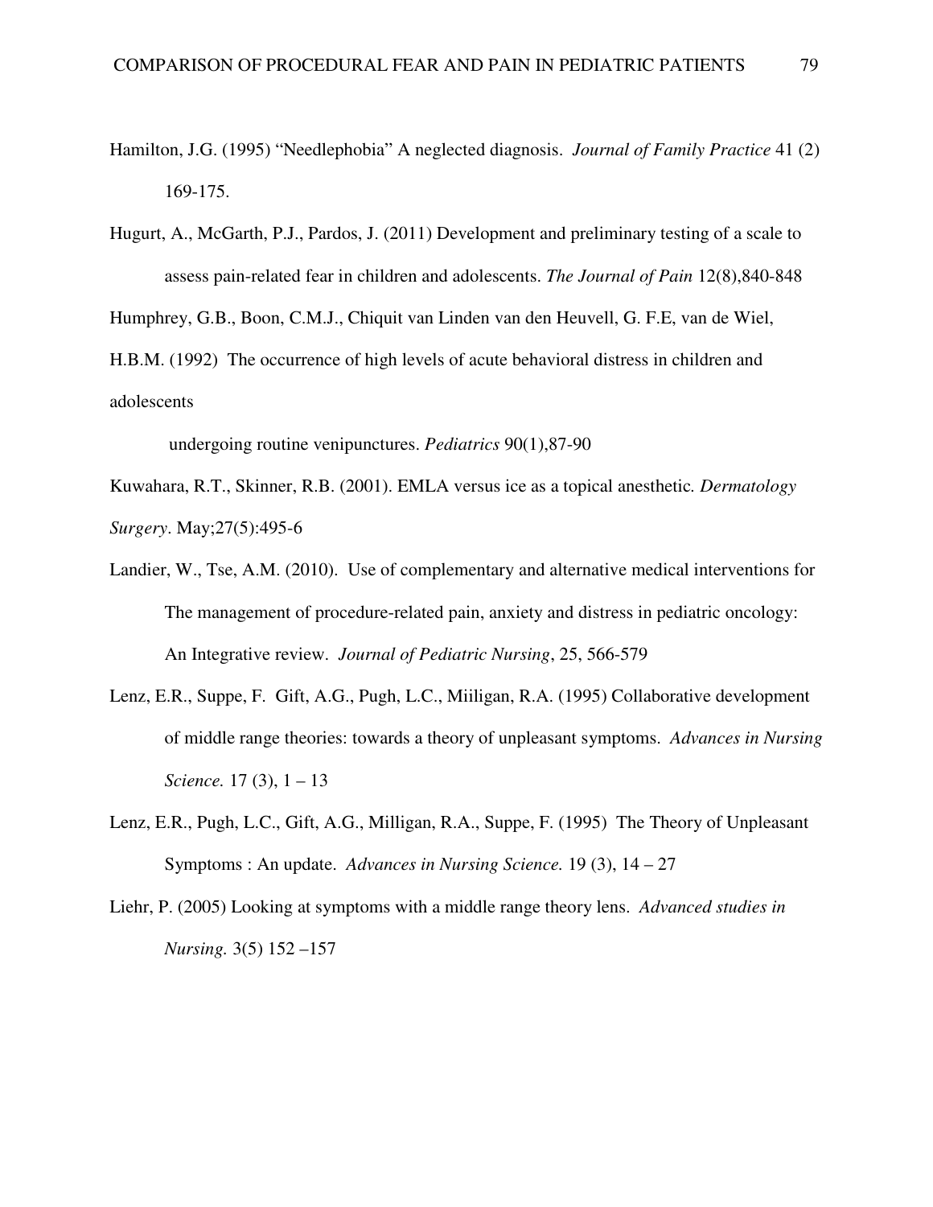Hamilton, J.G. (1995) "Needlephobia" A neglected diagnosis. *Journal of Family Practice* 41 (2) 169-175.

Hugurt, A., McGarth, P.J., Pardos, J. (2011) Development and preliminary testing of a scale to assess pain-related fear in children and adolescents. *The Journal of Pain* 12(8),840-848

Humphrey, G.B., Boon, C.M.J., Chiquit van Linden van den Heuvell, G. F.E, van de Wiel, H.B.M. (1992) The occurrence of high levels of acute behavioral distress in children and adolescents

undergoing routine venipunctures. *Pediatrics* 90(1),87-90

Kuwahara, R.T., Skinner, R.B. (2001). EMLA versus ice as a topical anesthetic. *Dermatology Surgery*. May;27(5):495-6

Landier, W., Tse, A.M. (2010). Use of complementary and alternative medical interventions for The management of procedure-related pain, anxiety and distress in pediatric oncology: An Integrative review. *Journal of Pediatric Nursing*, 25, 566-579

Lenz, E.R., Suppe, F. Gift, A.G., Pugh, L.C., Miiligan, R.A. (1995) Collaborative development of middle range theories: towards a theory of unpleasant symptoms. *Advances in Nursing Science.* 17 (3), 1 – 13

Lenz, E.R., Pugh, L.C., Gift, A.G., Milligan, R.A., Suppe, F. (1995) The Theory of Unpleasant Symptoms : An update. *Advances in Nursing Science.* 19 (3), 14 – 27

Liehr, P. (2005) Looking at symptoms with a middle range theory lens. *Advanced studies in Nursing.* 3(5) 152 –157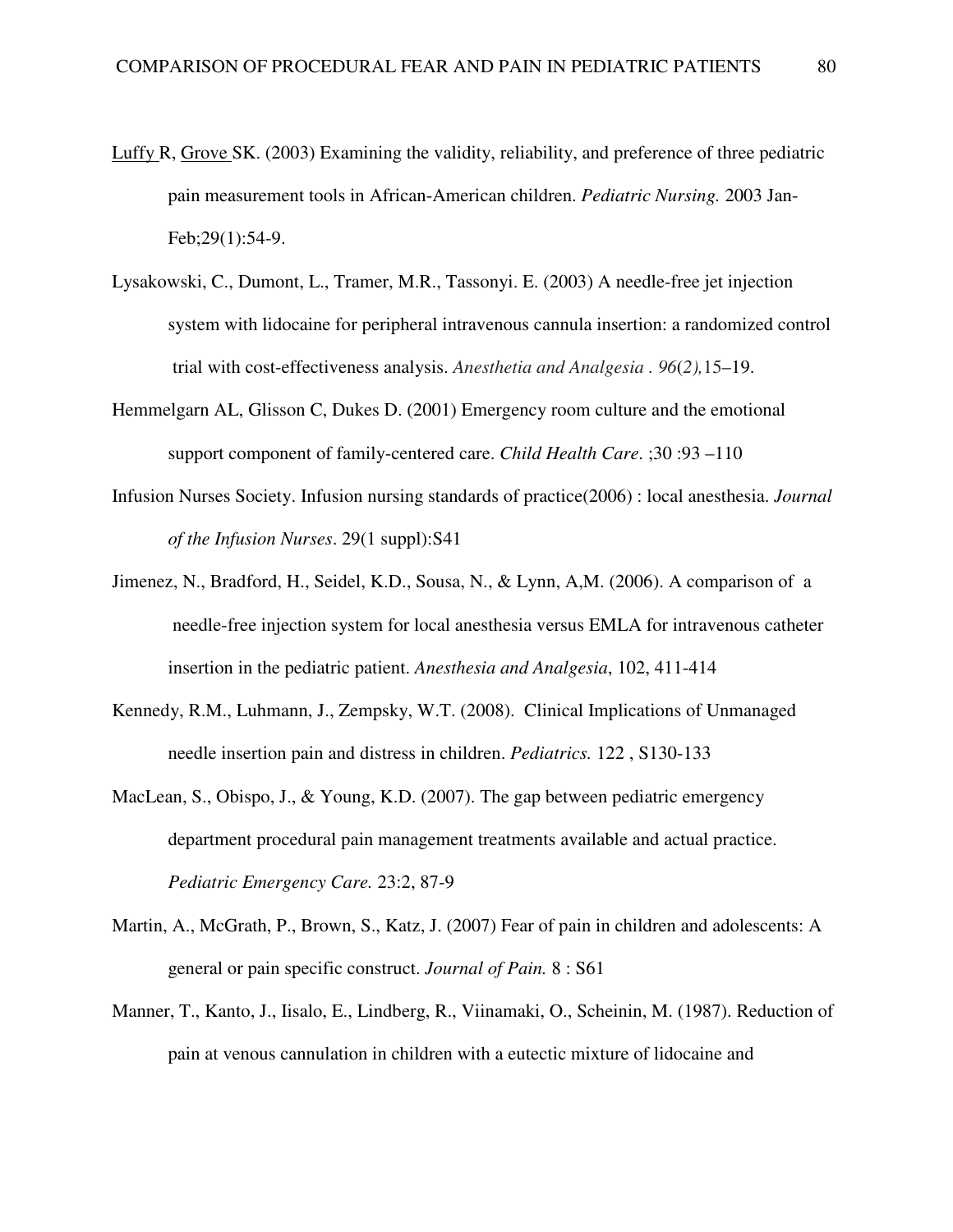Luffy R, Grove SK. (2003) Examining the validity, reliability, and preference of three pediatric pain measurement tools in African-American children. *Pediatric Nursing.* 2003 Jan-Feb;29(1):54-9.

Lysakowski, C., Dumont, L., Tramer, M.R., Tassonyi. E. (2003) A needle-free jet injection system with lidocaine for peripheral intravenous cannula insertion: a randomized control trial with cost-effectiveness analysis. *Anesthetia and Analgesia . 96(2),*15–19.

Hemmelgarn AL, Glisson C, Dukes D. (2001) Emergency room culture and the emotional support component of family-centered care. *Child Health Care*. ;30 :93 –110

Infusion Nurses Society. Infusion nursing standards of practice(2006) : local anesthesia. *Journal of the Infusion Nurses*. 29(1 suppl):S41

Jimenez, N., Bradford, H., Seidel, K.D., Sousa, N., & Lynn, A,M. (2006). A comparison of a needle-free injection system for local anesthesia versus EMLA for intravenous catheter insertion in the pediatric patient. *Anesthesia and Analgesia*, 102, 411-414

Kennedy, R.M., Luhmann, J., Zempsky, W.T. (2008). Clinical Implications of Unmanaged needle insertion pain and distress in children. *Pediatrics.* 122 , S130-133

MacLean, S., Obispo, J., & Young, K.D. (2007). The gap between pediatric emergency department procedural pain management treatments available and actual practice. *Pediatric Emergency Care.* 23:2, 87-9

Martin, A., McGrath, P., Brown, S., Katz, J. (2007) Fear of pain in children and adolescents: A general or pain specific construct. *Journal of Pain.* 8 : S61

Manner, T., Kanto, J., Iisalo, E., Lindberg, R., Viinamaki, O., Scheinin, M. (1987). Reduction of pain at venous cannulation in children with a eutectic mixture of lidocaine and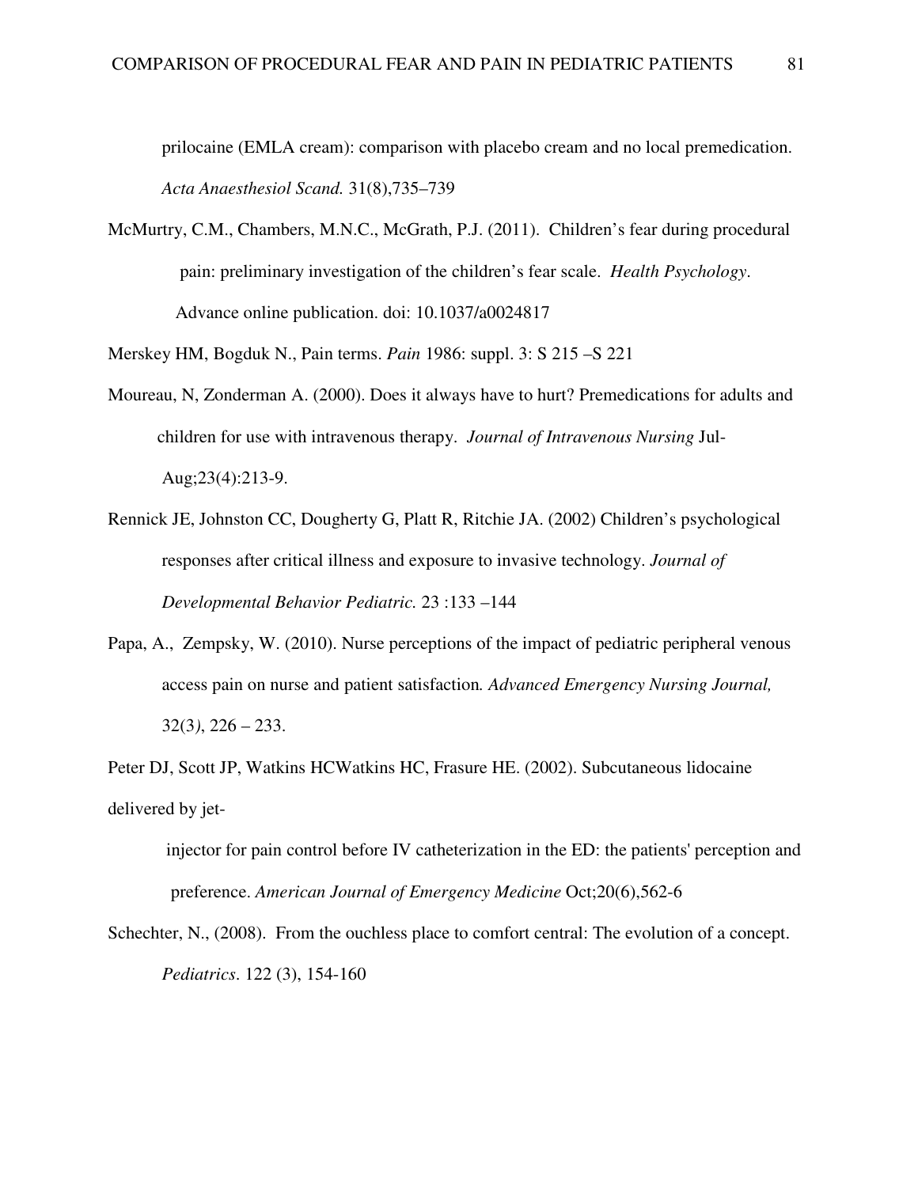prilocaine (EMLA cream): comparison with placebo cream and no local premedication. *Acta Anaesthesiol Scand.* 31(8),735–739

McMurtry, C.M., Chambers, M.N.C., McGrath, P.J. (2011). Children's fear during procedural pain: preliminary investigation of the children's fear scale. *Health Psychology*. Advance online publication. doi: 10.1037/a0024817

Merskey HM, Bogduk N., Pain terms. *Pain* 1986: suppl. 3: S 215 –S 221

Moureau, N, Zonderman A. (2000). Does it always have to hurt? Premedications for adults and children for use with intravenous therapy. *Journal of Intravenous Nursing* Jul-Aug;23(4):213-9.

Rennick JE, Johnston CC, Dougherty G, Platt R, Ritchie JA. (2002) Children's psychological responses after critical illness and exposure to invasive technology. *Journal of Developmental Behavior Pediatric.* 23 :133 –144

Papa, A., Zempsky, W. (2010). Nurse perceptions of the impact of pediatric peripheral venous access pain on nurse and patient satisfaction*. Advanced Emergency Nursing Journal,* 32(3*)*, 226 – 233.

Peter DJ, Scott JP, Watkins HCWatkins HC, Frasure HE. (2002). Subcutaneous lidocaine delivered by jet-injector for pain control before IV catheterization in the ED: the patients' perception and preference. *American Journal of Emergency Medicine* Oct;20(6),562-6

Schechter, N., (2008). From the ouchless place to comfort central: The evolution of a concept. *Pediatrics*. 122 (3), 154-160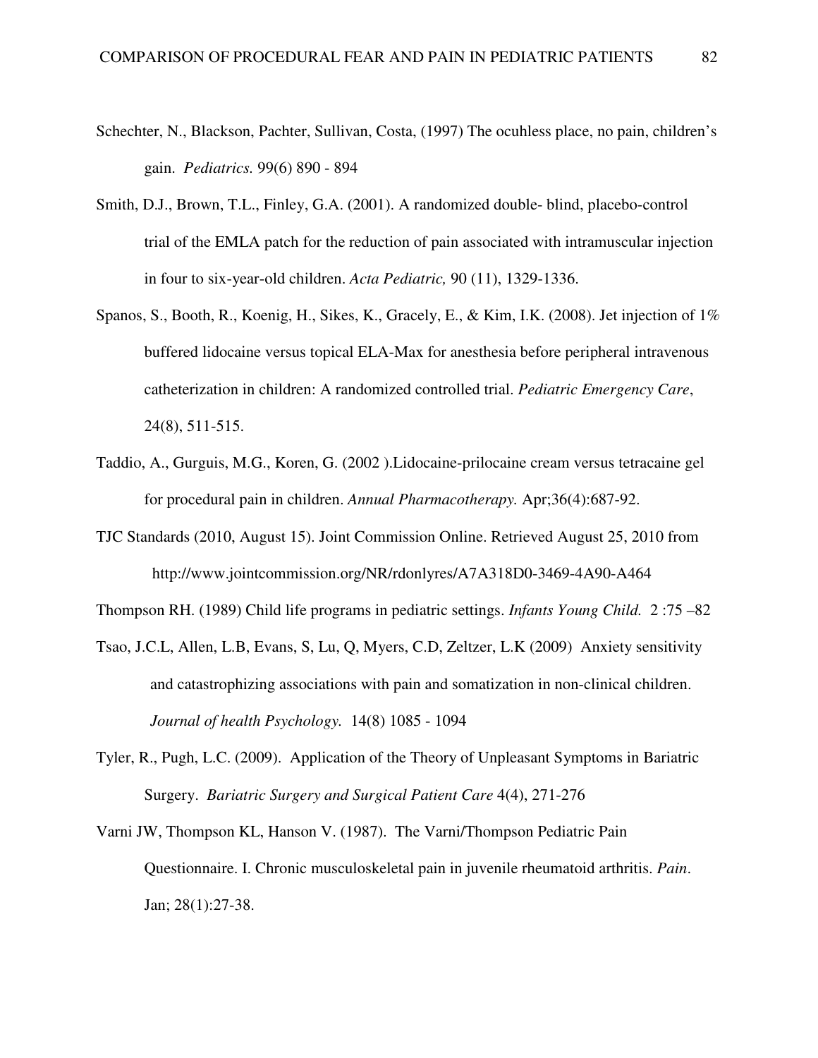Schechter, N., Blackson, Pachter, Sullivan, Costa, (1997) The ocuhless place, no pain, children's gain. *Pediatrics.* 99(6) 890 - 894

Smith, D.J., Brown, T.L., Finley, G.A. (2001). A randomized double- blind, placebo-control trial of the EMLA patch for the reduction of pain associated with intramuscular injection in four to six-year-old children. *Acta Pediatric,* 90 (11), 1329-1336.

Spanos, S., Booth, R., Koenig, H., Sikes, K., Gracely, E., & Kim, I.K. (2008). Jet injection of 1% buffered lidocaine versus topical ELA-Max for anesthesia before peripheral intravenous catheterization in children: A randomized controlled trial. *Pediatric Emergency Care*, 24(8), 511-515.

Taddio, A., Gurguis, M.G., Koren, G. (2002 ).Lidocaine-prilocaine cream versus tetracaine gel for procedural pain in children. *Annual Pharmacotherapy.* Apr;36(4):687-92.

TJC Standards (2010, August 15). Joint Commission Online. Retrieved August 25, 2010 from http://www.jointcommission.org/NR/rdonlyres/A7A318D0-3469-4A90-A464

Thompson RH. (1989) Child life programs in pediatric settings. *Infants Young Child.* 2 :75 –82

Tsao, J.C.L, Allen, L.B, Evans, S, Lu, Q, Myers, C.D, Zeltzer, L.K (2009) Anxiety sensitivity and catastrophizing associations with pain and somatization in non-clinical children. *Journal of health Psychology.* 14(8) 1085 - 1094

Tyler, R., Pugh, L.C. (2009). Application of the Theory of Unpleasant Symptoms in Bariatric Surgery. *Bariatric Surgery and Surgical Patient Care* 4(4), 271-276

Varni JW, Thompson KL, Hanson V. (1987). The Varni/Thompson Pediatric Pain Questionnaire. I. Chronic musculoskeletal pain in juvenile rheumatoid arthritis. *Pain*. Jan; 28(1):27-38.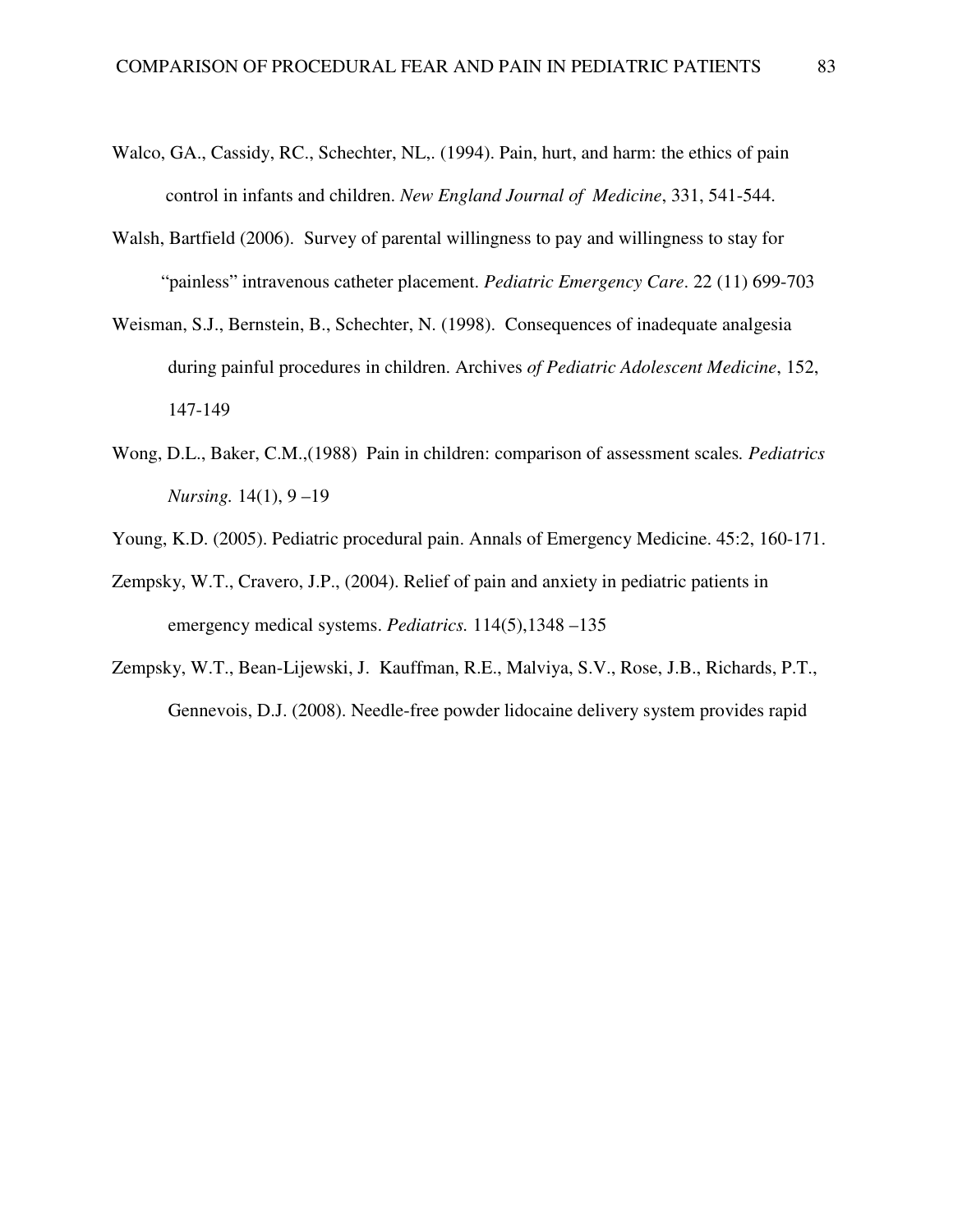Walco, GA., Cassidy, RC., Schechter, NL,. (1994). Pain, hurt, and harm: the ethics of pain control in infants and children. *New England Journal of Medicine*, 331, 541-544.

Walsh, Bartfield (2006). Survey of parental willingness to pay and willingness to stay for "painless" intravenous catheter placement. *Pediatric Emergency Care*. 22 (11) 699-703

Weisman, S.J., Bernstein, B., Schechter, N. (1998). Consequences of inadequate analgesia during painful procedures in children. Archives *of Pediatric Adolescent Medicine*, 152, 147-149

Wong, D.L., Baker, C.M.,(1988) Pain in children: comparison of assessment scales*. Pediatrics Nursing.* 14(1), 9 –19

Young, K.D. (2005). Pediatric procedural pain. Annals of Emergency Medicine. 45:2, 160-171.

Zempsky, W.T., Cravero, J.P., (2004). Relief of pain and anxiety in pediatric patients in emergency medical systems. *Pediatrics.* 114(5),1348 –135

Zempsky, W.T., Bean-Lijewski, J. Kauffman, R.E., Malviya, S.V., Rose, J.B., Richards, P.T., Gennevois, D.J. (2008). Needle-free powder lidocaine delivery system provides rapid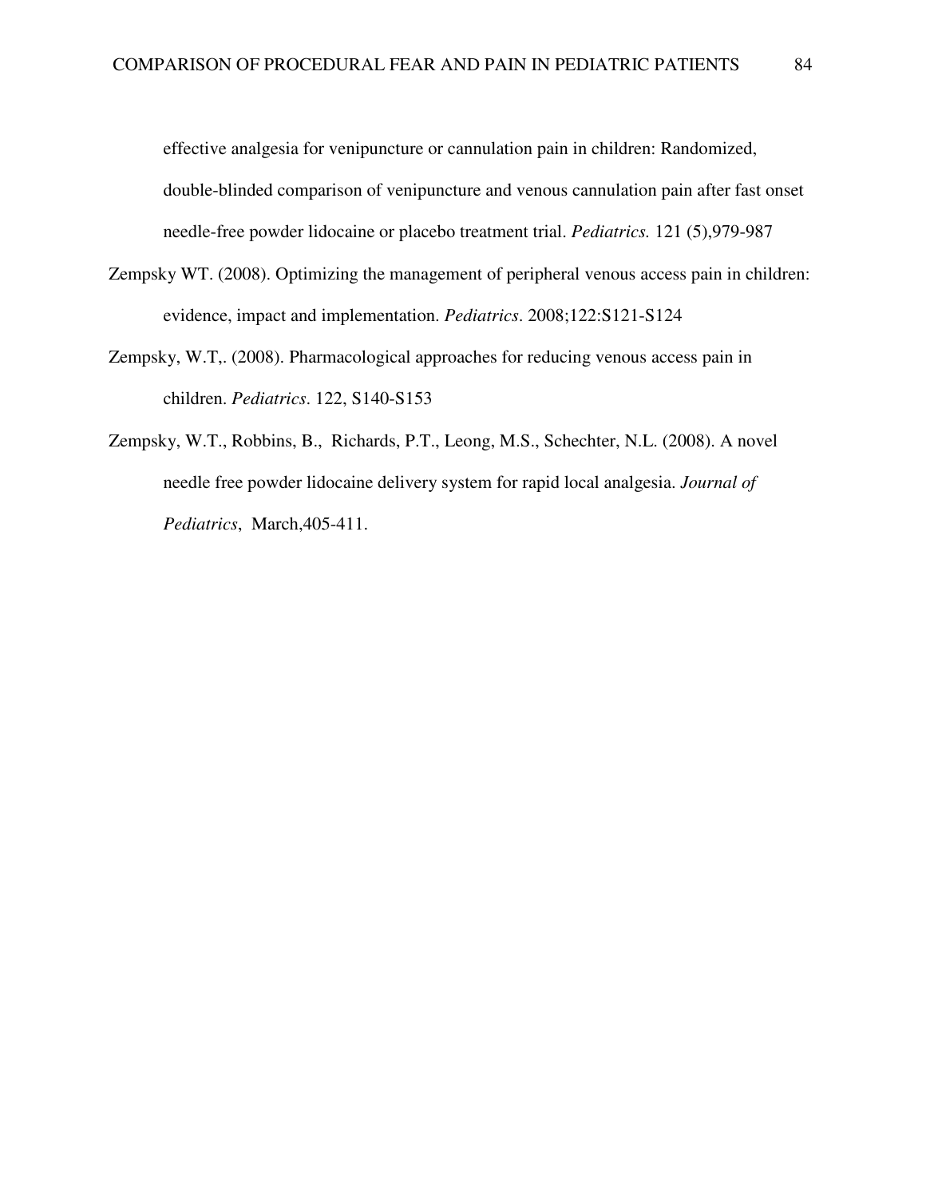effective analgesia for venipuncture or cannulation pain in children: Randomized, double-blinded comparison of venipuncture and venous cannulation pain after fast onset needle-free powder lidocaine or placebo treatment trial. *Pediatrics.* 121 (5),979-987

Zempsky WT. (2008). Optimizing the management of peripheral venous access pain in children: evidence, impact and implementation. *Pediatrics*. 2008;122:S121-S124

Zempsky, W.T,. (2008). Pharmacological approaches for reducing venous access pain in children. *Pediatrics*. 122, S140-S153

Zempsky, W.T., Robbins, B., Richards, P.T., Leong, M.S., Schechter, N.L. (2008). A novel needle free powder lidocaine delivery system for rapid local analgesia. *Journal of Pediatrics*, March,405-411.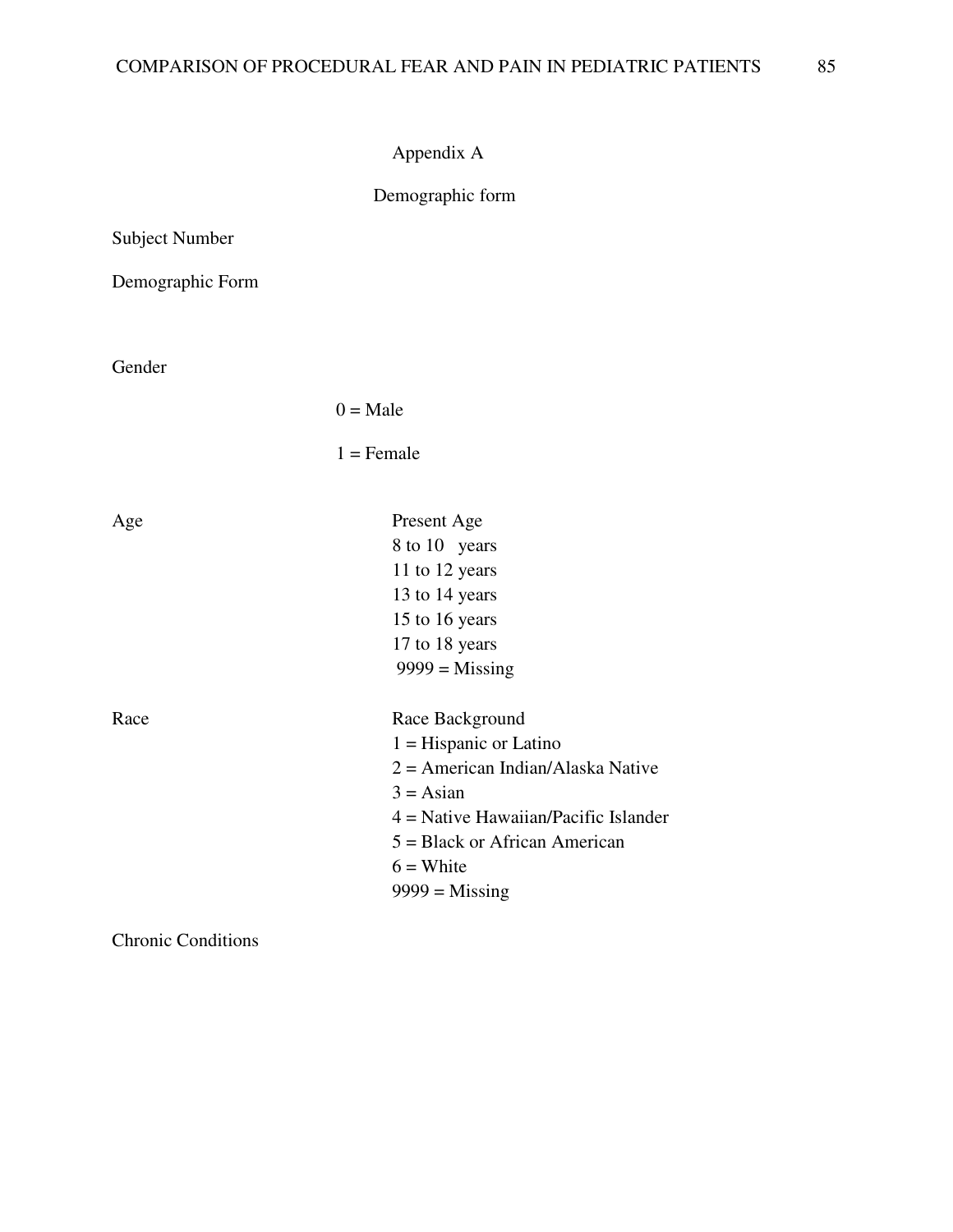# Appendix A

## Demographic form

Subject Number

Demographic Form

Gender

0 = Male

1 = Female

Age

Present Age
8 to 10 years
11 to 12 years
13 to 14 years
15 to 16 years
17 to 18 years
9999 = Missing

Race

Race Background
1 = Hispanic or Latino
2 = American Indian/Alaska Native
3 = Asian
4 = Native Hawaiian/Pacific Islander
5 = Black or African American
6 = White
9999 = Missing

Chronic Conditions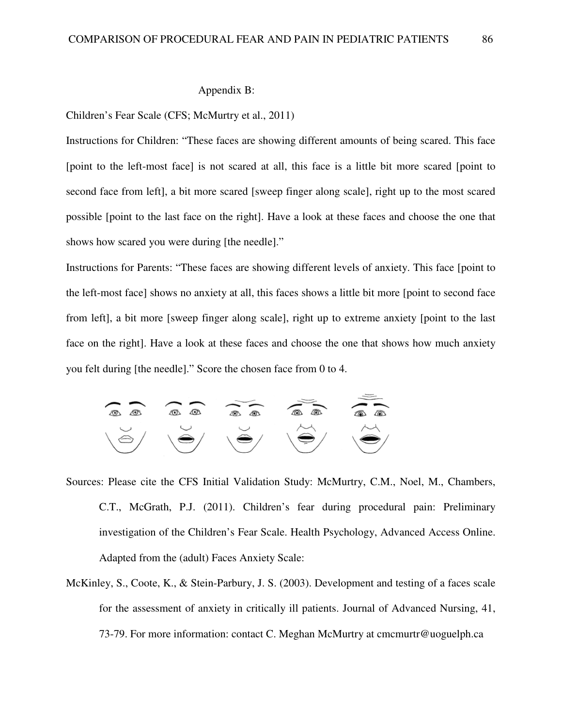Appendix B:

Children's Fear Scale (CFS; McMurtry et al., 2011)

Instructions for Children: "These faces are showing different amounts of being scared. This face [point to the left-most face] is not scared at all, this face is a little bit more scared [point to second face from left], a bit more scared [sweep finger along scale], right up to the most scared possible [point to the last face on the right]. Have a look at these faces and choose the one that shows how scared you were during [the needle]."

Instructions for Parents: "These faces are showing different levels of anxiety. This face [point to the left-most face] shows no anxiety at all, this faces shows a little bit more [point to second face from left], a bit more [sweep finger along scale], right up to extreme anxiety [point to the last face on the right]. Have a look at these faces and choose the one that shows how much anxiety you felt during [the needle]." Score the chosen face from 0 to 4.

Sources: Please cite the CFS Initial Validation Study: McMurtry, C.M., Noel, M., Chambers, C.T., McGrath, P.J. (2011). Children's fear during procedural pain: Preliminary investigation of the Children's Fear Scale. Health Psychology, Advanced Access Online. Adapted from the (adult) Faces Anxiety Scale:

McKinley, S., Coote, K., & Stein-Parbury, J. S. (2003). Development and testing of a faces scale for the assessment of anxiety in critically ill patients. Journal of Advanced Nursing, 41, 73-79. For more information: contact C. Meghan McMurtry at cmcmurtr@uoguelph.ca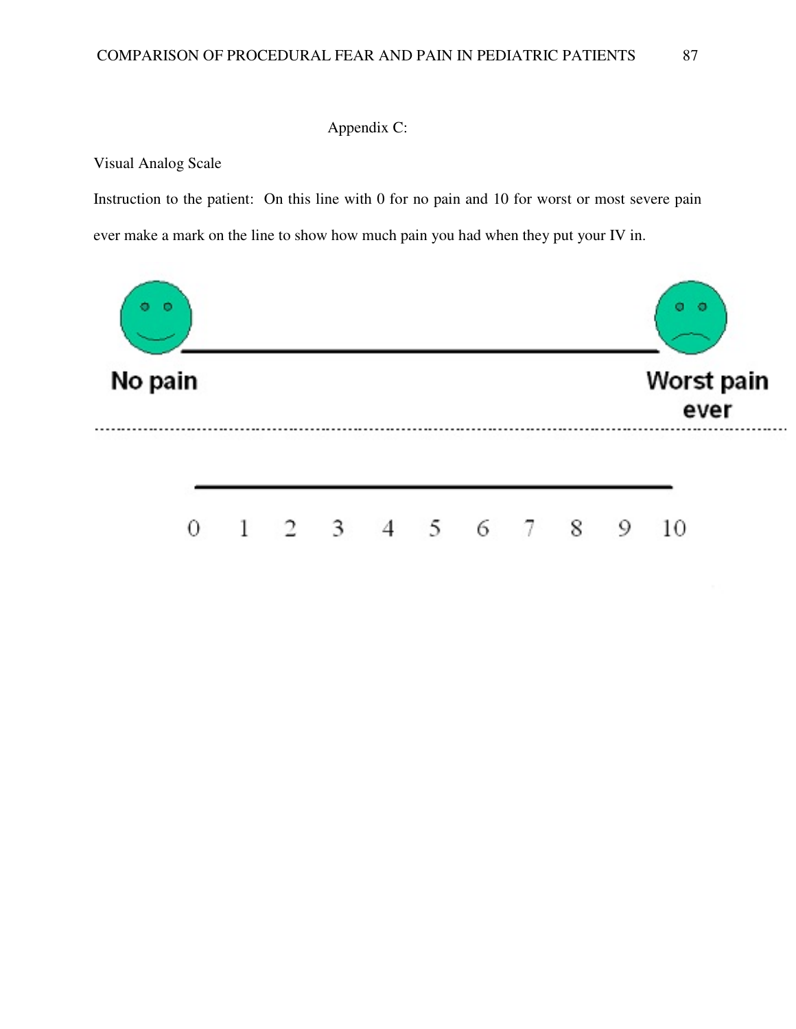Appendix C:

Visual Analog Scale

Instruction to the patient: On this line with 0 for no pain and 10 for worst or most severe pain ever make a mark on the line to show how much pain you had when they put your IV in.

No pain                                                                                                    Worst pain ever

0   1   2   3   4   5   6   7   8   9   10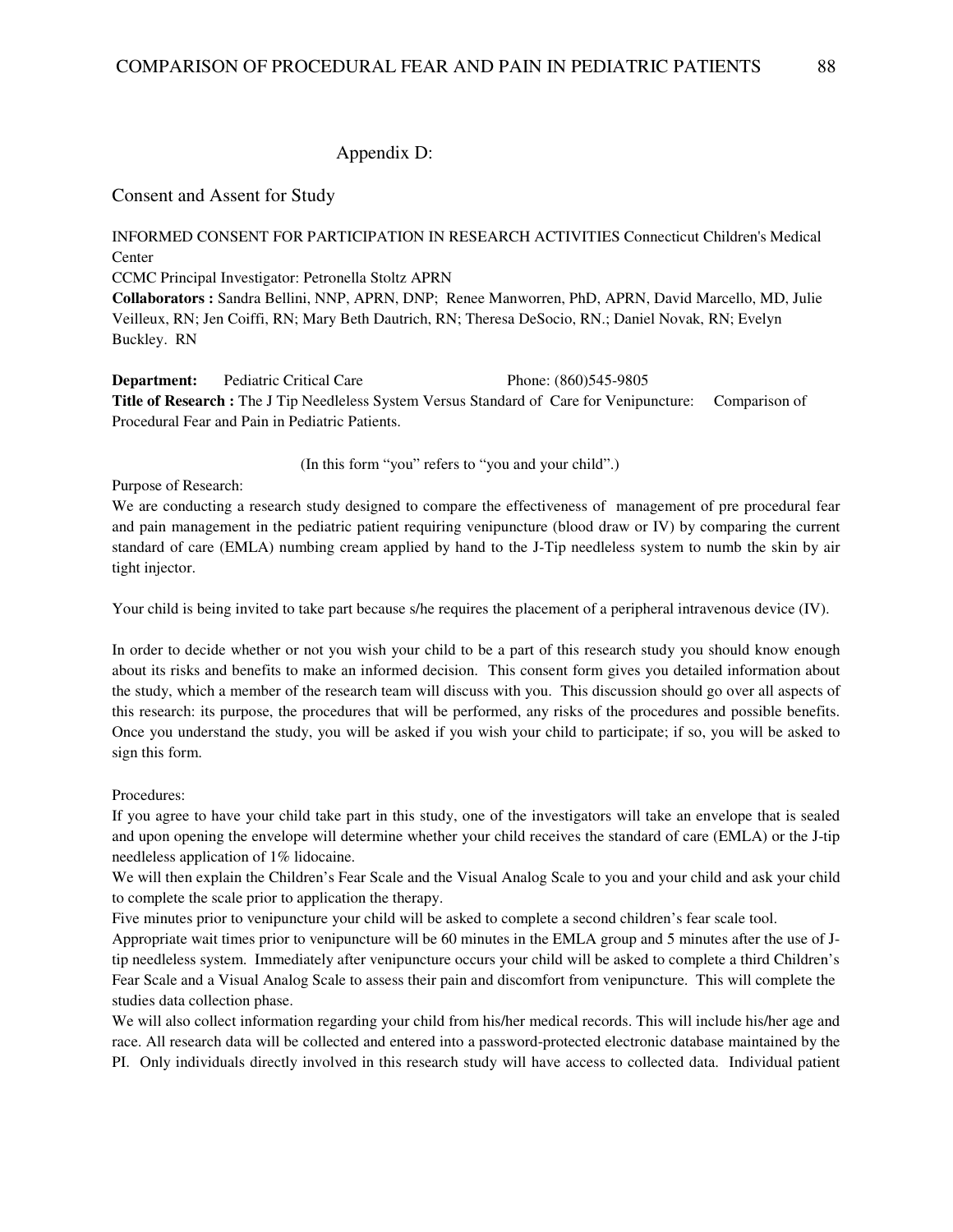## Appendix D:

### Consent and Assent for Study

INFORMED CONSENT FOR PARTICIPATION IN RESEARCH ACTIVITIES Connecticut Children's Medical Center

CCMC Principal Investigator: Petronella Stoltz APRN

**Collaborators :** Sandra Bellini, NNP, APRN, DNP; Renee Manworren, PhD, APRN, David Marcello, MD, Julie Veilleux, RN; Jen Coiffi, RN; Mary Beth Dautrich, RN; Theresa DeSocio, RN.; Daniel Novak, RN; Evelyn Buckley. RN

**Department:** Pediatric Critical Care Phone: (860)545-9805

**Title of Research :** The J Tip Needleless System Versus Standard of Care for Venipuncture: Comparison of Procedural Fear and Pain in Pediatric Patients.

(In this form "you" refers to "you and your child".)

Purpose of Research:

We are conducting a research study designed to compare the effectiveness of management of pre procedural fear and pain management in the pediatric patient requiring venipuncture (blood draw or IV) by comparing the current standard of care (EMLA) numbing cream applied by hand to the J-Tip needleless system to numb the skin by air tight injector.

Your child is being invited to take part because s/he requires the placement of a peripheral intravenous device (IV).

In order to decide whether or not you wish your child to be a part of this research study you should know enough about its risks and benefits to make an informed decision. This consent form gives you detailed information about the study, which a member of the research team will discuss with you. This discussion should go over all aspects of this research: its purpose, the procedures that will be performed, any risks of the procedures and possible benefits. Once you understand the study, you will be asked if you wish your child to participate; if so, you will be asked to sign this form.

Procedures:

If you agree to have your child take part in this study, one of the investigators will take an envelope that is sealed and upon opening the envelope will determine whether your child receives the standard of care (EMLA) or the J-tip needleless application of 1% lidocaine.

We will then explain the Children's Fear Scale and the Visual Analog Scale to you and your child and ask your child to complete the scale prior to application the therapy.

Five minutes prior to venipuncture your child will be asked to complete a second children's fear scale tool.

Appropriate wait times prior to venipuncture will be 60 minutes in the EMLA group and 5 minutes after the use of J-tip needleless system. Immediately after venipuncture occurs your child will be asked to complete a third Children's Fear Scale and a Visual Analog Scale to assess their pain and discomfort from venipuncture. This will complete the studies data collection phase.

We will also collect information regarding your child from his/her medical records. This will include his/her age and race. All research data will be collected and entered into a password-protected electronic database maintained by the PI. Only individuals directly involved in this research study will have access to collected data. Individual patient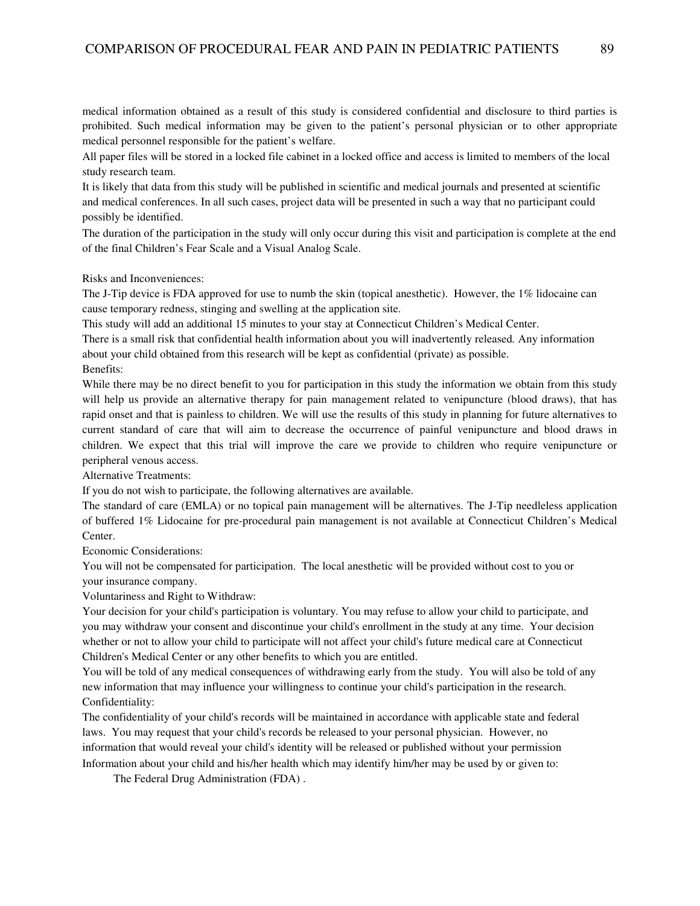medical information obtained as a result of this study is considered confidential and disclosure to third parties is prohibited. Such medical information may be given to the patient's personal physician or to other appropriate medical personnel responsible for the patient's welfare.

All paper files will be stored in a locked file cabinet in a locked office and access is limited to members of the local study research team.

It is likely that data from this study will be published in scientific and medical journals and presented at scientific and medical conferences. In all such cases, project data will be presented in such a way that no participant could possibly be identified.

The duration of the participation in the study will only occur during this visit and participation is complete at the end of the final Children's Fear Scale and a Visual Analog Scale.

Risks and Inconveniences:

The J-Tip device is FDA approved for use to numb the skin (topical anesthetic). However, the 1% lidocaine can cause temporary redness, stinging and swelling at the application site.

This study will add an additional 15 minutes to your stay at Connecticut Children's Medical Center.

There is a small risk that confidential health information about you will inadvertently released. Any information about your child obtained from this research will be kept as confidential (private) as possible.

Benefits:

While there may be no direct benefit to you for participation in this study the information we obtain from this study will help us provide an alternative therapy for pain management related to venipuncture (blood draws), that has rapid onset and that is painless to children. We will use the results of this study in planning for future alternatives to current standard of care that will aim to decrease the occurrence of painful venipuncture and blood draws in children. We expect that this trial will improve the care we provide to children who require venipuncture or peripheral venous access.

Alternative Treatments:

If you do not wish to participate, the following alternatives are available.

The standard of care (EMLA) or no topical pain management will be alternatives. The J-Tip needleless application of buffered 1% Lidocaine for pre-procedural pain management is not available at Connecticut Children's Medical Center.

Economic Considerations:

You will not be compensated for participation. The local anesthetic will be provided without cost to you or your insurance company.

Voluntariness and Right to Withdraw:

Your decision for your child's participation is voluntary. You may refuse to allow your child to participate, and you may withdraw your consent and discontinue your child's enrollment in the study at any time. Your decision whether or not to allow your child to participate will not affect your child's future medical care at Connecticut Children's Medical Center or any other benefits to which you are entitled.

You will be told of any medical consequences of withdrawing early from the study. You will also be told of any new information that may influence your willingness to continue your child's participation in the research.

Confidentiality:

The confidentiality of your child's records will be maintained in accordance with applicable state and federal laws. You may request that your child's records be released to your personal physician. However, no information that would reveal your child's identity will be released or published without your permission

Information about your child and his/her health which may identify him/her may be used by or given to:

The Federal Drug Administration (FDA) .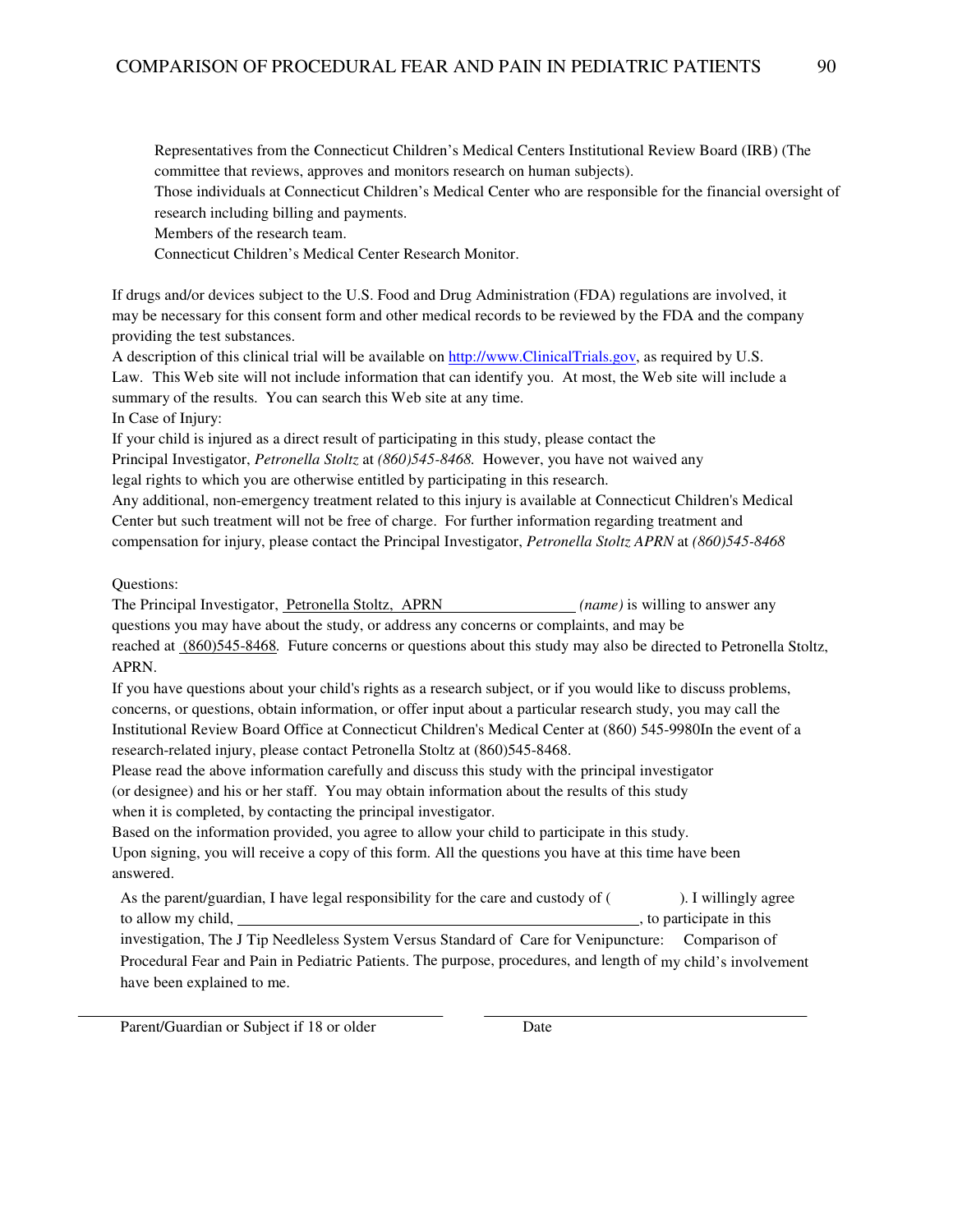Representatives from the Connecticut Children's Medical Centers Institutional Review Board (IRB) (The committee that reviews, approves and monitors research on human subjects).

Those individuals at Connecticut Children's Medical Center who are responsible for the financial oversight of research including billing and payments.

Members of the research team.

Connecticut Children's Medical Center Research Monitor.

If drugs and/or devices subject to the U.S. Food and Drug Administration (FDA) regulations are involved, it may be necessary for this consent form and other medical records to be reviewed by the FDA and the company providing the test substances.

A description of this clinical trial will be available on http://www.ClinicalTrials.gov, as required by U.S. Law. This Web site will not include information that can identify you. At most, the Web site will include a summary of the results. You can search this Web site at any time.

In Case of Injury:

If your child is injured as a direct result of participating in this study, please contact the Principal Investigator, *Petronella Stoltz* at *(860)545-8468.* However, you have not waived any legal rights to which you are otherwise entitled by participating in this research.

Any additional, non-emergency treatment related to this injury is available at Connecticut Children's Medical Center but such treatment will not be free of charge. For further information regarding treatment and compensation for injury, please contact the Principal Investigator, *Petronella Stoltz APRN* at *(860)545-8468*

Questions:

The Principal Investigator, Petronella Stoltz, APRN ____________ *(name)* is willing to answer any questions you may have about the study, or address any concerns or complaints, and may be reached at (860)545-8468. Future concerns or questions about this study may also be directed to Petronella Stoltz, APRN.

If you have questions about your child's rights as a research subject, or if you would like to discuss problems, concerns, or questions, obtain information, or offer input about a particular research study, you may call the Institutional Review Board Office at Connecticut Children's Medical Center at (860) 545-9980In the event of a research-related injury, please contact Petronella Stoltz at (860)545-8468.

Please read the above information carefully and discuss this study with the principal investigator (or designee) and his or her staff. You may obtain information about the results of this study when it is completed, by contacting the principal investigator.

Based on the information provided, you agree to allow your child to participate in this study.

Upon signing, you will receive a copy of this form. All the questions you have at this time have been answered.

As the parent/guardian, I have legal responsibility for the care and custody of (            ). I willingly agree to allow my child, ______________________________, to participate in this investigation, The J Tip Needleless System Versus Standard of Care for Venipuncture: Comparison of Procedural Fear and Pain in Pediatric Patients. The purpose, procedures, and length of my child's involvement have been explained to me.

______________________________ &nbsp;&nbsp;&nbsp;&nbsp; ______________________________

Parent/Guardian or Subject if 18 or older &nbsp;&nbsp;&nbsp;&nbsp; Date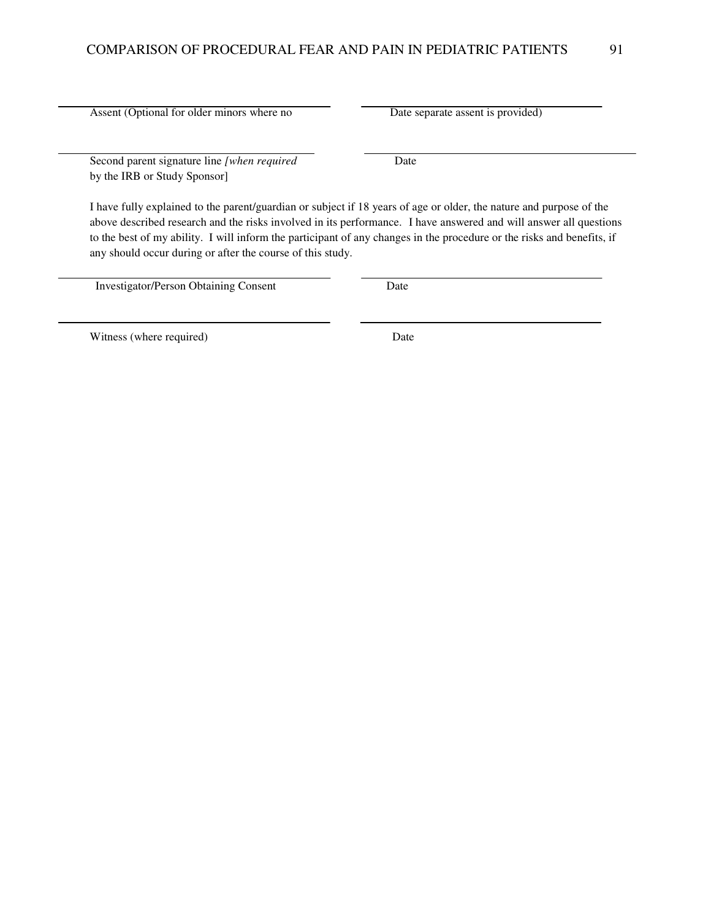\_\_\_\_\_\_\_\_\_\_\_\_\_\_\_\_\_\_\_\_\_\_\_\_\_\_\_\_\_\_\_\_\_\_\_\_\_\_\_\_ \_\_\_\_\_\_\_\_\_\_\_\_\_\_\_\_\_\_\_\_\_\_\_\_\_\_\_\_\_\_\_\_\_\_\_\_

Assent (Optional for older minors where no Date separate assent is provided)

\_\_\_\_\_\_\_\_\_\_\_\_\_\_\_\_\_\_\_\_\_\_\_\_\_\_\_\_\_\_\_\_\_\_\_\_\_\_\_\_ \_\_\_\_\_\_\_\_\_\_\_\_\_\_\_\_\_\_\_\_\_\_\_\_\_\_\_\_\_\_\_\_\_\_\_\_\_\_\_\_

Second parent signature line *[when required* by the IRB or Study Sponsor] Date

I have fully explained to the parent/guardian or subject if 18 years of age or older, the nature and purpose of the above described research and the risks involved in its performance. I have answered and will answer all questions to the best of my ability. I will inform the participant of any changes in the procedure or the risks and benefits, if any should occur during or after the course of this study.

\_\_\_\_\_\_\_\_\_\_\_\_\_\_\_\_\_\_\_\_\_\_\_\_\_\_\_\_\_\_\_\_\_\_\_\_\_\_\_\_ \_\_\_\_\_\_\_\_\_\_\_\_\_\_\_\_\_\_\_\_\_\_\_\_\_\_\_\_\_\_\_\_\_\_\_\_

Investigator/Person Obtaining Consent Date

\_\_\_\_\_\_\_\_\_\_\_\_\_\_\_\_\_\_\_\_\_\_\_\_\_\_\_\_\_\_\_\_\_\_\_\_\_\_\_\_ \_\_\_\_\_\_\_\_\_\_\_\_\_\_\_\_\_\_\_\_\_\_\_\_\_\_\_\_\_\_\_\_\_\_\_\_

Witness (where required) Date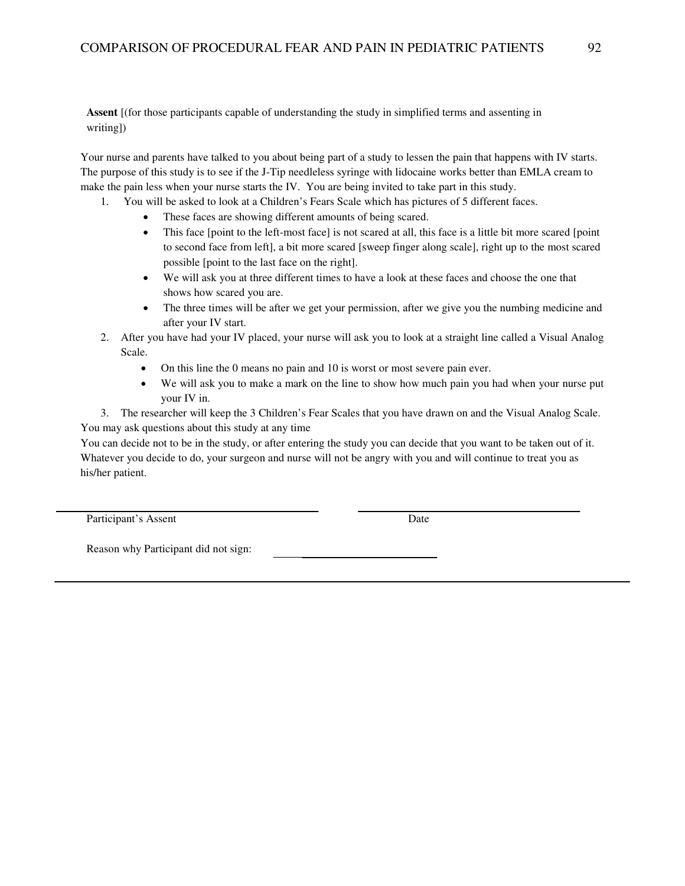**Assent** [(for those participants capable of understanding the study in simplified terms and assenting in writing])

Your nurse and parents have talked to you about being part of a study to lessen the pain that happens with IV starts. The purpose of this study is to see if the J-Tip needleless syringe with lidocaine works better than EMLA cream to make the pain less when your nurse starts the IV. You are being invited to take part in this study.

1. You will be asked to look at a Children's Fears Scale which has pictures of 5 different faces.
   - These faces are showing different amounts of being scared.
   - This face [point to the left-most face] is not scared at all, this face is a little bit more scared [point to second face from left], a bit more scared [sweep finger along scale], right up to the most scared possible [point to the last face on the right].
   - We will ask you at three different times to have a look at these faces and choose the one that shows how scared you are.
   - The three times will be after we get your permission, after we give you the numbing medicine and after your IV start.
2. After you have had your IV placed, your nurse will ask you to look at a straight line called a Visual Analog Scale.
   - On this line the 0 means no pain and 10 is worst or most severe pain ever.
   - We will ask you to make a mark on the line to show how much pain you had when your nurse put your IV in.
3. The researcher will keep the 3 Children's Fear Scales that you have drawn on and the Visual Analog Scale.

You may ask questions about this study at any time

You can decide not to be in the study, or after entering the study you can decide that you want to be taken out of it. Whatever you decide to do, your surgeon and nurse will not be angry with you and will continue to treat you as his/her patient.

\_\_\_\_\_\_\_\_\_\_\_\_\_\_\_\_\_\_\_\_\_\_\_\_\_\_\_\_\_\_\_\_\_\_\_\_ \_\_\_\_\_\_\_\_\_\_\_\_\_\_\_\_\_\_\_\_\_\_\_\_\_\_\_\_\_\_

Participant's Assent Date

Reason why Participant did not sign: \_\_\_\_\_\_\_\_\_\_\_\_\_\_\_\_\_\_\_\_\_\_\_\_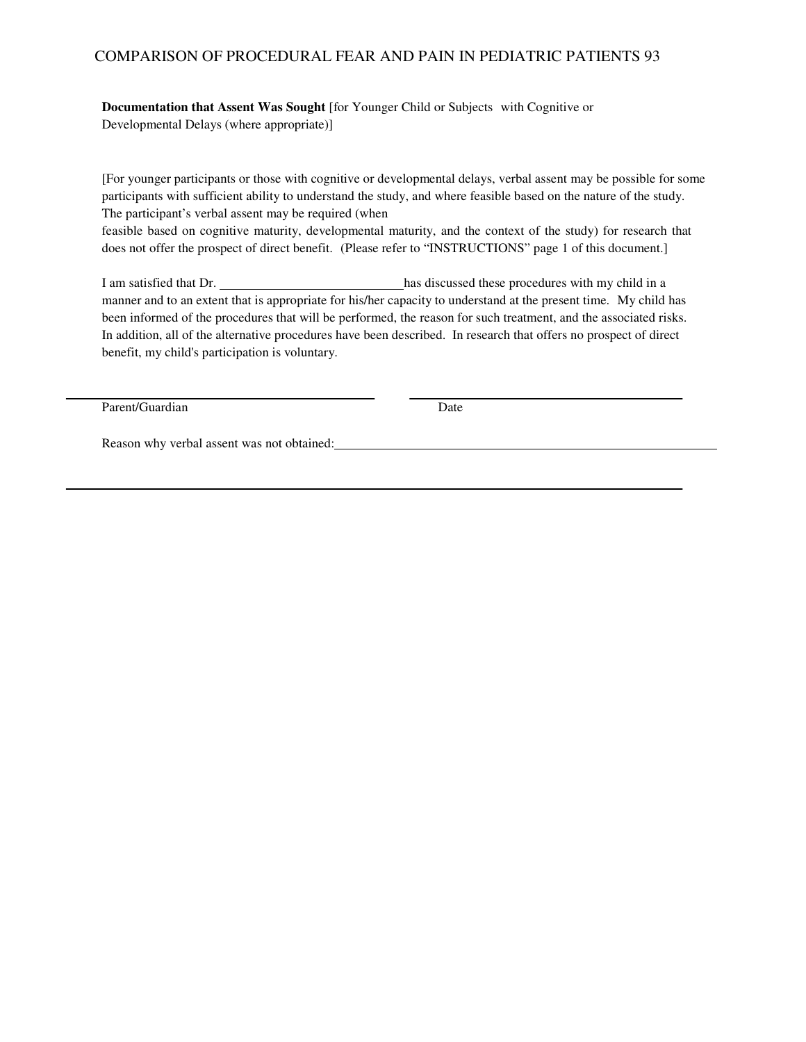**Documentation that Assent Was Sought** [for Younger Child or Subjects with Cognitive or Developmental Delays (where appropriate)]

[For younger participants or those with cognitive or developmental delays, verbal assent may be possible for some participants with sufficient ability to understand the study, and where feasible based on the nature of the study. The participant's verbal assent may be required (when feasible based on cognitive maturity, developmental maturity, and the context of the study) for research that does not offer the prospect of direct benefit. (Please refer to "INSTRUCTIONS" page 1 of this document.]

I am satisfied that Dr. ____________________________ has discussed these procedures with my child in a manner and to an extent that is appropriate for his/her capacity to understand at the present time. My child has been informed of the procedures that will be performed, the reason for such treatment, and the associated risks. In addition, all of the alternative procedures have been described. In research that offers no prospect of direct benefit, my child's participation is voluntary.

______________________________________________ ______________________________________

Parent/Guardian Date

Reason why verbal assent was not obtained: ____________________________________________________________

______________________________________________________________________________________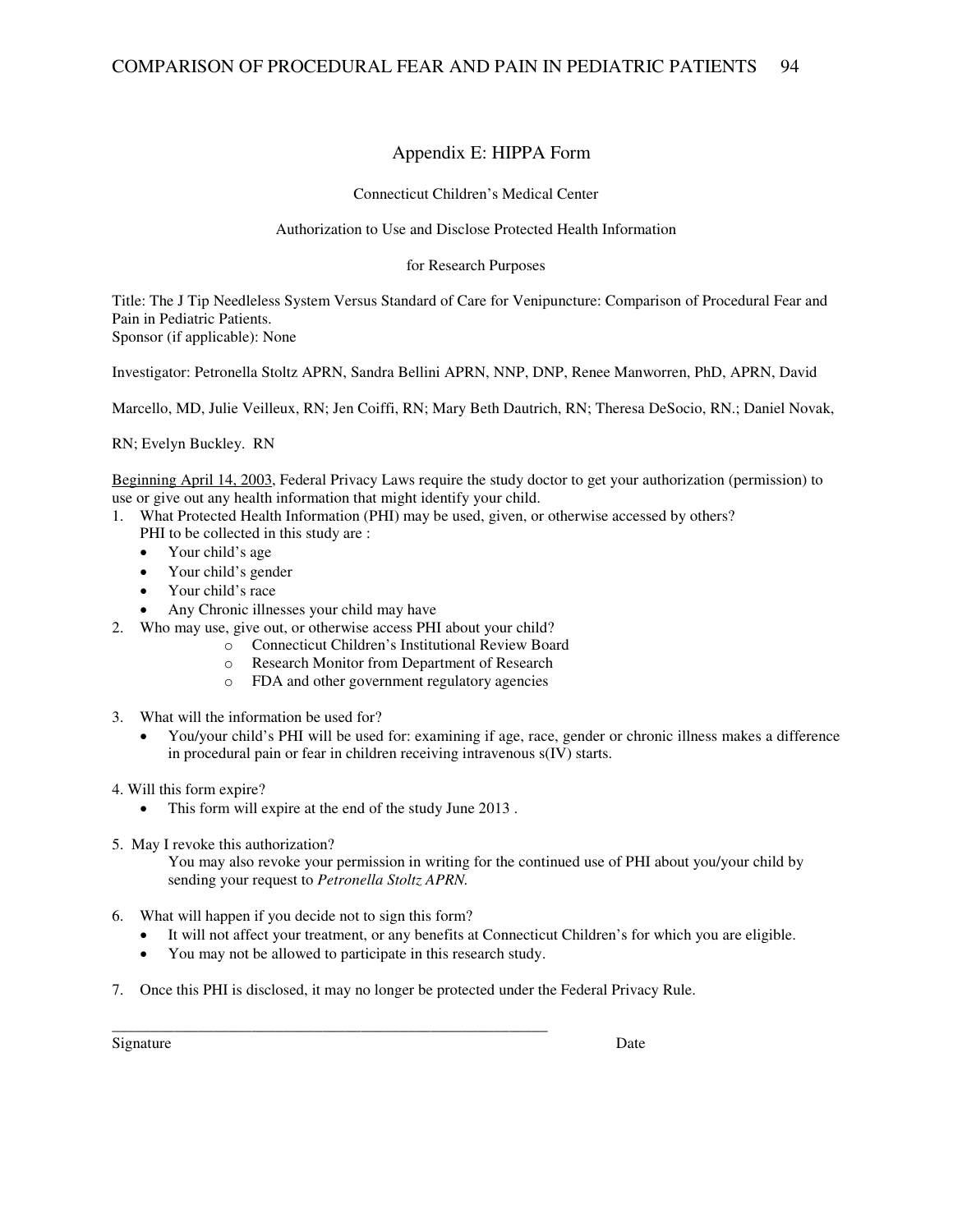# Appendix E: HIPPA Form

Connecticut Children's Medical Center

Authorization to Use and Disclose Protected Health Information

for Research Purposes

Title: The J Tip Needleless System Versus Standard of Care for Venipuncture: Comparison of Procedural Fear and Pain in Pediatric Patients.
Sponsor (if applicable): None

Investigator: Petronella Stoltz APRN, Sandra Bellini APRN, NNP, DNP, Renee Manworren, PhD, APRN, David Marcello, MD, Julie Veilleux, RN; Jen Coiffi, RN; Mary Beth Dautrich, RN; Theresa DeSocio, RN.; Daniel Novak, RN; Evelyn Buckley. RN

Beginning April 14, 2003, Federal Privacy Laws require the study doctor to get your authorization (permission) to use or give out any health information that might identify your child.

1. What Protected Health Information (PHI) may be used, given, or otherwise accessed by others?
   PHI to be collected in this study are :
   - Your child's age
   - Your child's gender
   - Your child's race
   - Any Chronic illnesses your child may have
2. Who may use, give out, or otherwise access PHI about your child?
   - Connecticut Children's Institutional Review Board
   - Research Monitor from Department of Research
   - FDA and other government regulatory agencies
3. What will the information be used for?
   - You/your child's PHI will be used for: examining if age, race, gender or chronic illness makes a difference in procedural pain or fear in children receiving intravenous s(IV) starts.
4. Will this form expire?
   - This form will expire at the end of the study June 2013 .
5. May I revoke this authorization?
   You may also revoke your permission in writing for the continued use of PHI about you/your child by sending your request to *Petronella Stoltz APRN.*
6. What will happen if you decide not to sign this form?
   - It will not affect your treatment, or any benefits at Connecticut Children's for which you are eligible.
   - You may not be allowed to participate in this research study.
7. Once this PHI is disclosed, it may no longer be protected under the Federal Privacy Rule.

\_\_\_\_\_\_\_\_\_\_\_\_\_\_\_\_\_\_\_\_\_\_\_\_\_\_\_\_\_\_\_\_\_\_\_\_\_\_\_\_\_\_\_\_\_\_\_\_\_\_\_\_\_\_\_\_

Signature　　　　　　　　　　　　　　　　　　　　　　　　　　　　Date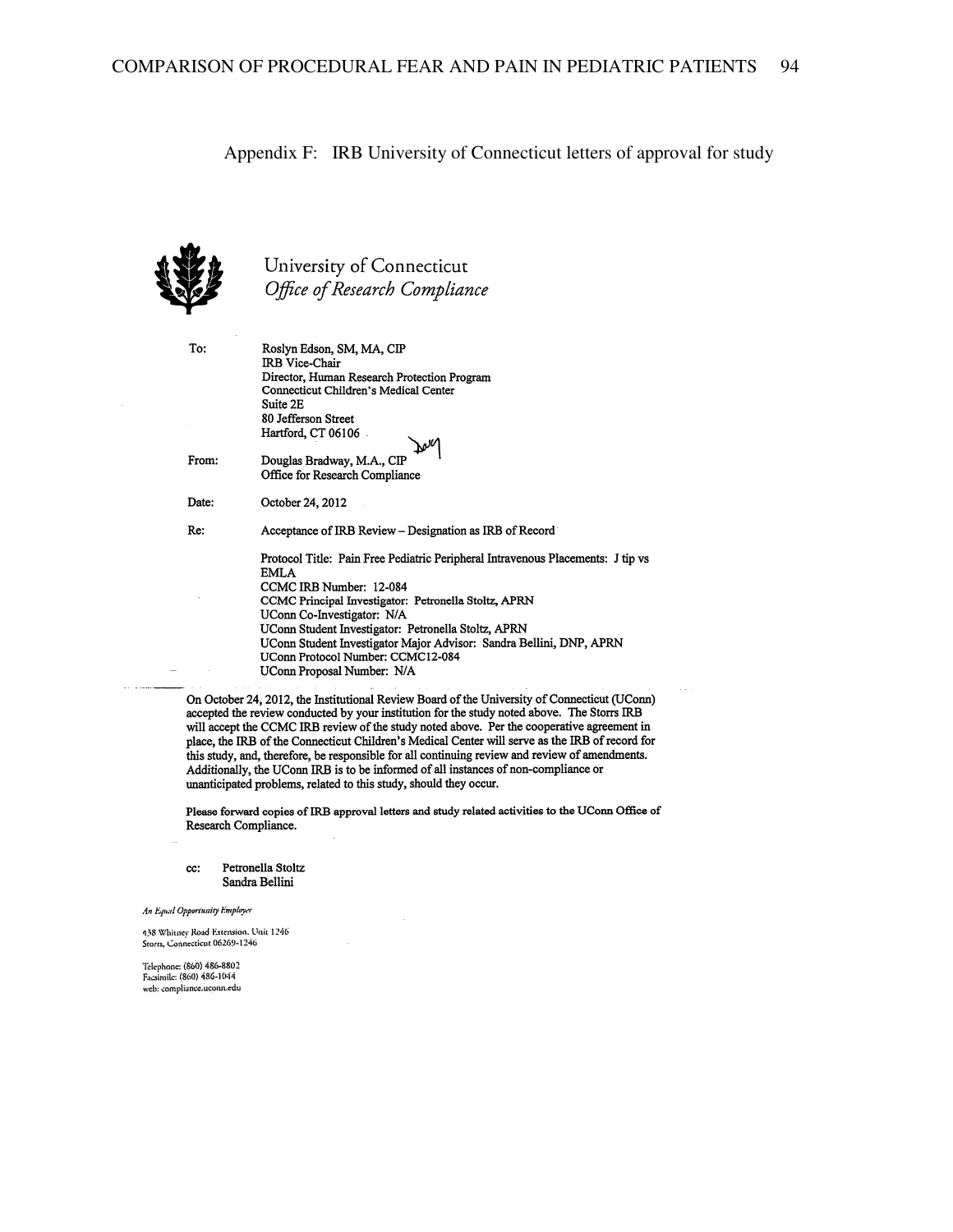Appendix F: IRB University of Connecticut letters of approval for study

University of Connecticut
*Office of Research Compliance*

To: Roslyn Edson, SM, MA, CIP
IRB Vice-Chair
Director, Human Research Protection Program
Connecticut Children's Medical Center
Suite 2E
80 Jefferson Street
Hartford, CT 06106

From: Douglas Bradway, M.A., CIP
Office for Research Compliance

Date: October 24, 2012

Re: Acceptance of IRB Review – Designation as IRB of Record

Protocol Title: Pain Free Pediatric Peripheral Intravenous Placements: J tip vs EMLA
CCMC IRB Number: 12-084
CCMC Principal Investigator: Petronella Stoltz, APRN
UConn Co-Investigator: N/A
UConn Student Investigator: Petronella Stoltz, APRN
UConn Student Investigator Major Advisor: Sandra Bellini, DNP, APRN
UConn Protocol Number: CCMC12-084
UConn Proposal Number: N/A

On October 24, 2012, the Institutional Review Board of the University of Connecticut (UConn) accepted the review conducted by your institution for the study noted above. The Storrs IRB will accept the CCMC IRB review of the study noted above. Per the cooperative agreement in place, the IRB of the Connecticut Children's Medical Center will serve as the IRB of record for this study, and, therefore, be responsible for all continuing review and review of amendments. Additionally, the UConn IRB is to be informed of all instances of non-compliance or unanticipated problems, related to this study, should they occur.

**Please forward copies of IRB approval letters and study related activities to the UConn Office of Research Compliance.**

cc: Petronella Stoltz
Sandra Bellini

*An Equal Opportunity Employer*

438 Whitney Road Extension, Unit 1246
Storrs, Connecticut 06269-1246

Telephone: (860) 486-8802
Facsimile: (860) 486-1044
web: compliance.uconn.edu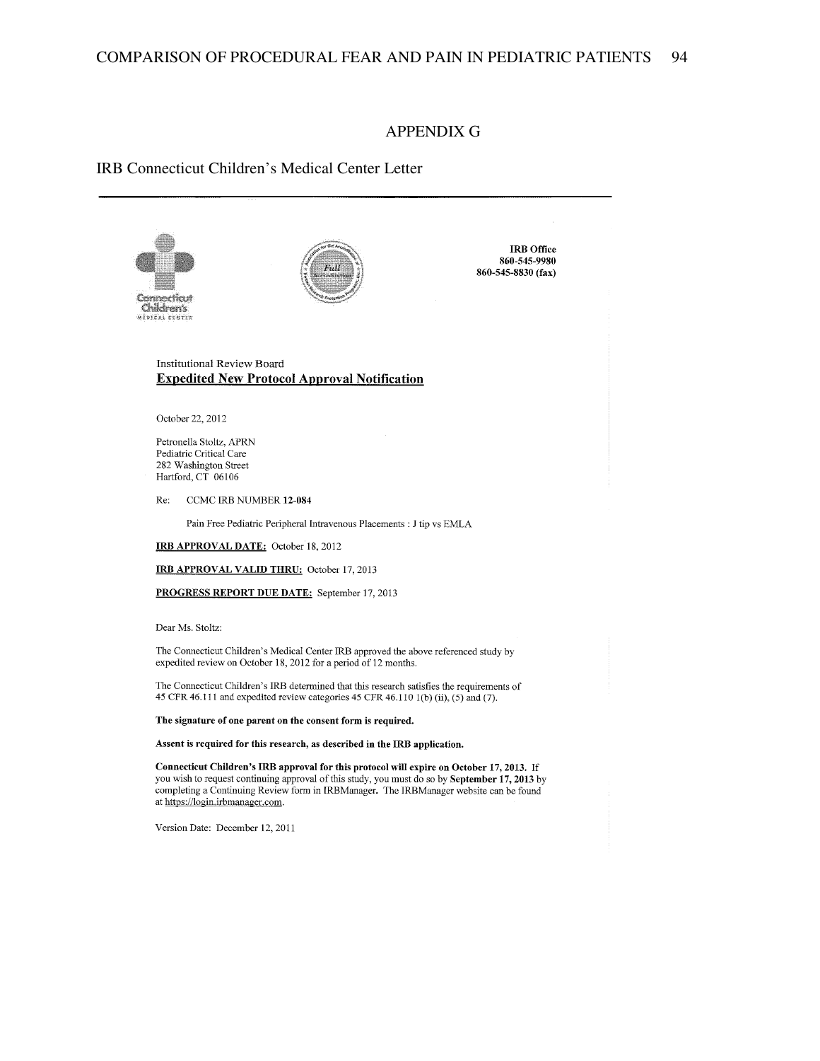# APPENDIX G

IRB Connecticut Children's Medical Center Letter

Connecticut Children's MEDICAL CENTER

**IRB Office**
**860-545-9980**
**860-545-8830 (fax)**

Institutional Review Board
**Expedited New Protocol Approval Notification**

October 22, 2012

Petronella Stoltz, APRN
Pediatric Critical Care
282 Washington Street
Hartford, CT 06106

Re: CCMC IRB NUMBER **12-084**

Pain Free Pediatric Peripheral Intravenous Placements : J tip vs EMLA

**IRB APPROVAL DATE:** October 18, 2012

**IRB APPROVAL VALID THRU:** October 17, 2013

**PROGRESS REPORT DUE DATE:** September 17, 2013

Dear Ms. Stoltz:

The Connecticut Children's Medical Center IRB approved the above referenced study by expedited review on October 18, 2012 for a period of 12 months.

The Connecticut Children's IRB determined that this research satisfies the requirements of 45 CFR 46.111 and expedited review categories 45 CFR 46.110 1(b) (ii), (5) and (7).

**The signature of one parent on the consent form is required.**

**Assent is required for this research, as described in the IRB application.**

**Connecticut Children's IRB approval for this protocol will expire on October 17, 2013.** If you wish to request continuing approval of this study, you must do so by **September 17, 2013** by completing a Continuing Review form in IRBManager. The IRBManager website can be found at https://login.irbmanager.com.

Version Date: December 12, 2011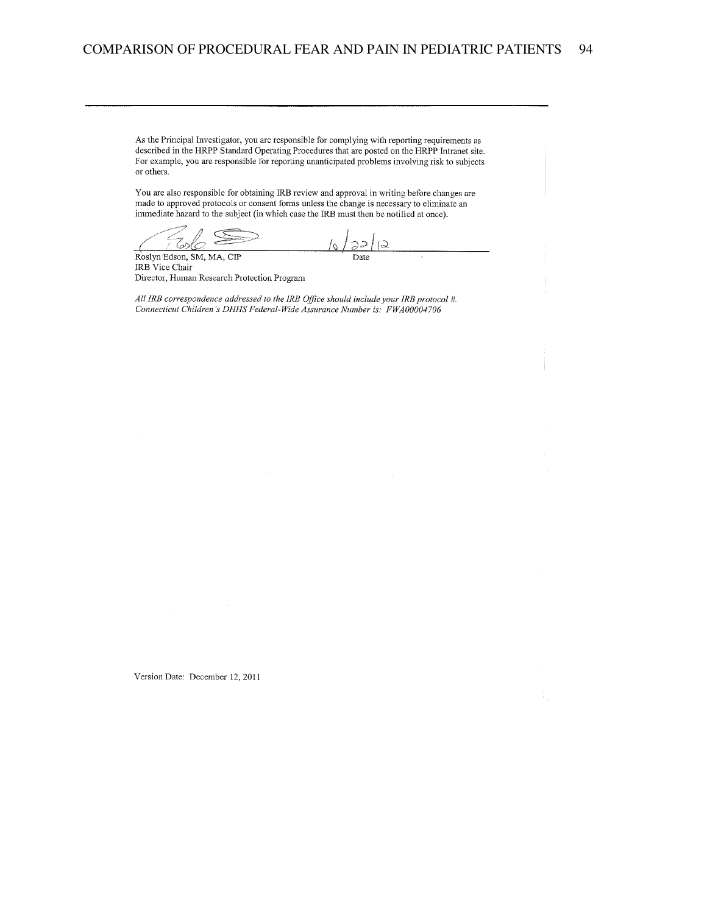As the Principal Investigator, you are responsible for complying with reporting requirements as described in the HRPP Standard Operating Procedures that are posted on the HRPP Intranet site. For example, you are responsible for reporting unanticipated problems involving risk to subjects or others.

You are also responsible for obtaining IRB review and approval in writing before changes are made to approved protocols or consent forms unless the change is necessary to eliminate an immediate hazard to the subject (in which case the IRB must then be notified at once).

10/22/12

Roslyn Edson, SM, MA, CIP
IRB Vice Chair
Director, Human Research Protection Program

Date

*All IRB correspondence addressed to the IRB Office should include your IRB protocol #.*
*Connecticut Children's DHHS Federal-Wide Assurance Number is: FWA00004706*

Version Date: December 12, 2011